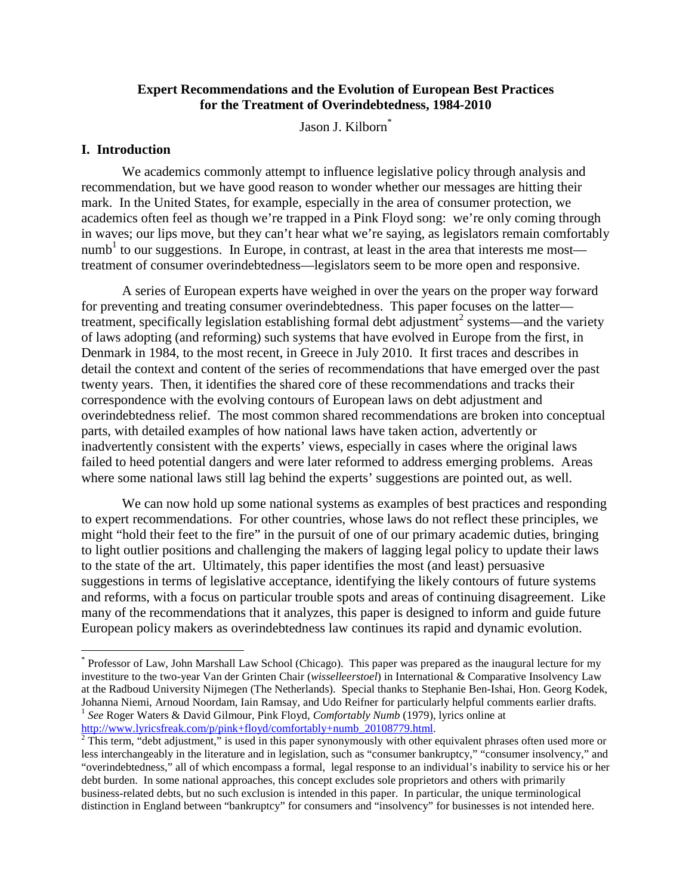# Expert Recommendations and the Evolution of European Best Practices for the Treatment of Overindebtedness, 1984-2010

Jason J. Kilborn[*]

## I. Introduction

We academics commonly attempt to influence legislative policy through analysis and recommendation, but we have good reason to wonder whether our messages are hitting their mark. In the United States, for example, especially in the area of consumer protection, we academics often feel as though we're trapped in a Pink Floyd song: we're only coming through in waves; our lips move, but they can't hear what we're saying, as legislators remain comfortably numb[1] to our suggestions. In Europe, in contrast, at least in the area that interests me most—treatment of consumer overindebtedness—legislators seem to be more open and responsive.

A series of European experts have weighed in over the years on the proper way forward for preventing and treating consumer overindebtedness. This paper focuses on the latter—treatment, specifically legislation establishing formal debt adjustment[2] systems—and the variety of laws adopting (and reforming) such systems that have evolved in Europe from the first, in Denmark in 1984, to the most recent, in Greece in July 2010. It first traces and describes in detail the context and content of the series of recommendations that have emerged over the past twenty years. Then, it identifies the shared core of these recommendations and tracks their correspondence with the evolving contours of European laws on debt adjustment and overindebtedness relief. The most common shared recommendations are broken into conceptual parts, with detailed examples of how national laws have taken action, advertently or inadvertently consistent with the experts' views, especially in cases where the original laws failed to heed potential dangers and were later reformed to address emerging problems. Areas where some national laws still lag behind the experts' suggestions are pointed out, as well.

We can now hold up some national systems as examples of best practices and responding to expert recommendations. For other countries, whose laws do not reflect these principles, we might "hold their feet to the fire" in the pursuit of one of our primary academic duties, bringing to light outlier positions and challenging the makers of lagging legal policy to update their laws to the state of the art. Ultimately, this paper identifies the most (and least) persuasive suggestions in terms of legislative acceptance, identifying the likely contours of future systems and reforms, with a focus on particular trouble spots and areas of continuing disagreement. Like many of the recommendations that it analyzes, this paper is designed to inform and guide future European policy makers as overindebtedness law continues its rapid and dynamic evolution.

---

[*] Professor of Law, John Marshall Law School (Chicago). This paper was prepared as the inaugural lecture for my investiture to the two-year Van der Grinten Chair (*wisselleerstoel*) in International & Comparative Insolvency Law at the Radboud University Nijmegen (The Netherlands). Special thanks to Stephanie Ben-Ishai, Hon. Georg Kodek, Johanna Niemi, Arnoud Noordam, Iain Ramsay, and Udo Reifner for particularly helpful comments earlier drafts.

[1] *See* Roger Waters & David Gilmour, Pink Floyd, *Comfortably Numb* (1979), lyrics online at http://www.lyricsfreak.com/p/pink+floyd/comfortably+numb_20108779.html.

[2] This term, "debt adjustment," is used in this paper synonymously with other equivalent phrases often used more or less interchangeably in the literature and in legislation, such as "consumer bankruptcy," "consumer insolvency," and "overindebtedness," all of which encompass a formal, legal response to an individual's inability to service his or her debt burden. In some national approaches, this concept excludes sole proprietors and others with primarily business-related debts, but no such exclusion is intended in this paper. In particular, the unique terminological distinction in England between "bankruptcy" for consumers and "insolvency" for businesses is not intended here.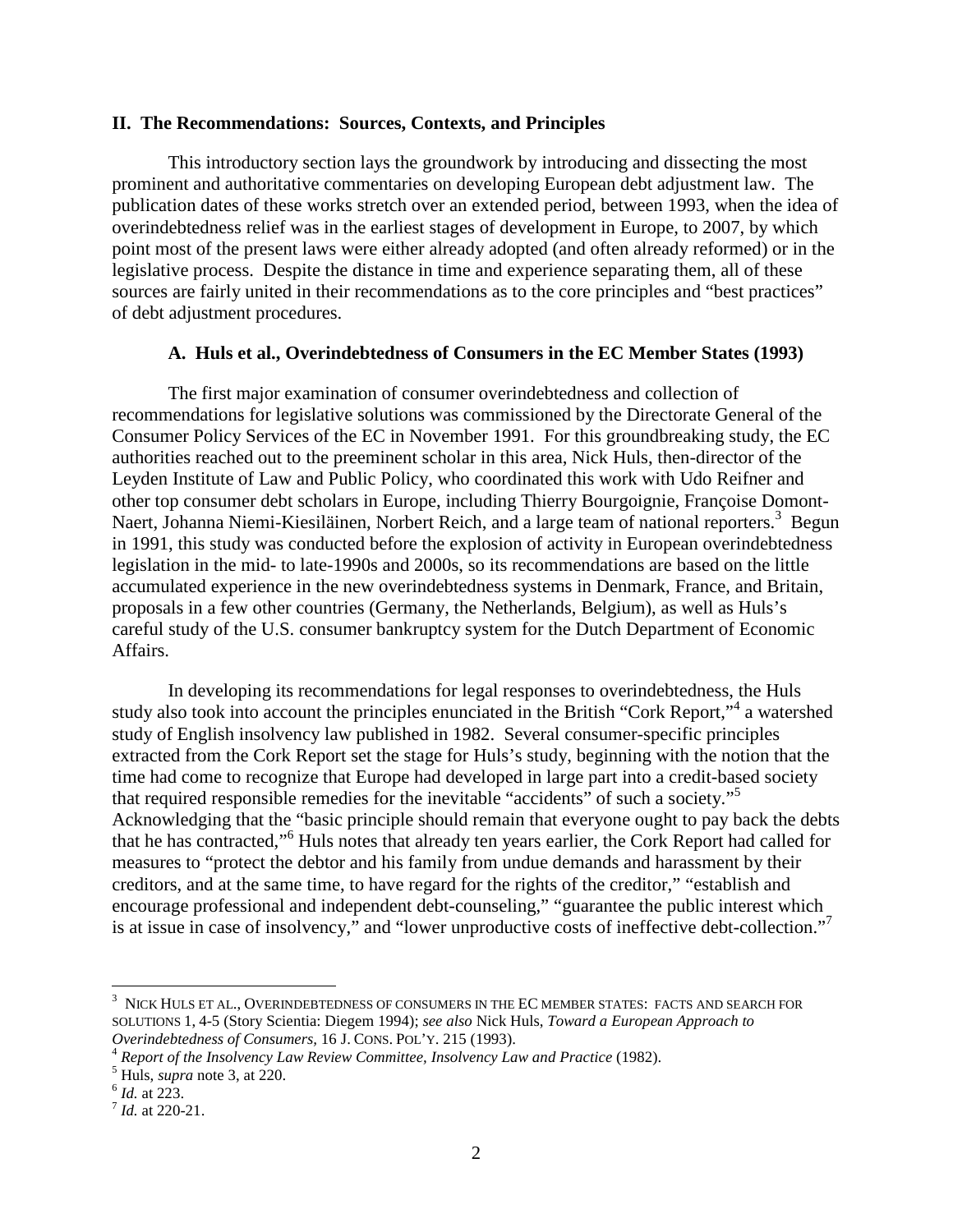## II. The Recommendations: Sources, Contexts, and Principles

This introductory section lays the groundwork by introducing and dissecting the most prominent and authoritative commentaries on developing European debt adjustment law. The publication dates of these works stretch over an extended period, between 1993, when the idea of overindebtedness relief was in the earliest stages of development in Europe, to 2007, by which point most of the present laws were either already adopted (and often already reformed) or in the legislative process. Despite the distance in time and experience separating them, all of these sources are fairly united in their recommendations as to the core principles and "best practices" of debt adjustment procedures.

### A. Huls et al., Overindebtedness of Consumers in the EC Member States (1993)

The first major examination of consumer overindebtedness and collection of recommendations for legislative solutions was commissioned by the Directorate General of the Consumer Policy Services of the EC in November 1991. For this groundbreaking study, the EC authorities reached out to the preeminent scholar in this area, Nick Huls, then-director of the Leyden Institute of Law and Public Policy, who coordinated this work with Udo Reifner and other top consumer debt scholars in Europe, including Thierry Bourgoignie, Françoise Domont-Naert, Johanna Niemi-Kiesiläinen, Norbert Reich, and a large team of national reporters.[3] Begun in 1991, this study was conducted before the explosion of activity in European overindebtedness legislation in the mid- to late-1990s and 2000s, so its recommendations are based on the little accumulated experience in the new overindebtedness systems in Denmark, France, and Britain, proposals in a few other countries (Germany, the Netherlands, Belgium), as well as Huls's careful study of the U.S. consumer bankruptcy system for the Dutch Department of Economic Affairs.

In developing its recommendations for legal responses to overindebtedness, the Huls study also took into account the principles enunciated in the British "Cork Report,"[4] a watershed study of English insolvency law published in 1982. Several consumer-specific principles extracted from the Cork Report set the stage for Huls's study, beginning with the notion that the time had come to recognize that Europe had developed in large part into a credit-based society that required responsible remedies for the inevitable "accidents" of such a society."[5] Acknowledging that the "basic principle should remain that everyone ought to pay back the debts that he has contracted,"[6] Huls notes that already ten years earlier, the Cork Report had called for measures to "protect the debtor and his family from undue demands and harassment by their creditors, and at the same time, to have regard for the rights of the creditor," "establish and encourage professional and independent debt-counseling," "guarantee the public interest which is at issue in case of insolvency," and "lower unproductive costs of ineffective debt-collection."[7]

---

[3] NICK HULS ET AL., OVERINDEBTEDNESS OF CONSUMERS IN THE EC MEMBER STATES: FACTS AND SEARCH FOR SOLUTIONS 1, 4-5 (Story Scientia: Diegem 1994); *see also* Nick Huls, *Toward a European Approach to Overindebtedness of Consumers*, 16 J. CONS. POL'Y. 215 (1993).

[4] *Report of the Insolvency Law Review Committee, Insolvency Law and Practice* (1982).

[5] Huls, *supra* note 3, at 220.

[6] *Id.* at 223.

[7] *Id.* at 220-21.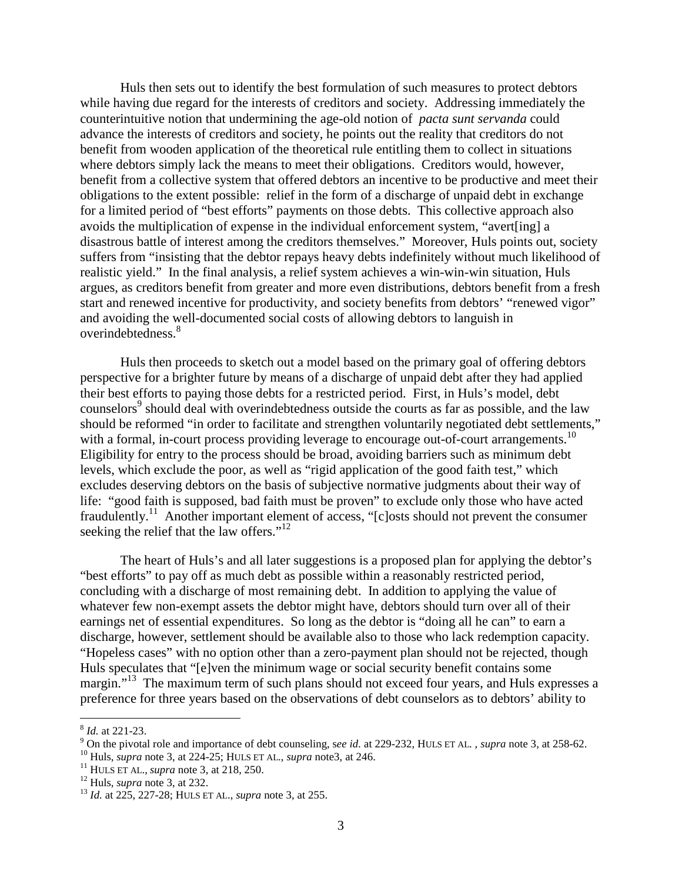Huls then sets out to identify the best formulation of such measures to protect debtors while having due regard for the interests of creditors and society. Addressing immediately the counterintuitive notion that undermining the age-old notion of *pacta sunt servanda* could advance the interests of creditors and society, he points out the reality that creditors do not benefit from wooden application of the theoretical rule entitling them to collect in situations where debtors simply lack the means to meet their obligations. Creditors would, however, benefit from a collective system that offered debtors an incentive to be productive and meet their obligations to the extent possible: relief in the form of a discharge of unpaid debt in exchange for a limited period of "best efforts" payments on those debts. This collective approach also avoids the multiplication of expense in the individual enforcement system, "avert[ing] a disastrous battle of interest among the creditors themselves." Moreover, Huls points out, society suffers from "insisting that the debtor repays heavy debts indefinitely without much likelihood of realistic yield." In the final analysis, a relief system achieves a win-win-win situation, Huls argues, as creditors benefit from greater and more even distributions, debtors benefit from a fresh start and renewed incentive for productivity, and society benefits from debtors' "renewed vigor" and avoiding the well-documented social costs of allowing debtors to languish in overindebtedness.[8]

Huls then proceeds to sketch out a model based on the primary goal of offering debtors perspective for a brighter future by means of a discharge of unpaid debt after they had applied their best efforts to paying those debts for a restricted period. First, in Huls's model, debt counselors[9] should deal with overindebtedness outside the courts as far as possible, and the law should be reformed "in order to facilitate and strengthen voluntarily negotiated debt settlements," with a formal, in-court process providing leverage to encourage out-of-court arrangements.[10] Eligibility for entry to the process should be broad, avoiding barriers such as minimum debt levels, which exclude the poor, as well as "rigid application of the good faith test," which excludes deserving debtors on the basis of subjective normative judgments about their way of life: "good faith is supposed, bad faith must be proven" to exclude only those who have acted fraudulently.[11] Another important element of access, "[c]osts should not prevent the consumer seeking the relief that the law offers."[12]

The heart of Huls's and all later suggestions is a proposed plan for applying the debtor's "best efforts" to pay off as much debt as possible within a reasonably restricted period, concluding with a discharge of most remaining debt. In addition to applying the value of whatever few non-exempt assets the debtor might have, debtors should turn over all of their earnings net of essential expenditures. So long as the debtor is "doing all he can" to earn a discharge, however, settlement should be available also to those who lack redemption capacity. "Hopeless cases" with no option other than a zero-payment plan should not be rejected, though Huls speculates that "[e]ven the minimum wage or social security benefit contains some margin."[13] The maximum term of such plans should not exceed four years, and Huls expresses a preference for three years based on the observations of debt counselors as to debtors' ability to

---

[8] *Id.* at 221-23.

[9] On the pivotal role and importance of debt counseling, s*ee id.* at 229-232, HULS ET AL. , *supra* note 3, at 258-62.

[10] Huls, *supra* note 3, at 224-25; HULS ET AL., *supra* note3, at 246.

[11] HULS ET AL., *supra* note 3, at 218, 250.

[12] Huls, *supra* note 3, at 232.

[13] *Id.* at 225, 227-28; HULS ET AL., *supra* note 3, at 255.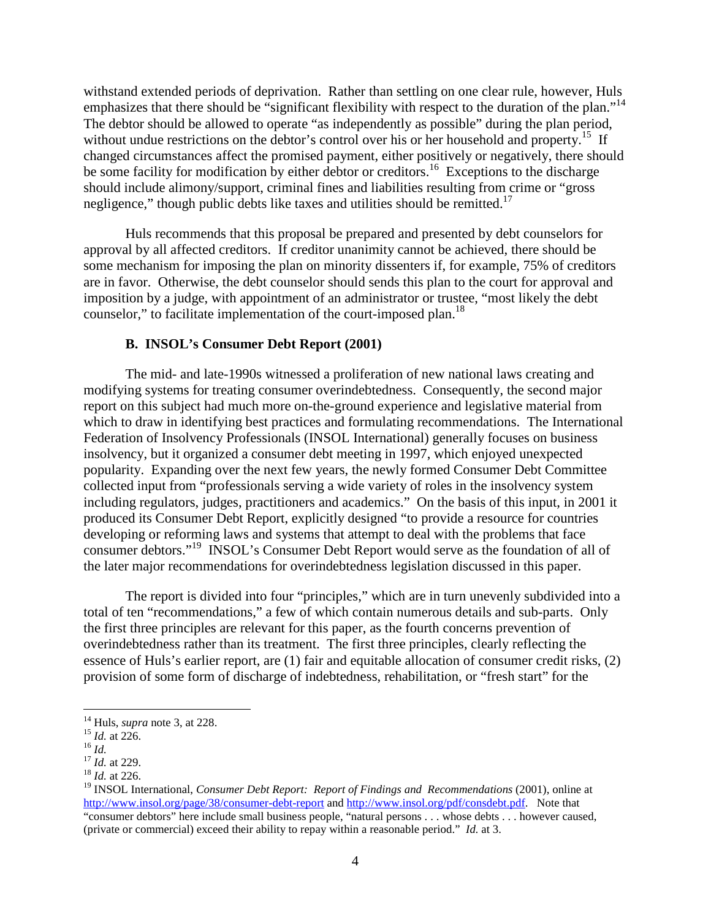withstand extended periods of deprivation. Rather than settling on one clear rule, however, Huls emphasizes that there should be "significant flexibility with respect to the duration of the plan."[14] The debtor should be allowed to operate "as independently as possible" during the plan period, without undue restrictions on the debtor's control over his or her household and property.[15] If changed circumstances affect the promised payment, either positively or negatively, there should be some facility for modification by either debtor or creditors.[16] Exceptions to the discharge should include alimony/support, criminal fines and liabilities resulting from crime or "gross negligence," though public debts like taxes and utilities should be remitted.[17]

Huls recommends that this proposal be prepared and presented by debt counselors for approval by all affected creditors. If creditor unanimity cannot be achieved, there should be some mechanism for imposing the plan on minority dissenters if, for example, 75% of creditors are in favor. Otherwise, the debt counselor should sends this plan to the court for approval and imposition by a judge, with appointment of an administrator or trustee, "most likely the debt counselor," to facilitate implementation of the court-imposed plan.[18]

### B. INSOL's Consumer Debt Report (2001)

The mid- and late-1990s witnessed a proliferation of new national laws creating and modifying systems for treating consumer overindebtedness. Consequently, the second major report on this subject had much more on-the-ground experience and legislative material from which to draw in identifying best practices and formulating recommendations. The International Federation of Insolvency Professionals (INSOL International) generally focuses on business insolvency, but it organized a consumer debt meeting in 1997, which enjoyed unexpected popularity. Expanding over the next few years, the newly formed Consumer Debt Committee collected input from "professionals serving a wide variety of roles in the insolvency system including regulators, judges, practitioners and academics." On the basis of this input, in 2001 it produced its Consumer Debt Report, explicitly designed "to provide a resource for countries developing or reforming laws and systems that attempt to deal with the problems that face consumer debtors."[19] INSOL's Consumer Debt Report would serve as the foundation of all of the later major recommendations for overindebtedness legislation discussed in this paper.

The report is divided into four "principles," which are in turn unevenly subdivided into a total of ten "recommendations," a few of which contain numerous details and sub-parts. Only the first three principles are relevant for this paper, as the fourth concerns prevention of overindebtedness rather than its treatment. The first three principles, clearly reflecting the essence of Huls's earlier report, are (1) fair and equitable allocation of consumer credit risks, (2) provision of some form of discharge of indebtedness, rehabilitation, or "fresh start" for the

---

[14] Huls, *supra* note 3, at 228.

[15] *Id.* at 226.

[16] *Id.*

[17] *Id.* at 229.

[18] *Id.* at 226.

[19] INSOL International, *Consumer Debt Report: Report of Findings and Recommendations* (2001), online at http://www.insol.org/page/38/consumer-debt-report and http://www.insol.org/pdf/consdebt.pdf. Note that "consumer debtors" here include small business people, "natural persons . . . whose debts . . . however caused, (private or commercial) exceed their ability to repay within a reasonable period." *Id.* at 3.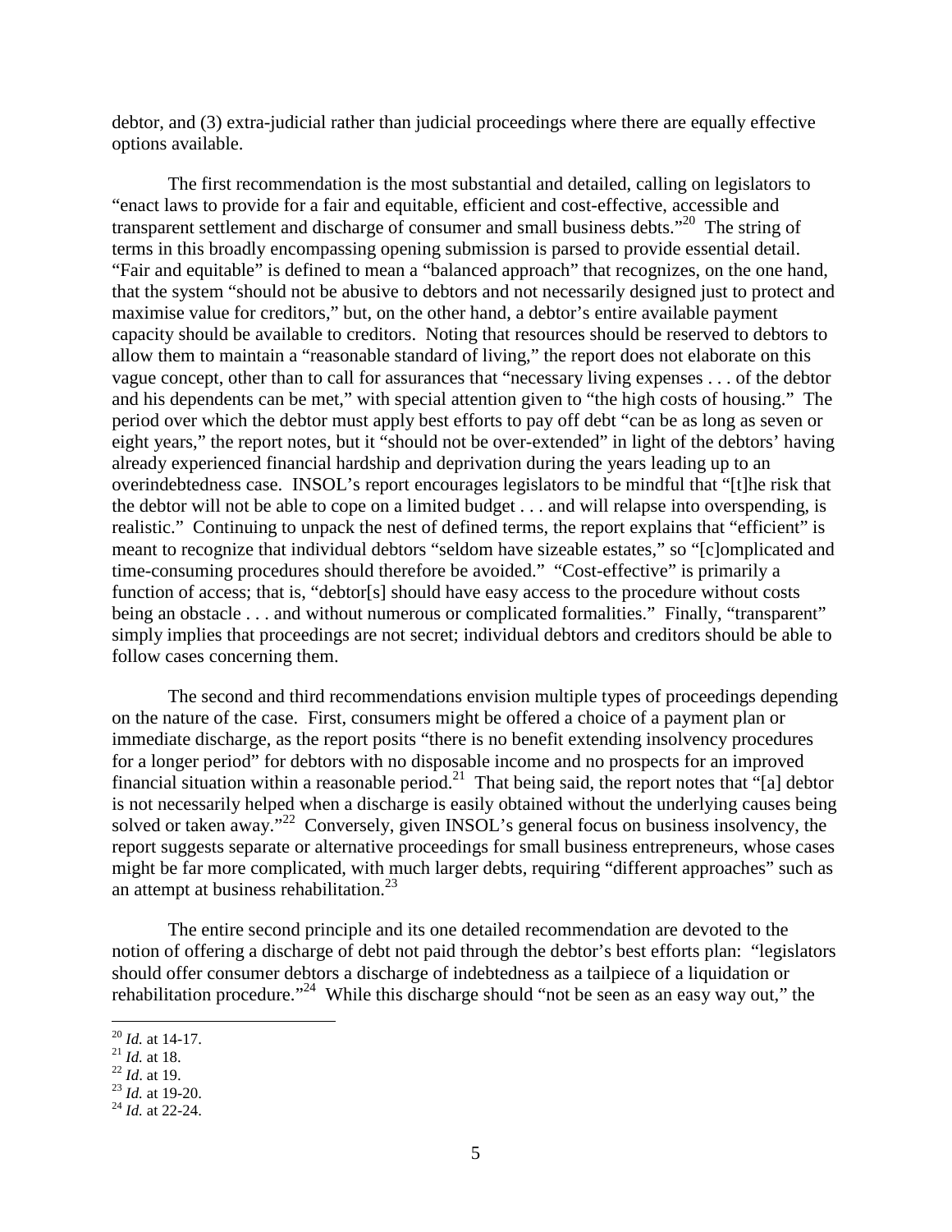debtor, and (3) extra-judicial rather than judicial proceedings where there are equally effective options available.

The first recommendation is the most substantial and detailed, calling on legislators to "enact laws to provide for a fair and equitable, efficient and cost-effective, accessible and transparent settlement and discharge of consumer and small business debts."[20] The string of terms in this broadly encompassing opening submission is parsed to provide essential detail. "Fair and equitable" is defined to mean a "balanced approach" that recognizes, on the one hand, that the system "should not be abusive to debtors and not necessarily designed just to protect and maximise value for creditors," but, on the other hand, a debtor's entire available payment capacity should be available to creditors. Noting that resources should be reserved to debtors to allow them to maintain a "reasonable standard of living," the report does not elaborate on this vague concept, other than to call for assurances that "necessary living expenses . . . of the debtor and his dependents can be met," with special attention given to "the high costs of housing." The period over which the debtor must apply best efforts to pay off debt "can be as long as seven or eight years," the report notes, but it "should not be over-extended" in light of the debtors' having already experienced financial hardship and deprivation during the years leading up to an overindebtedness case. INSOL's report encourages legislators to be mindful that "[t]he risk that the debtor will not be able to cope on a limited budget . . . and will relapse into overspending, is realistic." Continuing to unpack the nest of defined terms, the report explains that "efficient" is meant to recognize that individual debtors "seldom have sizeable estates," so "[c]omplicated and time-consuming procedures should therefore be avoided." "Cost-effective" is primarily a function of access; that is, "debtor[s] should have easy access to the procedure without costs being an obstacle . . . and without numerous or complicated formalities." Finally, "transparent" simply implies that proceedings are not secret; individual debtors and creditors should be able to follow cases concerning them.

The second and third recommendations envision multiple types of proceedings depending on the nature of the case. First, consumers might be offered a choice of a payment plan or immediate discharge, as the report posits "there is no benefit extending insolvency procedures for a longer period" for debtors with no disposable income and no prospects for an improved financial situation within a reasonable period.[21] That being said, the report notes that "[a] debtor is not necessarily helped when a discharge is easily obtained without the underlying causes being solved or taken away."[22] Conversely, given INSOL's general focus on business insolvency, the report suggests separate or alternative proceedings for small business entrepreneurs, whose cases might be far more complicated, with much larger debts, requiring "different approaches" such as an attempt at business rehabilitation.[23]

The entire second principle and its one detailed recommendation are devoted to the notion of offering a discharge of debt not paid through the debtor's best efforts plan: "legislators should offer consumer debtors a discharge of indebtedness as a tailpiece of a liquidation or rehabilitation procedure."[24] While this discharge should "not be seen as an easy way out," the

[20] *Id.* at 14-17.
[21] *Id.* at 18.
[22] *Id*. at 19.
[23] *Id.* at 19-20.
[24] *Id.* at 22-24.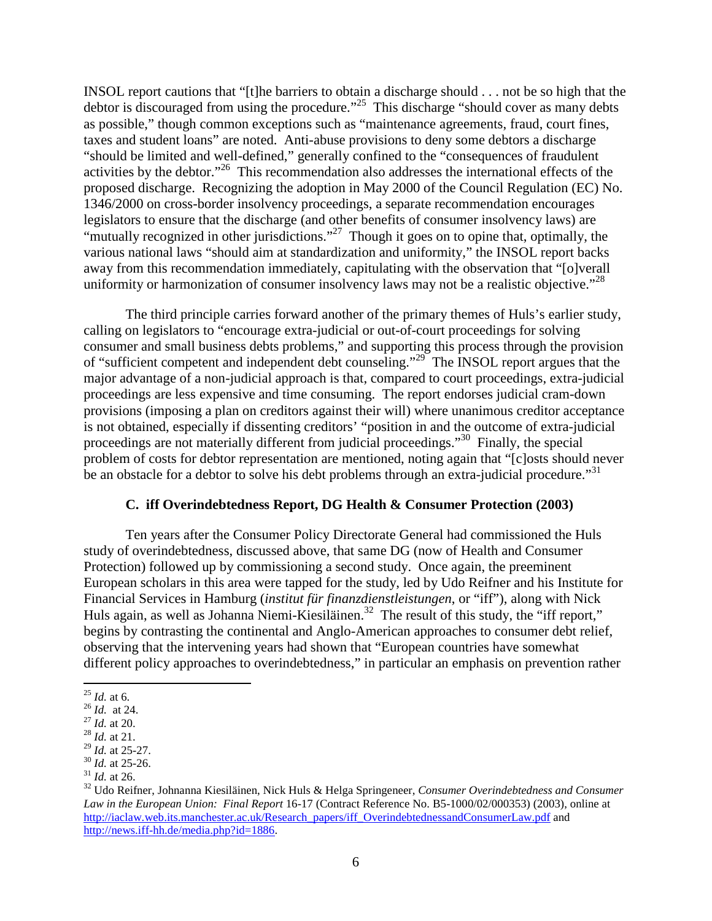INSOL report cautions that "[t]he barriers to obtain a discharge should . . . not be so high that the debtor is discouraged from using the procedure."[25] This discharge "should cover as many debts as possible," though common exceptions such as "maintenance agreements, fraud, court fines, taxes and student loans" are noted. Anti-abuse provisions to deny some debtors a discharge "should be limited and well-defined," generally confined to the "consequences of fraudulent activities by the debtor."[26] This recommendation also addresses the international effects of the proposed discharge. Recognizing the adoption in May 2000 of the Council Regulation (EC) No. 1346/2000 on cross-border insolvency proceedings, a separate recommendation encourages legislators to ensure that the discharge (and other benefits of consumer insolvency laws) are "mutually recognized in other jurisdictions."[27] Though it goes on to opine that, optimally, the various national laws "should aim at standardization and uniformity," the INSOL report backs away from this recommendation immediately, capitulating with the observation that "[o]verall uniformity or harmonization of consumer insolvency laws may not be a realistic objective."[28]

The third principle carries forward another of the primary themes of Huls's earlier study, calling on legislators to "encourage extra-judicial or out-of-court proceedings for solving consumer and small business debts problems," and supporting this process through the provision of "sufficient competent and independent debt counseling."[29] The INSOL report argues that the major advantage of a non-judicial approach is that, compared to court proceedings, extra-judicial proceedings are less expensive and time consuming. The report endorses judicial cram-down provisions (imposing a plan on creditors against their will) where unanimous creditor acceptance is not obtained, especially if dissenting creditors' "position in and the outcome of extra-judicial proceedings are not materially different from judicial proceedings."[30] Finally, the special problem of costs for debtor representation are mentioned, noting again that "[c]osts should never be an obstacle for a debtor to solve his debt problems through an extra-judicial procedure."[31]

### C. iff Overindebtedness Report, DG Health & Consumer Protection (2003)

Ten years after the Consumer Policy Directorate General had commissioned the Huls study of overindebtedness, discussed above, that same DG (now of Health and Consumer Protection) followed up by commissioning a second study. Once again, the preeminent European scholars in this area were tapped for the study, led by Udo Reifner and his Institute for Financial Services in Hamburg (*institut für finanzdienstleistungen*, or "iff"), along with Nick Huls again, as well as Johanna Niemi-Kiesiläinen.[32] The result of this study, the "iff report," begins by contrasting the continental and Anglo-American approaches to consumer debt relief, observing that the intervening years had shown that "European countries have somewhat different policy approaches to overindebtedness," in particular an emphasis on prevention rather

---

[25] *Id.* at 6.

[26] *Id.* at 24.

[27] *Id.* at 20.

[28] *Id.* at 21.

[29] *Id.* at 25-27.

[30] *Id.* at 25-26.

[31] *Id.* at 26.

[32] Udo Reifner, Johnanna Kiesiläinen, Nick Huls & Helga Springeneer, *Consumer Overindebtedness and Consumer Law in the European Union: Final Report* 16-17 (Contract Reference No. B5-1000/02/000353) (2003), online at http://iaclaw.web.its.manchester.ac.uk/Research_papers/iff_OverindebtednessandConsumerLaw.pdf and http://news.iff-hh.de/media.php?id=1886.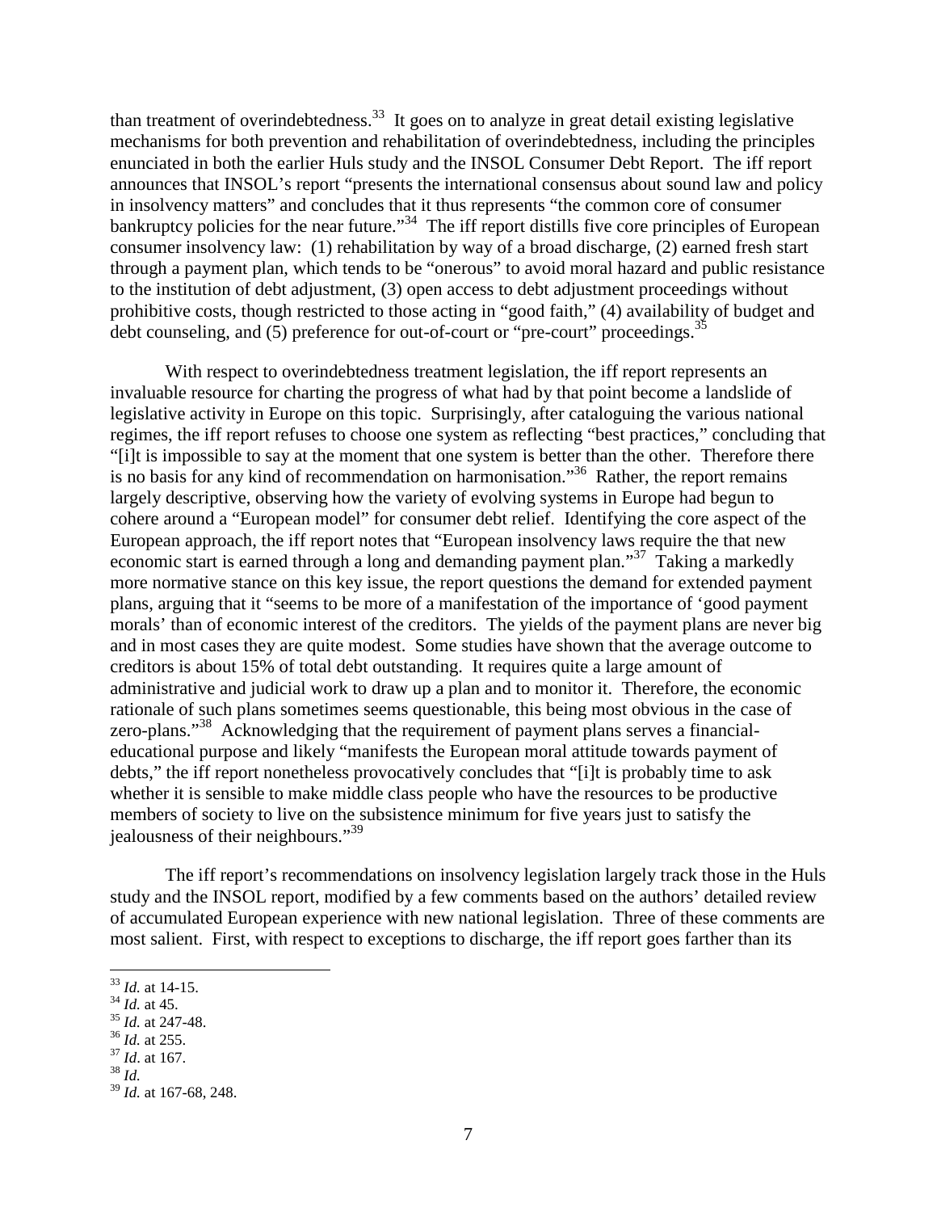than treatment of overindebtedness.[33] It goes on to analyze in great detail existing legislative mechanisms for both prevention and rehabilitation of overindebtedness, including the principles enunciated in both the earlier Huls study and the INSOL Consumer Debt Report. The iff report announces that INSOL's report "presents the international consensus about sound law and policy in insolvency matters" and concludes that it thus represents "the common core of consumer bankruptcy policies for the near future."[34] The iff report distills five core principles of European consumer insolvency law: (1) rehabilitation by way of a broad discharge, (2) earned fresh start through a payment plan, which tends to be "onerous" to avoid moral hazard and public resistance to the institution of debt adjustment, (3) open access to debt adjustment proceedings without prohibitive costs, though restricted to those acting in "good faith," (4) availability of budget and debt counseling, and (5) preference for out-of-court or "pre-court" proceedings.[35]

With respect to overindebtedness treatment legislation, the iff report represents an invaluable resource for charting the progress of what had by that point become a landslide of legislative activity in Europe on this topic. Surprisingly, after cataloguing the various national regimes, the iff report refuses to choose one system as reflecting "best practices," concluding that "[i]t is impossible to say at the moment that one system is better than the other. Therefore there is no basis for any kind of recommendation on harmonisation."[36] Rather, the report remains largely descriptive, observing how the variety of evolving systems in Europe had begun to cohere around a "European model" for consumer debt relief. Identifying the core aspect of the European approach, the iff report notes that "European insolvency laws require the that new economic start is earned through a long and demanding payment plan."[37] Taking a markedly more normative stance on this key issue, the report questions the demand for extended payment plans, arguing that it "seems to be more of a manifestation of the importance of 'good payment morals' than of economic interest of the creditors. The yields of the payment plans are never big and in most cases they are quite modest. Some studies have shown that the average outcome to creditors is about 15% of total debt outstanding. It requires quite a large amount of administrative and judicial work to draw up a plan and to monitor it. Therefore, the economic rationale of such plans sometimes seems questionable, this being most obvious in the case of zero-plans."[38] Acknowledging that the requirement of payment plans serves a financial-educational purpose and likely "manifests the European moral attitude towards payment of debts," the iff report nonetheless provocatively concludes that "[i]t is probably time to ask whether it is sensible to make middle class people who have the resources to be productive members of society to live on the subsistence minimum for five years just to satisfy the jealousness of their neighbours."[39]

The iff report's recommendations on insolvency legislation largely track those in the Huls study and the INSOL report, modified by a few comments based on the authors' detailed review of accumulated European experience with new national legislation. Three of these comments are most salient. First, with respect to exceptions to discharge, the iff report goes farther than its

---

[33] *Id.* at 14-15.
[34] *Id.* at 45.
[35] *Id.* at 247-48.
[36] *Id.* at 255.
[37] *Id*. at 167.
[38] *Id.*
[39] *Id.* at 167-68, 248.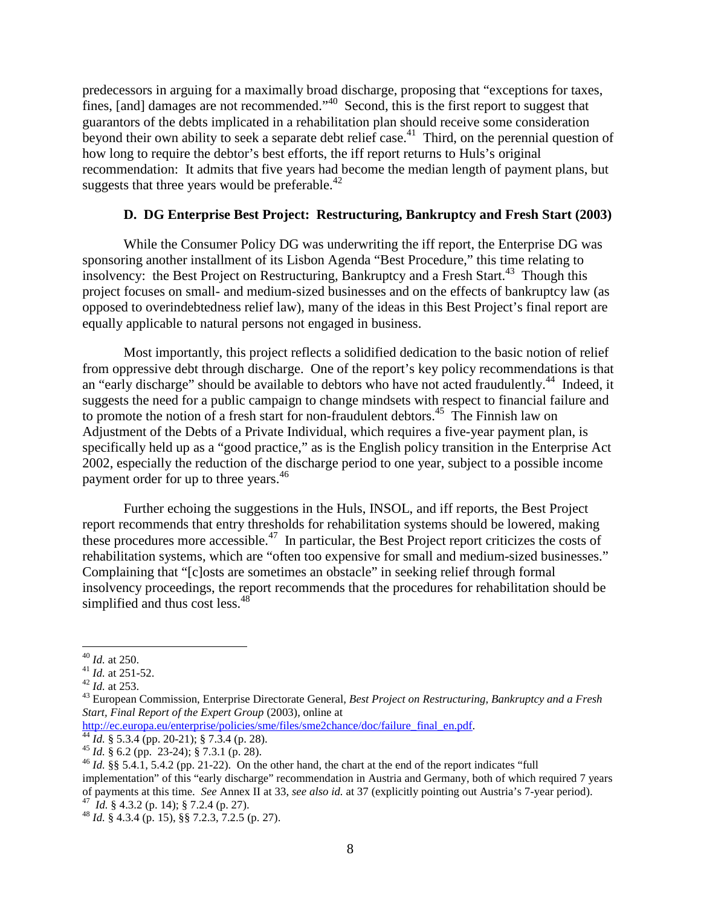predecessors in arguing for a maximally broad discharge, proposing that "exceptions for taxes, fines, [and] damages are not recommended."[40] Second, this is the first report to suggest that guarantors of the debts implicated in a rehabilitation plan should receive some consideration beyond their own ability to seek a separate debt relief case.[41] Third, on the perennial question of how long to require the debtor's best efforts, the iff report returns to Huls's original recommendation: It admits that five years had become the median length of payment plans, but suggests that three years would be preferable.[42]

### D. DG Enterprise Best Project: Restructuring, Bankruptcy and Fresh Start (2003)

While the Consumer Policy DG was underwriting the iff report, the Enterprise DG was sponsoring another installment of its Lisbon Agenda "Best Procedure," this time relating to insolvency: the Best Project on Restructuring, Bankruptcy and a Fresh Start.[43] Though this project focuses on small- and medium-sized businesses and on the effects of bankruptcy law (as opposed to overindebtedness relief law), many of the ideas in this Best Project's final report are equally applicable to natural persons not engaged in business.

Most importantly, this project reflects a solidified dedication to the basic notion of relief from oppressive debt through discharge. One of the report's key policy recommendations is that an "early discharge" should be available to debtors who have not acted fraudulently.[44] Indeed, it suggests the need for a public campaign to change mindsets with respect to financial failure and to promote the notion of a fresh start for non-fraudulent debtors.[45] The Finnish law on Adjustment of the Debts of a Private Individual, which requires a five-year payment plan, is specifically held up as a "good practice," as is the English policy transition in the Enterprise Act 2002, especially the reduction of the discharge period to one year, subject to a possible income payment order for up to three years.[46]

Further echoing the suggestions in the Huls, INSOL, and iff reports, the Best Project report recommends that entry thresholds for rehabilitation systems should be lowered, making these procedures more accessible.[47] In particular, the Best Project report criticizes the costs of rehabilitation systems, which are "often too expensive for small and medium-sized businesses." Complaining that "[c]osts are sometimes an obstacle" in seeking relief through formal insolvency proceedings, the report recommends that the procedures for rehabilitation should be simplified and thus cost less.[48]

---

[40] *Id.* at 250.
[41] *Id.* at 251-52.
[42] *Id.* at 253.
[43] European Commission, Enterprise Directorate General, *Best Project on Restructuring, Bankruptcy and a Fresh Start, Final Report of the Expert Group* (2003), online at http://ec.europa.eu/enterprise/policies/sme/files/sme2chance/doc/failure_final_en.pdf.
[44] *Id.* § 5.3.4 (pp. 20-21); § 7.3.4 (p. 28).
[45] *Id.* § 6.2 (pp. 23-24); § 7.3.1 (p. 28).
[46] *Id.* §§ 5.4.1, 5.4.2 (pp. 21-22). On the other hand, the chart at the end of the report indicates "full implementation" of this "early discharge" recommendation in Austria and Germany, both of which required 7 years of payments at this time. *See* Annex II at 33, *see also id.* at 37 (explicitly pointing out Austria's 7-year period).
[47] *Id.* § 4.3.2 (p. 14); § 7.2.4 (p. 27).
[48] *Id.* § 4.3.4 (p. 15), §§ 7.2.3, 7.2.5 (p. 27).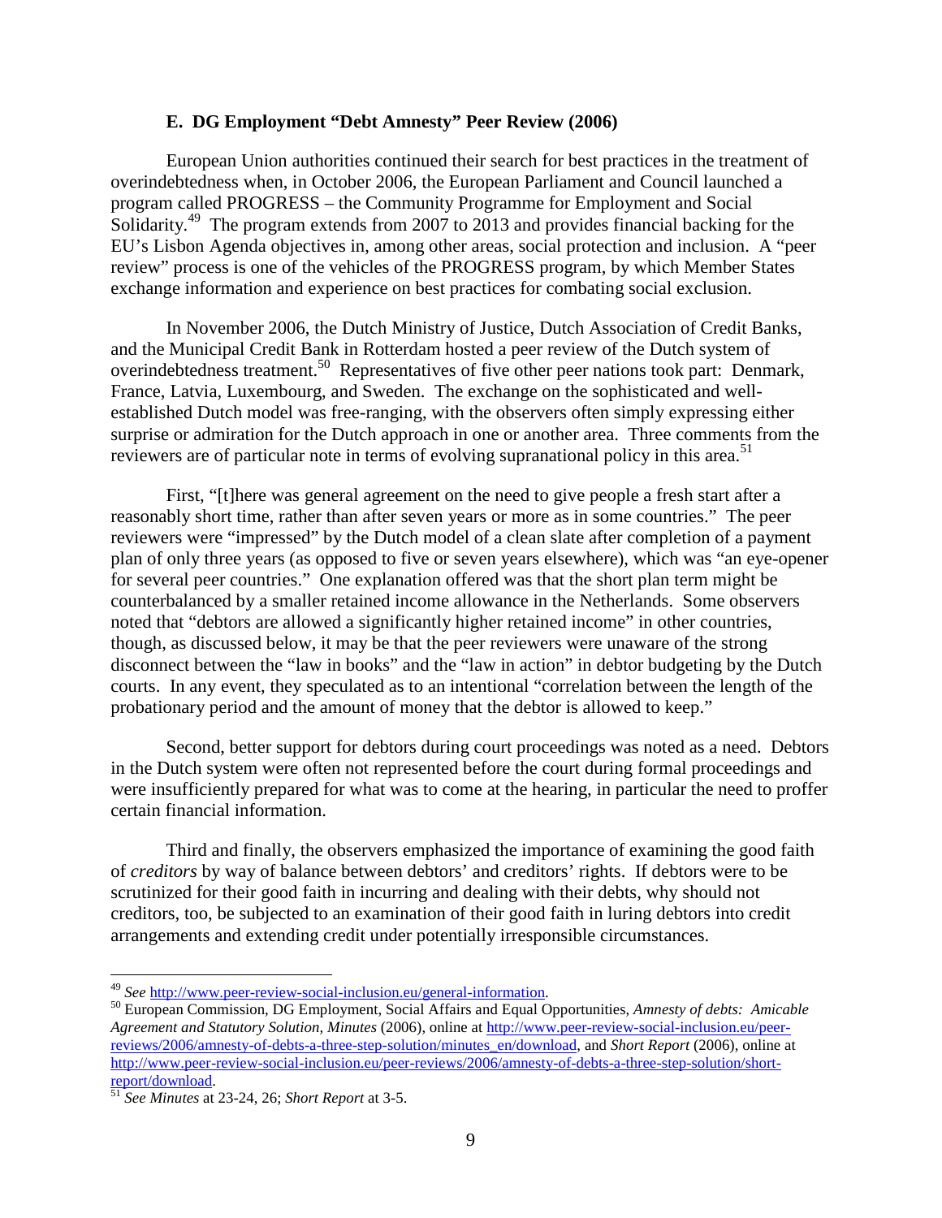### E. DG Employment "Debt Amnesty" Peer Review (2006)

European Union authorities continued their search for best practices in the treatment of overindebtedness when, in October 2006, the European Parliament and Council launched a program called PROGRESS – the Community Programme for Employment and Social Solidarity.[49] The program extends from 2007 to 2013 and provides financial backing for the EU's Lisbon Agenda objectives in, among other areas, social protection and inclusion. A "peer review" process is one of the vehicles of the PROGRESS program, by which Member States exchange information and experience on best practices for combating social exclusion.

In November 2006, the Dutch Ministry of Justice, Dutch Association of Credit Banks, and the Municipal Credit Bank in Rotterdam hosted a peer review of the Dutch system of overindebtedness treatment.[50] Representatives of five other peer nations took part: Denmark, France, Latvia, Luxembourg, and Sweden. The exchange on the sophisticated and well-established Dutch model was free-ranging, with the observers often simply expressing either surprise or admiration for the Dutch approach in one or another area. Three comments from the reviewers are of particular note in terms of evolving supranational policy in this area.[51]

First, "[t]here was general agreement on the need to give people a fresh start after a reasonably short time, rather than after seven years or more as in some countries." The peer reviewers were "impressed" by the Dutch model of a clean slate after completion of a payment plan of only three years (as opposed to five or seven years elsewhere), which was "an eye-opener for several peer countries." One explanation offered was that the short plan term might be counterbalanced by a smaller retained income allowance in the Netherlands. Some observers noted that "debtors are allowed a significantly higher retained income" in other countries, though, as discussed below, it may be that the peer reviewers were unaware of the strong disconnect between the "law in books" and the "law in action" in debtor budgeting by the Dutch courts. In any event, they speculated as to an intentional "correlation between the length of the probationary period and the amount of money that the debtor is allowed to keep."

Second, better support for debtors during court proceedings was noted as a need. Debtors in the Dutch system were often not represented before the court during formal proceedings and were insufficiently prepared for what was to come at the hearing, in particular the need to proffer certain financial information.

Third and finally, the observers emphasized the importance of examining the good faith of *creditors* by way of balance between debtors' and creditors' rights. If debtors were to be scrutinized for their good faith in incurring and dealing with their debts, why should not creditors, too, be subjected to an examination of their good faith in luring debtors into credit arrangements and extending credit under potentially irresponsible circumstances.

---

[49] *See* http://www.peer-review-social-inclusion.eu/general-information.

[50] European Commission, DG Employment, Social Affairs and Equal Opportunities, *Amnesty of debts: Amicable Agreement and Statutory Solution, Minutes* (2006), online at http://www.peer-review-social-inclusion.eu/peer-reviews/2006/amnesty-of-debts-a-three-step-solution/minutes_en/download, and *Short Report* (2006), online at http://www.peer-review-social-inclusion.eu/peer-reviews/2006/amnesty-of-debts-a-three-step-solution/short-report/download.

[51] *See Minutes* at 23-24, 26; *Short Report* at 3-5.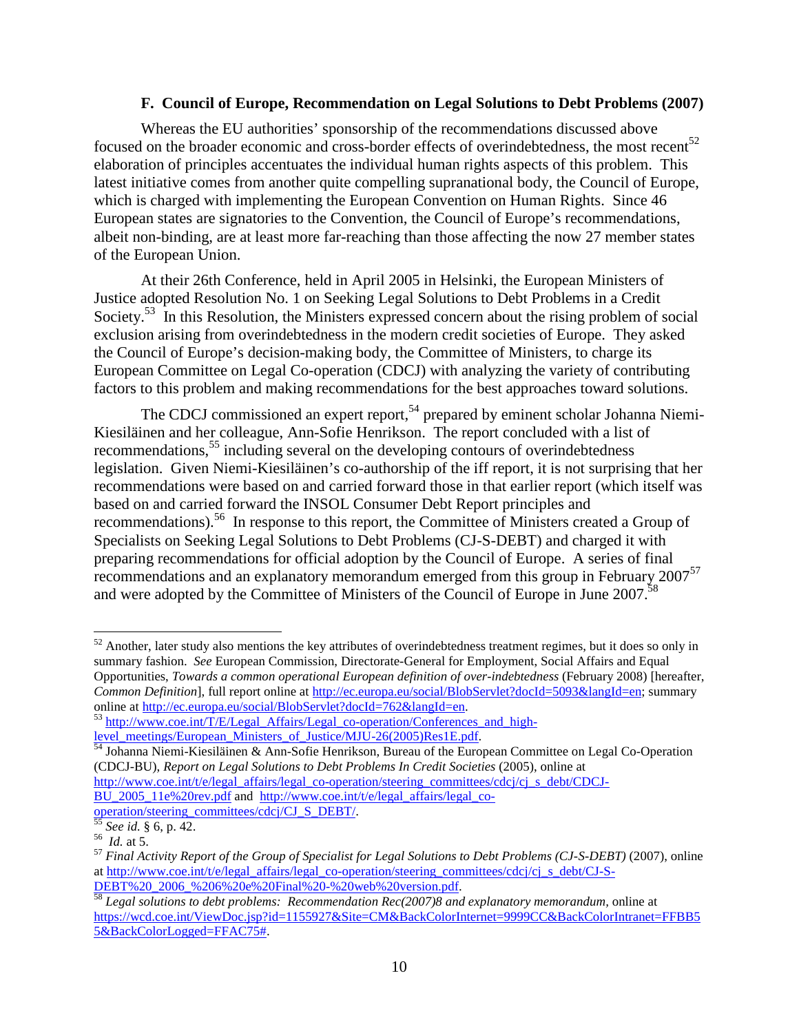### F. Council of Europe, Recommendation on Legal Solutions to Debt Problems (2007)

Whereas the EU authorities' sponsorship of the recommendations discussed above focused on the broader economic and cross-border effects of overindebtedness, the most recent[52] elaboration of principles accentuates the individual human rights aspects of this problem. This latest initiative comes from another quite compelling supranational body, the Council of Europe, which is charged with implementing the European Convention on Human Rights. Since 46 European states are signatories to the Convention, the Council of Europe's recommendations, albeit non-binding, are at least more far-reaching than those affecting the now 27 member states of the European Union.

At their 26th Conference, held in April 2005 in Helsinki, the European Ministers of Justice adopted Resolution No. 1 on Seeking Legal Solutions to Debt Problems in a Credit Society.[53] In this Resolution, the Ministers expressed concern about the rising problem of social exclusion arising from overindebtedness in the modern credit societies of Europe. They asked the Council of Europe's decision-making body, the Committee of Ministers, to charge its European Committee on Legal Co-operation (CDCJ) with analyzing the variety of contributing factors to this problem and making recommendations for the best approaches toward solutions.

The CDCJ commissioned an expert report,[54] prepared by eminent scholar Johanna Niemi-Kiesiläinen and her colleague, Ann-Sofie Henrikson. The report concluded with a list of recommendations,[55] including several on the developing contours of overindebtedness legislation. Given Niemi-Kiesiläinen's co-authorship of the iff report, it is not surprising that her recommendations were based on and carried forward those in that earlier report (which itself was based on and carried forward the INSOL Consumer Debt Report principles and recommendations).[56] In response to this report, the Committee of Ministers created a Group of Specialists on Seeking Legal Solutions to Debt Problems (CJ-S-DEBT) and charged it with preparing recommendations for official adoption by the Council of Europe. A series of final recommendations and an explanatory memorandum emerged from this group in February 2007[57] and were adopted by the Committee of Ministers of the Council of Europe in June 2007.[58]

---

[52] Another, later study also mentions the key attributes of overindebtedness treatment regimes, but it does so only in summary fashion. *See* European Commission, Directorate-General for Employment, Social Affairs and Equal Opportunities, *Towards a common operational European definition of over-indebtedness* (February 2008) [hereafter, *Common Definition*], full report online at http://ec.europa.eu/social/BlobServlet?docId=5093&langId=en; summary online at http://ec.europa.eu/social/BlobServlet?docId=762&langId=en.

[53] http://www.coe.int/T/E/Legal_Affairs/Legal_co-operation/Conferences_and_high-level_meetings/European_Ministers_of_Justice/MJU-26(2005)Res1E.pdf.

[54] Johanna Niemi-Kiesiläinen & Ann-Sofie Henrikson, Bureau of the European Committee on Legal Co-Operation (CDCJ-BU), *Report on Legal Solutions to Debt Problems In Credit Societies* (2005), online at http://www.coe.int/t/e/legal_affairs/legal_co-operation/steering_committees/cdcj/cj_s_debt/CDCJ-BU_2005_11e%20rev.pdf and http://www.coe.int/t/e/legal_affairs/legal_co-operation/steering_committees/cdcj/CJ_S_DEBT/.

[55] *See id.* § 6, p. 42.

[56] *Id.* at 5.

[57] *Final Activity Report of the Group of Specialist for Legal Solutions to Debt Problems (CJ-S-DEBT)* (2007), online at http://www.coe.int/t/e/legal_affairs/legal_co-operation/steering_committees/cdcj/cj_s_debt/CJ-S-DEBT%20_2006_%206%20e%20Final%20-%20web%20version.pdf.

[58] *Legal solutions to debt problems: Recommendation Rec(2007)8 and explanatory memorandum*, online at https://wcd.coe.int/ViewDoc.jsp?id=1155927&Site=CM&BackColorInternet=9999CC&BackColorIntranet=FFBB55&BackColorLogged=FFAC75#.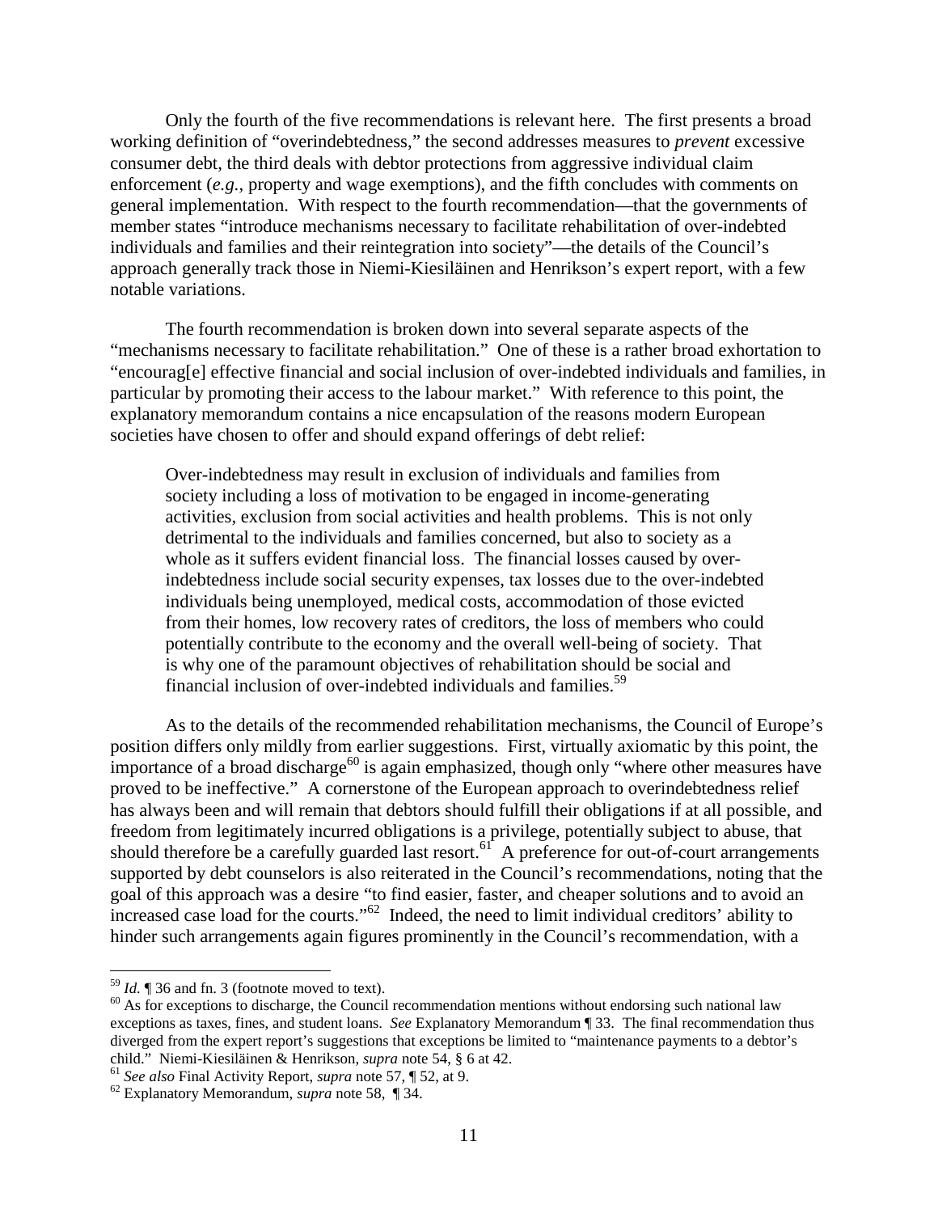Only the fourth of the five recommendations is relevant here. The first presents a broad working definition of "overindebtedness," the second addresses measures to *prevent* excessive consumer debt, the third deals with debtor protections from aggressive individual claim enforcement (*e.g.*, property and wage exemptions), and the fifth concludes with comments on general implementation. With respect to the fourth recommendation—that the governments of member states "introduce mechanisms necessary to facilitate rehabilitation of over-indebted individuals and families and their reintegration into society"—the details of the Council's approach generally track those in Niemi-Kiesiläinen and Henrikson's expert report, with a few notable variations.

The fourth recommendation is broken down into several separate aspects of the "mechanisms necessary to facilitate rehabilitation." One of these is a rather broad exhortation to "encourag[e] effective financial and social inclusion of over-indebted individuals and families, in particular by promoting their access to the labour market." With reference to this point, the explanatory memorandum contains a nice encapsulation of the reasons modern European societies have chosen to offer and should expand offerings of debt relief:

> Over-indebtedness may result in exclusion of individuals and families from society including a loss of motivation to be engaged in income-generating activities, exclusion from social activities and health problems. This is not only detrimental to the individuals and families concerned, but also to society as a whole as it suffers evident financial loss. The financial losses caused by over-indebtedness include social security expenses, tax losses due to the over-indebted individuals being unemployed, medical costs, accommodation of those evicted from their homes, low recovery rates of creditors, the loss of members who could potentially contribute to the economy and the overall well-being of society. That is why one of the paramount objectives of rehabilitation should be social and financial inclusion of over-indebted individuals and families.[59]

As to the details of the recommended rehabilitation mechanisms, the Council of Europe's position differs only mildly from earlier suggestions. First, virtually axiomatic by this point, the importance of a broad discharge[60] is again emphasized, though only "where other measures have proved to be ineffective." A cornerstone of the European approach to overindebtedness relief has always been and will remain that debtors should fulfill their obligations if at all possible, and freedom from legitimately incurred obligations is a privilege, potentially subject to abuse, that should therefore be a carefully guarded last resort.[61] A preference for out-of-court arrangements supported by debt counselors is also reiterated in the Council's recommendations, noting that the goal of this approach was a desire "to find easier, faster, and cheaper solutions and to avoid an increased case load for the courts."[62] Indeed, the need to limit individual creditors' ability to hinder such arrangements again figures prominently in the Council's recommendation, with a

---

[59] *Id.* ¶ 36 and fn. 3 (footnote moved to text).

[60] As for exceptions to discharge, the Council recommendation mentions without endorsing such national law exceptions as taxes, fines, and student loans. *See* Explanatory Memorandum ¶ 33. The final recommendation thus diverged from the expert report's suggestions that exceptions be limited to "maintenance payments to a debtor's child." Niemi-Kiesiläinen & Henrikson, *supra* note 54, § 6 at 42.

[61] *See also* Final Activity Report, *supra* note 57, ¶ 52, at 9.

[62] Explanatory Memorandum, *supra* note 58, ¶ 34.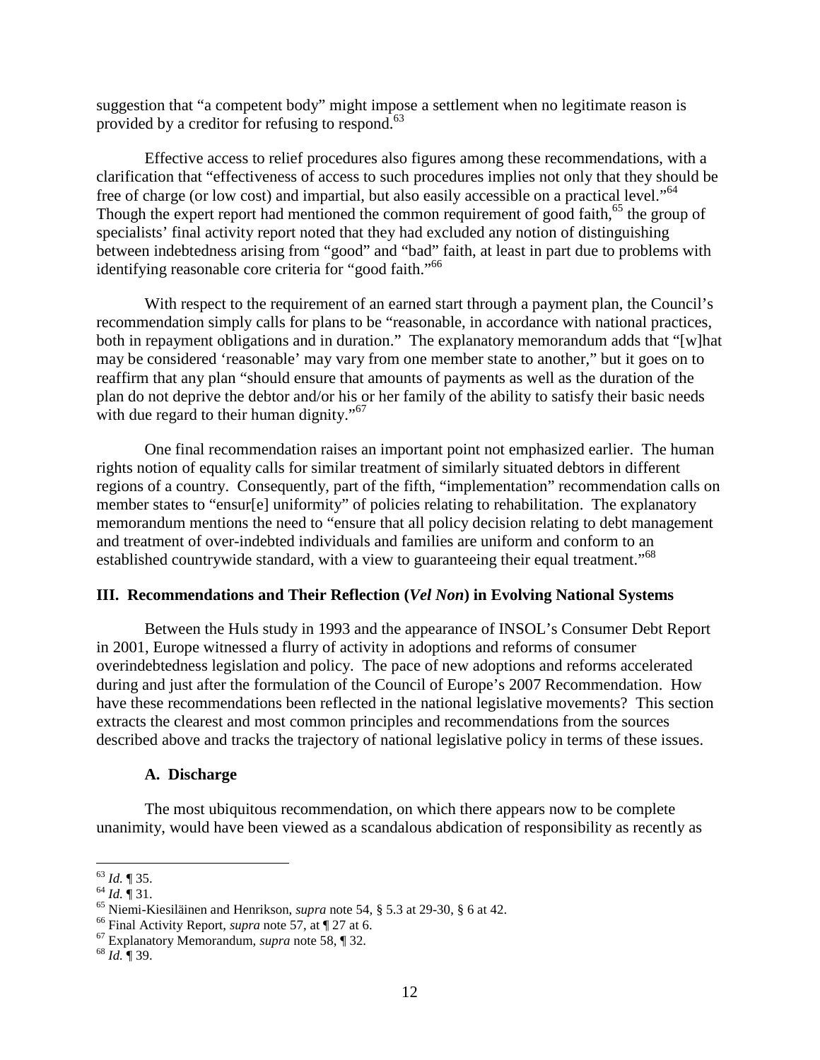suggestion that "a competent body" might impose a settlement when no legitimate reason is provided by a creditor for refusing to respond.[63]

Effective access to relief procedures also figures among these recommendations, with a clarification that "effectiveness of access to such procedures implies not only that they should be free of charge (or low cost) and impartial, but also easily accessible on a practical level."[64] Though the expert report had mentioned the common requirement of good faith,[65] the group of specialists' final activity report noted that they had excluded any notion of distinguishing between indebtedness arising from "good" and "bad" faith, at least in part due to problems with identifying reasonable core criteria for "good faith."[66]

With respect to the requirement of an earned start through a payment plan, the Council's recommendation simply calls for plans to be "reasonable, in accordance with national practices, both in repayment obligations and in duration." The explanatory memorandum adds that "[w]hat may be considered 'reasonable' may vary from one member state to another," but it goes on to reaffirm that any plan "should ensure that amounts of payments as well as the duration of the plan do not deprive the debtor and/or his or her family of the ability to satisfy their basic needs with due regard to their human dignity."[67]

One final recommendation raises an important point not emphasized earlier. The human rights notion of equality calls for similar treatment of similarly situated debtors in different regions of a country. Consequently, part of the fifth, "implementation" recommendation calls on member states to "ensur[e] uniformity" of policies relating to rehabilitation. The explanatory memorandum mentions the need to "ensure that all policy decision relating to debt management and treatment of over-indebted individuals and families are uniform and conform to an established countrywide standard, with a view to guaranteeing their equal treatment."[68]

## III. Recommendations and Their Reflection (*Vel Non*) in Evolving National Systems

Between the Huls study in 1993 and the appearance of INSOL's Consumer Debt Report in 2001, Europe witnessed a flurry of activity in adoptions and reforms of consumer overindebtedness legislation and policy. The pace of new adoptions and reforms accelerated during and just after the formulation of the Council of Europe's 2007 Recommendation. How have these recommendations been reflected in the national legislative movements? This section extracts the clearest and most common principles and recommendations from the sources described above and tracks the trajectory of national legislative policy in terms of these issues.

### A. Discharge

The most ubiquitous recommendation, on which there appears now to be complete unanimity, would have been viewed as a scandalous abdication of responsibility as recently as

---

[63] *Id.* ¶ 35.

[64] *Id.* ¶ 31.

[65] Niemi-Kiesiläinen and Henrikson, *supra* note 54, § 5.3 at 29-30, § 6 at 42.

[66] Final Activity Report, *supra* note 57, at ¶ 27 at 6.

[67] Explanatory Memorandum, *supra* note 58, ¶ 32.

[68] *Id.* ¶ 39.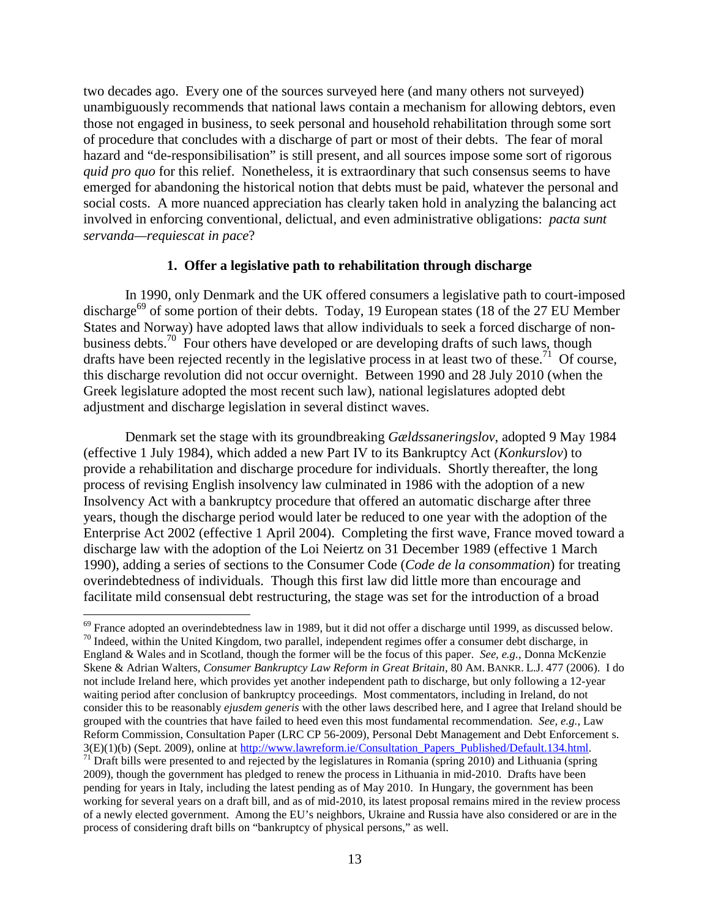two decades ago. Every one of the sources surveyed here (and many others not surveyed) unambiguously recommends that national laws contain a mechanism for allowing debtors, even those not engaged in business, to seek personal and household rehabilitation through some sort of procedure that concludes with a discharge of part or most of their debts. The fear of moral hazard and "de-responsibilisation" is still present, and all sources impose some sort of rigorous *quid pro quo* for this relief. Nonetheless, it is extraordinary that such consensus seems to have emerged for abandoning the historical notion that debts must be paid, whatever the personal and social costs. A more nuanced appreciation has clearly taken hold in analyzing the balancing act involved in enforcing conventional, delictual, and even administrative obligations: *pacta sunt servanda—requiescat in pace*?

### 1. Offer a legislative path to rehabilitation through discharge

In 1990, only Denmark and the UK offered consumers a legislative path to court-imposed discharge[69] of some portion of their debts. Today, 19 European states (18 of the 27 EU Member States and Norway) have adopted laws that allow individuals to seek a forced discharge of non-business debts.[70] Four others have developed or are developing drafts of such laws, though drafts have been rejected recently in the legislative process in at least two of these.[71] Of course, this discharge revolution did not occur overnight. Between 1990 and 28 July 2010 (when the Greek legislature adopted the most recent such law), national legislatures adopted debt adjustment and discharge legislation in several distinct waves.

Denmark set the stage with its groundbreaking *Gældssaneringslov*, adopted 9 May 1984 (effective 1 July 1984), which added a new Part IV to its Bankruptcy Act (*Konkurslov*) to provide a rehabilitation and discharge procedure for individuals. Shortly thereafter, the long process of revising English insolvency law culminated in 1986 with the adoption of a new Insolvency Act with a bankruptcy procedure that offered an automatic discharge after three years, though the discharge period would later be reduced to one year with the adoption of the Enterprise Act 2002 (effective 1 April 2004). Completing the first wave, France moved toward a discharge law with the adoption of the Loi Neiertz on 31 December 1989 (effective 1 March 1990), adding a series of sections to the Consumer Code (*Code de la consommation*) for treating overindebtedness of individuals. Though this first law did little more than encourage and facilitate mild consensual debt restructuring, the stage was set for the introduction of a broad

---

[69] France adopted an overindebtedness law in 1989, but it did not offer a discharge until 1999, as discussed below.

[70] Indeed, within the United Kingdom, two parallel, independent regimes offer a consumer debt discharge, in England & Wales and in Scotland, though the former will be the focus of this paper. *See, e.g.*, Donna McKenzie Skene & Adrian Walters, *Consumer Bankruptcy Law Reform in Great Britain*, 80 AM. BANKR. L.J. 477 (2006). I do not include Ireland here, which provides yet another independent path to discharge, but only following a 12-year waiting period after conclusion of bankruptcy proceedings. Most commentators, including in Ireland, do not consider this to be reasonably *ejusdem generis* with the other laws described here, and I agree that Ireland should be grouped with the countries that have failed to heed even this most fundamental recommendation. *See, e.g.,* Law Reform Commission, Consultation Paper (LRC CP 56-2009), Personal Debt Management and Debt Enforcement s. 3(E)(1)(b) (Sept. 2009), online at http://www.lawreform.ie/Consultation_Papers_Published/Default.134.html.

[71] Draft bills were presented to and rejected by the legislatures in Romania (spring 2010) and Lithuania (spring 2009), though the government has pledged to renew the process in Lithuania in mid-2010. Drafts have been pending for years in Italy, including the latest pending as of May 2010. In Hungary, the government has been working for several years on a draft bill, and as of mid-2010, its latest proposal remains mired in the review process of a newly elected government. Among the EU's neighbors, Ukraine and Russia have also considered or are in the process of considering draft bills on "bankruptcy of physical persons," as well.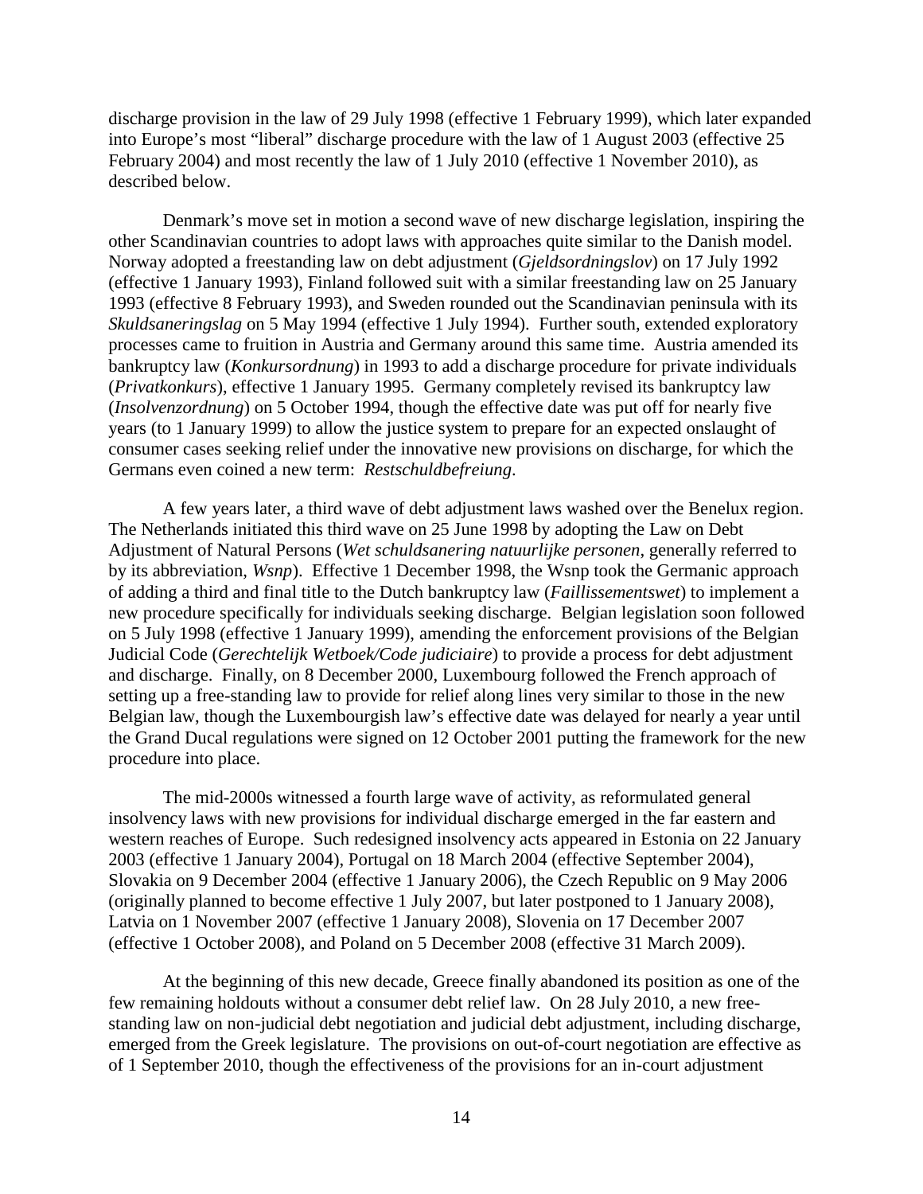discharge provision in the law of 29 July 1998 (effective 1 February 1999), which later expanded into Europe's most "liberal" discharge procedure with the law of 1 August 2003 (effective 25 February 2004) and most recently the law of 1 July 2010 (effective 1 November 2010), as described below.

Denmark's move set in motion a second wave of new discharge legislation, inspiring the other Scandinavian countries to adopt laws with approaches quite similar to the Danish model. Norway adopted a freestanding law on debt adjustment (*Gjeldsordningslov*) on 17 July 1992 (effective 1 January 1993), Finland followed suit with a similar freestanding law on 25 January 1993 (effective 8 February 1993), and Sweden rounded out the Scandinavian peninsula with its *Skuldsaneringslag* on 5 May 1994 (effective 1 July 1994). Further south, extended exploratory processes came to fruition in Austria and Germany around this same time. Austria amended its bankruptcy law (*Konkursordnung*) in 1993 to add a discharge procedure for private individuals (*Privatkonkurs*), effective 1 January 1995. Germany completely revised its bankruptcy law (*Insolvenzordnung*) on 5 October 1994, though the effective date was put off for nearly five years (to 1 January 1999) to allow the justice system to prepare for an expected onslaught of consumer cases seeking relief under the innovative new provisions on discharge, for which the Germans even coined a new term: *Restschuldbefreiung*.

A few years later, a third wave of debt adjustment laws washed over the Benelux region. The Netherlands initiated this third wave on 25 June 1998 by adopting the Law on Debt Adjustment of Natural Persons (*Wet schuldsanering natuurlijke personen*, generally referred to by its abbreviation, *Wsnp*). Effective 1 December 1998, the Wsnp took the Germanic approach of adding a third and final title to the Dutch bankruptcy law (*Faillissementswet*) to implement a new procedure specifically for individuals seeking discharge. Belgian legislation soon followed on 5 July 1998 (effective 1 January 1999), amending the enforcement provisions of the Belgian Judicial Code (*Gerechtelijk Wetboek/Code judiciaire*) to provide a process for debt adjustment and discharge. Finally, on 8 December 2000, Luxembourg followed the French approach of setting up a free-standing law to provide for relief along lines very similar to those in the new Belgian law, though the Luxembourgish law's effective date was delayed for nearly a year until the Grand Ducal regulations were signed on 12 October 2001 putting the framework for the new procedure into place.

The mid-2000s witnessed a fourth large wave of activity, as reformulated general insolvency laws with new provisions for individual discharge emerged in the far eastern and western reaches of Europe. Such redesigned insolvency acts appeared in Estonia on 22 January 2003 (effective 1 January 2004), Portugal on 18 March 2004 (effective September 2004), Slovakia on 9 December 2004 (effective 1 January 2006), the Czech Republic on 9 May 2006 (originally planned to become effective 1 July 2007, but later postponed to 1 January 2008), Latvia on 1 November 2007 (effective 1 January 2008), Slovenia on 17 December 2007 (effective 1 October 2008), and Poland on 5 December 2008 (effective 31 March 2009).

At the beginning of this new decade, Greece finally abandoned its position as one of the few remaining holdouts without a consumer debt relief law. On 28 July 2010, a new free-standing law on non-judicial debt negotiation and judicial debt adjustment, including discharge, emerged from the Greek legislature. The provisions on out-of-court negotiation are effective as of 1 September 2010, though the effectiveness of the provisions for an in-court adjustment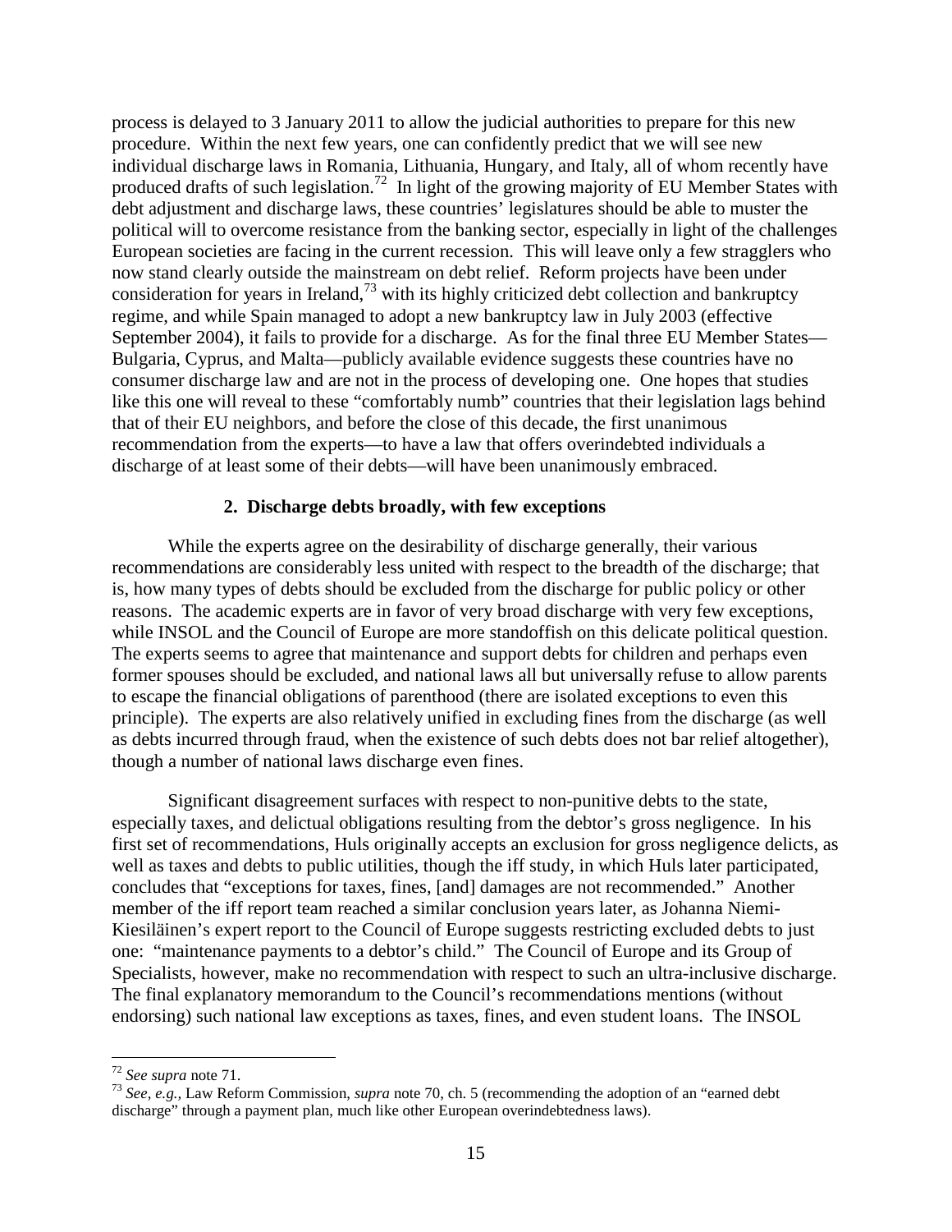process is delayed to 3 January 2011 to allow the judicial authorities to prepare for this new procedure. Within the next few years, one can confidently predict that we will see new individual discharge laws in Romania, Lithuania, Hungary, and Italy, all of whom recently have produced drafts of such legislation.[72] In light of the growing majority of EU Member States with debt adjustment and discharge laws, these countries' legislatures should be able to muster the political will to overcome resistance from the banking sector, especially in light of the challenges European societies are facing in the current recession. This will leave only a few stragglers who now stand clearly outside the mainstream on debt relief. Reform projects have been under consideration for years in Ireland,[73] with its highly criticized debt collection and bankruptcy regime, and while Spain managed to adopt a new bankruptcy law in July 2003 (effective September 2004), it fails to provide for a discharge. As for the final three EU Member States—Bulgaria, Cyprus, and Malta—publicly available evidence suggests these countries have no consumer discharge law and are not in the process of developing one. One hopes that studies like this one will reveal to these "comfortably numb" countries that their legislation lags behind that of their EU neighbors, and before the close of this decade, the first unanimous recommendation from the experts—to have a law that offers overindebted individuals a discharge of at least some of their debts—will have been unanimously embraced.

### 2. Discharge debts broadly, with few exceptions

While the experts agree on the desirability of discharge generally, their various recommendations are considerably less united with respect to the breadth of the discharge; that is, how many types of debts should be excluded from the discharge for public policy or other reasons. The academic experts are in favor of very broad discharge with very few exceptions, while INSOL and the Council of Europe are more standoffish on this delicate political question. The experts seems to agree that maintenance and support debts for children and perhaps even former spouses should be excluded, and national laws all but universally refuse to allow parents to escape the financial obligations of parenthood (there are isolated exceptions to even this principle). The experts are also relatively unified in excluding fines from the discharge (as well as debts incurred through fraud, when the existence of such debts does not bar relief altogether), though a number of national laws discharge even fines.

Significant disagreement surfaces with respect to non-punitive debts to the state, especially taxes, and delictual obligations resulting from the debtor's gross negligence. In his first set of recommendations, Huls originally accepts an exclusion for gross negligence delicts, as well as taxes and debts to public utilities, though the iff study, in which Huls later participated, concludes that "exceptions for taxes, fines, [and] damages are not recommended." Another member of the iff report team reached a similar conclusion years later, as Johanna Niemi-Kiesiläinen's expert report to the Council of Europe suggests restricting excluded debts to just one: "maintenance payments to a debtor's child." The Council of Europe and its Group of Specialists, however, make no recommendation with respect to such an ultra-inclusive discharge. The final explanatory memorandum to the Council's recommendations mentions (without endorsing) such national law exceptions as taxes, fines, and even student loans. The INSOL

---

[72] *See supra* note 71.

[73] *See, e.g.,* Law Reform Commission, *supra* note 70, ch. 5 (recommending the adoption of an "earned debt discharge" through a payment plan, much like other European overindebtedness laws).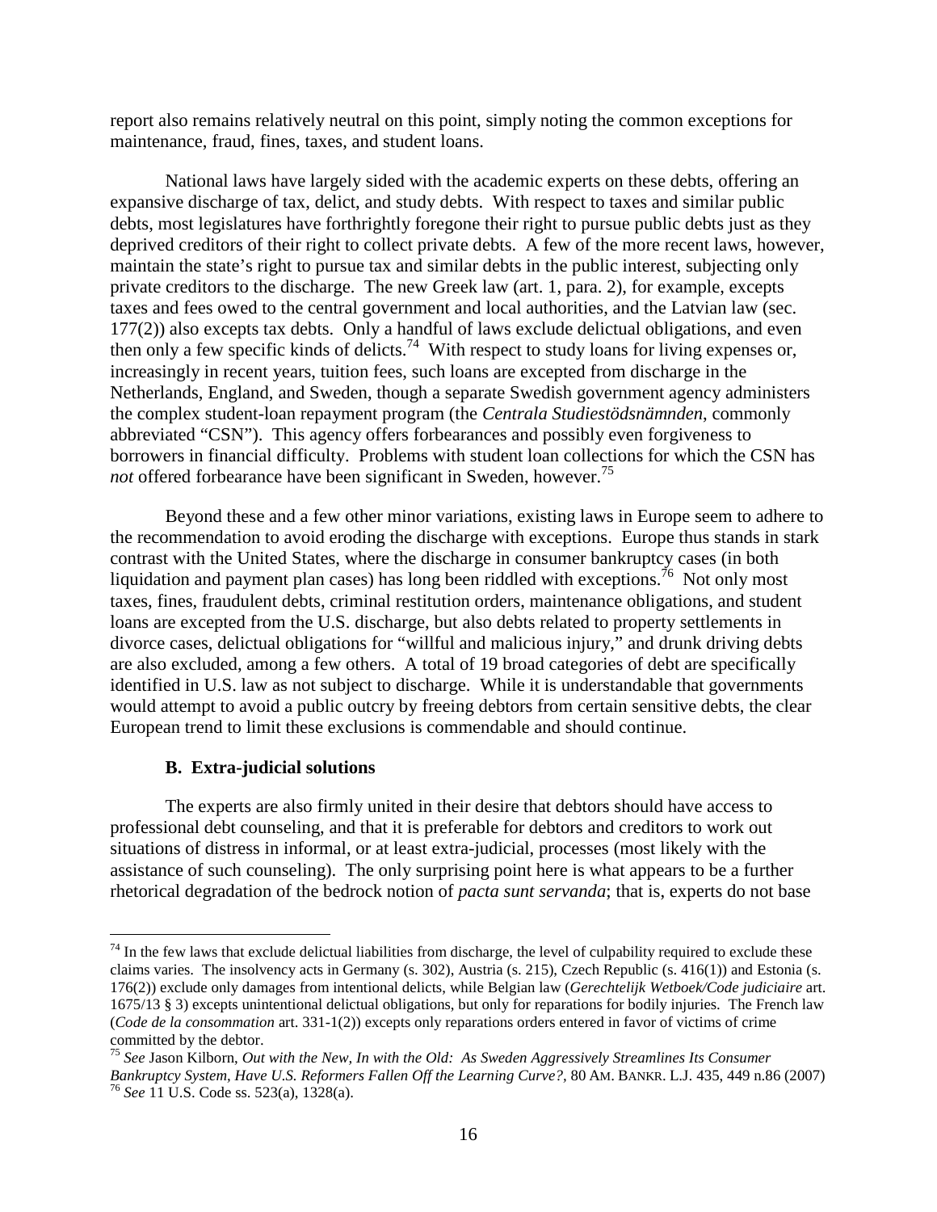report also remains relatively neutral on this point, simply noting the common exceptions for maintenance, fraud, fines, taxes, and student loans.

National laws have largely sided with the academic experts on these debts, offering an expansive discharge of tax, delict, and study debts. With respect to taxes and similar public debts, most legislatures have forthrightly foregone their right to pursue public debts just as they deprived creditors of their right to collect private debts. A few of the more recent laws, however, maintain the state's right to pursue tax and similar debts in the public interest, subjecting only private creditors to the discharge. The new Greek law (art. 1, para. 2), for example, excepts taxes and fees owed to the central government and local authorities, and the Latvian law (sec. 177(2)) also excepts tax debts. Only a handful of laws exclude delictual obligations, and even then only a few specific kinds of delicts.[74] With respect to study loans for living expenses or, increasingly in recent years, tuition fees, such loans are excepted from discharge in the Netherlands, England, and Sweden, though a separate Swedish government agency administers the complex student-loan repayment program (the *Centrala Studiestödsnämnden*, commonly abbreviated "CSN"). This agency offers forbearances and possibly even forgiveness to borrowers in financial difficulty. Problems with student loan collections for which the CSN has *not* offered forbearance have been significant in Sweden, however.[75]

Beyond these and a few other minor variations, existing laws in Europe seem to adhere to the recommendation to avoid eroding the discharge with exceptions. Europe thus stands in stark contrast with the United States, where the discharge in consumer bankruptcy cases (in both liquidation and payment plan cases) has long been riddled with exceptions.[76] Not only most taxes, fines, fraudulent debts, criminal restitution orders, maintenance obligations, and student loans are excepted from the U.S. discharge, but also debts related to property settlements in divorce cases, delictual obligations for "willful and malicious injury," and drunk driving debts are also excluded, among a few others. A total of 19 broad categories of debt are specifically identified in U.S. law as not subject to discharge. While it is understandable that governments would attempt to avoid a public outcry by freeing debtors from certain sensitive debts, the clear European trend to limit these exclusions is commendable and should continue.

### B. Extra-judicial solutions

The experts are also firmly united in their desire that debtors should have access to professional debt counseling, and that it is preferable for debtors and creditors to work out situations of distress in informal, or at least extra-judicial, processes (most likely with the assistance of such counseling). The only surprising point here is what appears to be a further rhetorical degradation of the bedrock notion of *pacta sunt servanda*; that is, experts do not base

---

[74] In the few laws that exclude delictual liabilities from discharge, the level of culpability required to exclude these claims varies. The insolvency acts in Germany (s. 302), Austria (s. 215), Czech Republic (s. 416(1)) and Estonia (s. 176(2)) exclude only damages from intentional delicts, while Belgian law (*Gerechtelijk Wetboek/Code judiciaire* art. 1675/13 § 3) excepts unintentional delictual obligations, but only for reparations for bodily injuries. The French law (*Code de la consommation* art. 331-1(2)) excepts only reparations orders entered in favor of victims of crime committed by the debtor.

[75] *See* Jason Kilborn, *Out with the New, In with the Old: As Sweden Aggressively Streamlines Its Consumer Bankruptcy System, Have U.S. Reformers Fallen Off the Learning Curve?*, 80 AM. BANKR. L.J. 435, 449 n.86 (2007)

[76] *See* 11 U.S. Code ss. 523(a), 1328(a).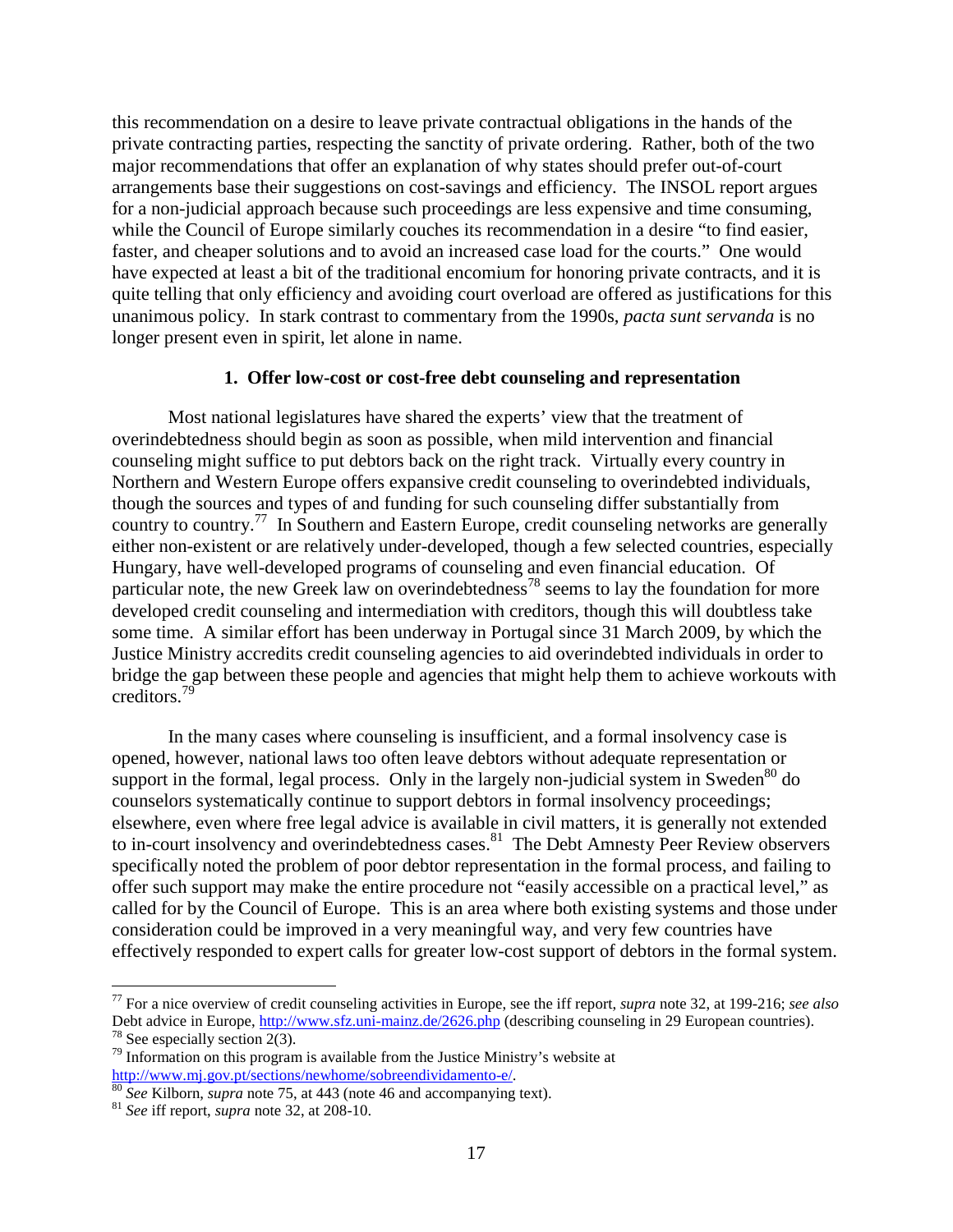this recommendation on a desire to leave private contractual obligations in the hands of the private contracting parties, respecting the sanctity of private ordering. Rather, both of the two major recommendations that offer an explanation of why states should prefer out-of-court arrangements base their suggestions on cost-savings and efficiency. The INSOL report argues for a non-judicial approach because such proceedings are less expensive and time consuming, while the Council of Europe similarly couches its recommendation in a desire "to find easier, faster, and cheaper solutions and to avoid an increased case load for the courts." One would have expected at least a bit of the traditional encomium for honoring private contracts, and it is quite telling that only efficiency and avoiding court overload are offered as justifications for this unanimous policy. In stark contrast to commentary from the 1990s, *pacta sunt servanda* is no longer present even in spirit, let alone in name.

### 1. Offer low-cost or cost-free debt counseling and representation

Most national legislatures have shared the experts' view that the treatment of overindebtedness should begin as soon as possible, when mild intervention and financial counseling might suffice to put debtors back on the right track. Virtually every country in Northern and Western Europe offers expansive credit counseling to overindebted individuals, though the sources and types of and funding for such counseling differ substantially from country to country.[77] In Southern and Eastern Europe, credit counseling networks are generally either non-existent or are relatively under-developed, though a few selected countries, especially Hungary, have well-developed programs of counseling and even financial education. Of particular note, the new Greek law on overindebtedness[78] seems to lay the foundation for more developed credit counseling and intermediation with creditors, though this will doubtless take some time. A similar effort has been underway in Portugal since 31 March 2009, by which the Justice Ministry accredits credit counseling agencies to aid overindebted individuals in order to bridge the gap between these people and agencies that might help them to achieve workouts with creditors.[79]

In the many cases where counseling is insufficient, and a formal insolvency case is opened, however, national laws too often leave debtors without adequate representation or support in the formal, legal process. Only in the largely non-judicial system in Sweden[80] do counselors systematically continue to support debtors in formal insolvency proceedings; elsewhere, even where free legal advice is available in civil matters, it is generally not extended to in-court insolvency and overindebtedness cases.[81] The Debt Amnesty Peer Review observers specifically noted the problem of poor debtor representation in the formal process, and failing to offer such support may make the entire procedure not "easily accessible on a practical level," as called for by the Council of Europe. This is an area where both existing systems and those under consideration could be improved in a very meaningful way, and very few countries have effectively responded to expert calls for greater low-cost support of debtors in the formal system.

---

[77] For a nice overview of credit counseling activities in Europe, see the iff report, *supra* note 32, at 199-216; *see also* Debt advice in Europe, http://www.sfz.uni-mainz.de/2626.php (describing counseling in 29 European countries).

[78] See especially section 2(3).

[79] Information on this program is available from the Justice Ministry's website at http://www.mj.gov.pt/sections/newhome/sobreendividamento-e/.

[80] *See* Kilborn, *supra* note 75, at 443 (note 46 and accompanying text).

[81] *See* iff report, *supra* note 32, at 208-10.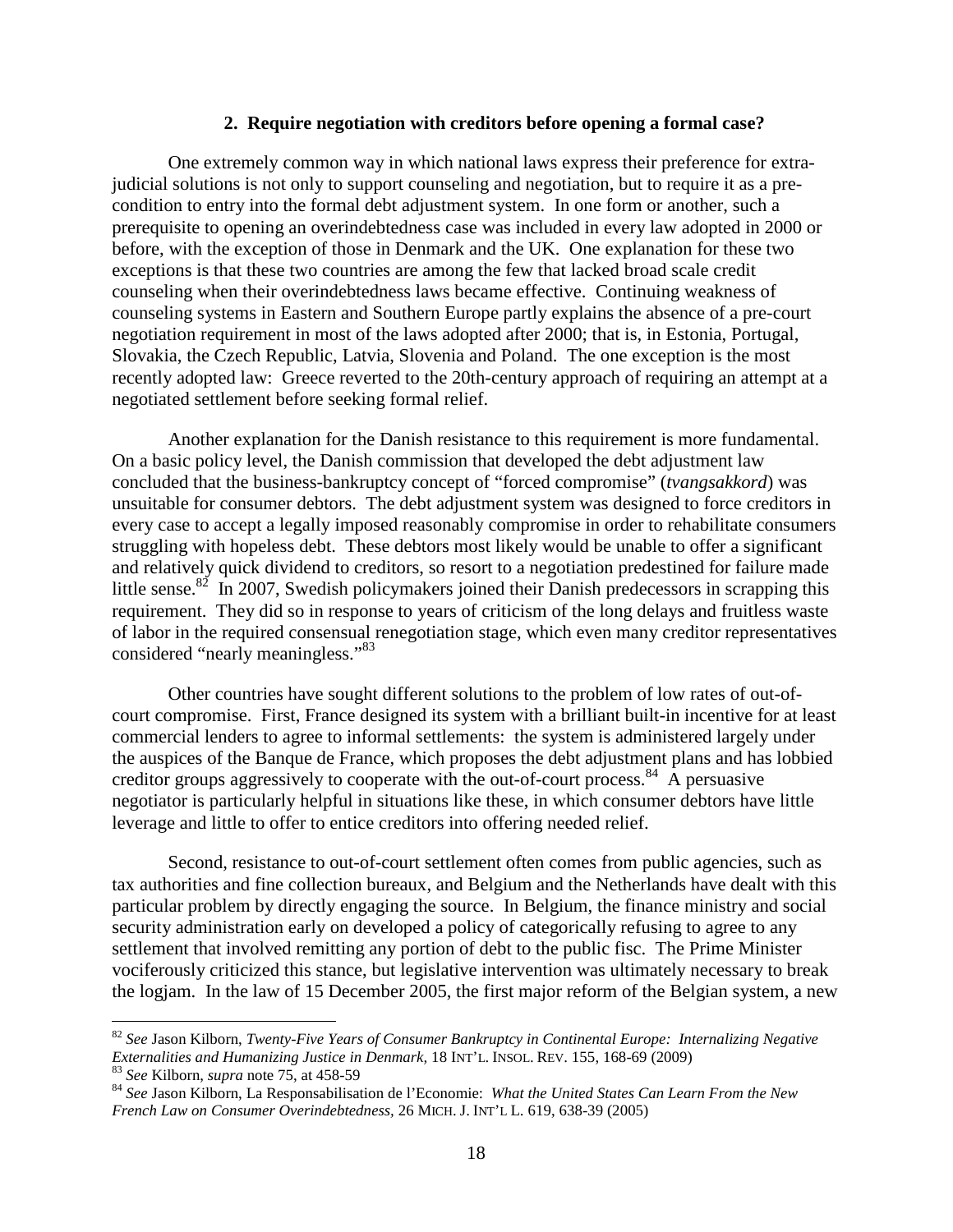### 2. Require negotiation with creditors before opening a formal case?

One extremely common way in which national laws express their preference for extra-judicial solutions is not only to support counseling and negotiation, but to require it as a pre-condition to entry into the formal debt adjustment system. In one form or another, such a prerequisite to opening an overindebtedness case was included in every law adopted in 2000 or before, with the exception of those in Denmark and the UK. One explanation for these two exceptions is that these two countries are among the few that lacked broad scale credit counseling when their overindebtedness laws became effective. Continuing weakness of counseling systems in Eastern and Southern Europe partly explains the absence of a pre-court negotiation requirement in most of the laws adopted after 2000; that is, in Estonia, Portugal, Slovakia, the Czech Republic, Latvia, Slovenia and Poland. The one exception is the most recently adopted law: Greece reverted to the 20th-century approach of requiring an attempt at a negotiated settlement before seeking formal relief.

Another explanation for the Danish resistance to this requirement is more fundamental. On a basic policy level, the Danish commission that developed the debt adjustment law concluded that the business-bankruptcy concept of "forced compromise" (*tvangsakkord*) was unsuitable for consumer debtors. The debt adjustment system was designed to force creditors in every case to accept a legally imposed reasonably compromise in order to rehabilitate consumers struggling with hopeless debt. These debtors most likely would be unable to offer a significant and relatively quick dividend to creditors, so resort to a negotiation predestined for failure made little sense.[82] In 2007, Swedish policymakers joined their Danish predecessors in scrapping this requirement. They did so in response to years of criticism of the long delays and fruitless waste of labor in the required consensual renegotiation stage, which even many creditor representatives considered "nearly meaningless."[83]

Other countries have sought different solutions to the problem of low rates of out-of-court compromise. First, France designed its system with a brilliant built-in incentive for at least commercial lenders to agree to informal settlements: the system is administered largely under the auspices of the Banque de France, which proposes the debt adjustment plans and has lobbied creditor groups aggressively to cooperate with the out-of-court process.[84] A persuasive negotiator is particularly helpful in situations like these, in which consumer debtors have little leverage and little to offer to entice creditors into offering needed relief.

Second, resistance to out-of-court settlement often comes from public agencies, such as tax authorities and fine collection bureaux, and Belgium and the Netherlands have dealt with this particular problem by directly engaging the source. In Belgium, the finance ministry and social security administration early on developed a policy of categorically refusing to agree to any settlement that involved remitting any portion of debt to the public fisc. The Prime Minister vociferously criticized this stance, but legislative intervention was ultimately necessary to break the logjam. In the law of 15 December 2005, the first major reform of the Belgian system, a new

---

[82] *See* Jason Kilborn, *Twenty-Five Years of Consumer Bankruptcy in Continental Europe: Internalizing Negative Externalities and Humanizing Justice in Denmark*, 18 INT'L. INSOL. REV. 155, 168-69 (2009)

[83] *See* Kilborn, *supra* note 75, at 458-59

[84] *See* Jason Kilborn, La Responsabilisation de l'Economie: *What the United States Can Learn From the New French Law on Consumer Overindebtedness*, 26 MICH. J. INT'L L. 619, 638-39 (2005)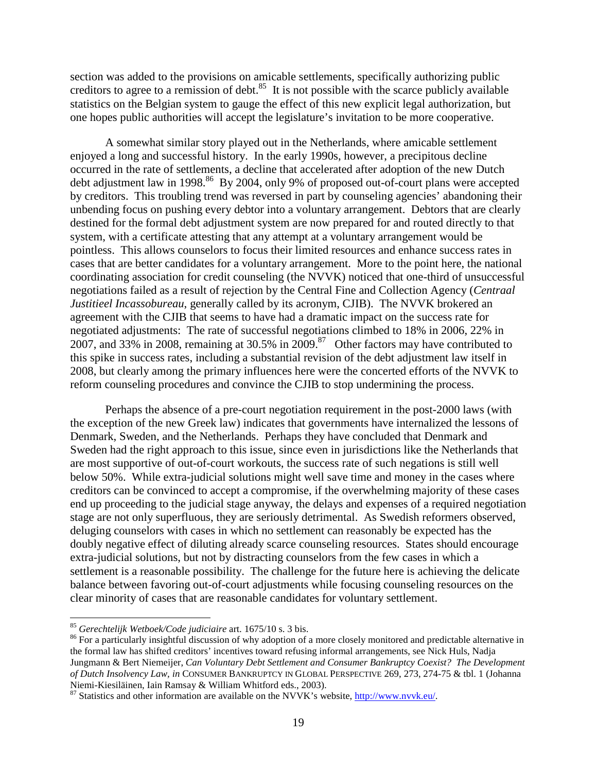section was added to the provisions on amicable settlements, specifically authorizing public creditors to agree to a remission of debt.[85] It is not possible with the scarce publicly available statistics on the Belgian system to gauge the effect of this new explicit legal authorization, but one hopes public authorities will accept the legislature's invitation to be more cooperative.

A somewhat similar story played out in the Netherlands, where amicable settlement enjoyed a long and successful history. In the early 1990s, however, a precipitous decline occurred in the rate of settlements, a decline that accelerated after adoption of the new Dutch debt adjustment law in 1998.[86] By 2004, only 9% of proposed out-of-court plans were accepted by creditors. This troubling trend was reversed in part by counseling agencies' abandoning their unbending focus on pushing every debtor into a voluntary arrangement. Debtors that are clearly destined for the formal debt adjustment system are now prepared for and routed directly to that system, with a certificate attesting that any attempt at a voluntary arrangement would be pointless. This allows counselors to focus their limited resources and enhance success rates in cases that are better candidates for a voluntary arrangement. More to the point here, the national coordinating association for credit counseling (the NVVK) noticed that one-third of unsuccessful negotiations failed as a result of rejection by the Central Fine and Collection Agency (*Centraal Justitieel Incassobureau*, generally called by its acronym, CJIB). The NVVK brokered an agreement with the CJIB that seems to have had a dramatic impact on the success rate for negotiated adjustments: The rate of successful negotiations climbed to 18% in 2006, 22% in 2007, and 33% in 2008, remaining at 30.5% in 2009.[87] Other factors may have contributed to this spike in success rates, including a substantial revision of the debt adjustment law itself in 2008, but clearly among the primary influences here were the concerted efforts of the NVVK to reform counseling procedures and convince the CJIB to stop undermining the process.

Perhaps the absence of a pre-court negotiation requirement in the post-2000 laws (with the exception of the new Greek law) indicates that governments have internalized the lessons of Denmark, Sweden, and the Netherlands. Perhaps they have concluded that Denmark and Sweden had the right approach to this issue, since even in jurisdictions like the Netherlands that are most supportive of out-of-court workouts, the success rate of such negations is still well below 50%. While extra-judicial solutions might well save time and money in the cases where creditors can be convinced to accept a compromise, if the overwhelming majority of these cases end up proceeding to the judicial stage anyway, the delays and expenses of a required negotiation stage are not only superfluous, they are seriously detrimental. As Swedish reformers observed, deluging counselors with cases in which no settlement can reasonably be expected has the doubly negative effect of diluting already scarce counseling resources. States should encourage extra-judicial solutions, but not by distracting counselors from the few cases in which a settlement is a reasonable possibility. The challenge for the future here is achieving the delicate balance between favoring out-of-court adjustments while focusing counseling resources on the clear minority of cases that are reasonable candidates for voluntary settlement.

---

[85] *Gerechtelijk Wetboek/Code judiciaire* art. 1675/10 s. 3 bis.

[86] For a particularly insightful discussion of why adoption of a more closely monitored and predictable alternative in the formal law has shifted creditors' incentives toward refusing informal arrangements, see Nick Huls, Nadja Jungmann & Bert Niemeijer, *Can Voluntary Debt Settlement and Consumer Bankruptcy Coexist? The Development of Dutch Insolvency Law, in* CONSUMER BANKRUPTCY IN GLOBAL PERSPECTIVE 269, 273, 274-75 & tbl. 1 (Johanna Niemi-Kiesiläinen, Iain Ramsay & William Whitford eds., 2003).

[87] Statistics and other information are available on the NVVK's website, http://www.nvvk.eu/.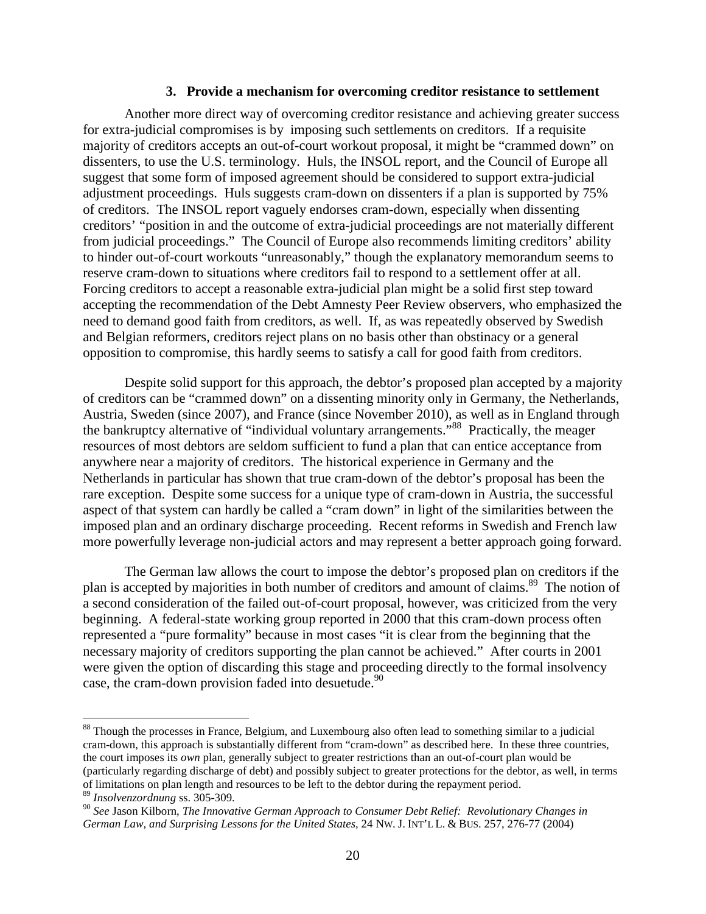### 3. Provide a mechanism for overcoming creditor resistance to settlement

Another more direct way of overcoming creditor resistance and achieving greater success for extra-judicial compromises is by imposing such settlements on creditors. If a requisite majority of creditors accepts an out-of-court workout proposal, it might be "crammed down" on dissenters, to use the U.S. terminology. Huls, the INSOL report, and the Council of Europe all suggest that some form of imposed agreement should be considered to support extra-judicial adjustment proceedings. Huls suggests cram-down on dissenters if a plan is supported by 75% of creditors. The INSOL report vaguely endorses cram-down, especially when dissenting creditors' "position in and the outcome of extra-judicial proceedings are not materially different from judicial proceedings." The Council of Europe also recommends limiting creditors' ability to hinder out-of-court workouts "unreasonably," though the explanatory memorandum seems to reserve cram-down to situations where creditors fail to respond to a settlement offer at all. Forcing creditors to accept a reasonable extra-judicial plan might be a solid first step toward accepting the recommendation of the Debt Amnesty Peer Review observers, who emphasized the need to demand good faith from creditors, as well. If, as was repeatedly observed by Swedish and Belgian reformers, creditors reject plans on no basis other than obstinacy or a general opposition to compromise, this hardly seems to satisfy a call for good faith from creditors.

Despite solid support for this approach, the debtor's proposed plan accepted by a majority of creditors can be "crammed down" on a dissenting minority only in Germany, the Netherlands, Austria, Sweden (since 2007), and France (since November 2010), as well as in England through the bankruptcy alternative of "individual voluntary arrangements."[88] Practically, the meager resources of most debtors are seldom sufficient to fund a plan that can entice acceptance from anywhere near a majority of creditors. The historical experience in Germany and the Netherlands in particular has shown that true cram-down of the debtor's proposal has been the rare exception. Despite some success for a unique type of cram-down in Austria, the successful aspect of that system can hardly be called a "cram down" in light of the similarities between the imposed plan and an ordinary discharge proceeding. Recent reforms in Swedish and French law more powerfully leverage non-judicial actors and may represent a better approach going forward.

The German law allows the court to impose the debtor's proposed plan on creditors if the plan is accepted by majorities in both number of creditors and amount of claims.[89] The notion of a second consideration of the failed out-of-court proposal, however, was criticized from the very beginning. A federal-state working group reported in 2000 that this cram-down process often represented a "pure formality" because in most cases "it is clear from the beginning that the necessary majority of creditors supporting the plan cannot be achieved." After courts in 2001 were given the option of discarding this stage and proceeding directly to the formal insolvency case, the cram-down provision faded into desuetude.[90]

---

[88] Though the processes in France, Belgium, and Luxembourg also often lead to something similar to a judicial cram-down, this approach is substantially different from "cram-down" as described here. In these three countries, the court imposes its *own* plan, generally subject to greater restrictions than an out-of-court plan would be (particularly regarding discharge of debt) and possibly subject to greater protections for the debtor, as well, in terms of limitations on plan length and resources to be left to the debtor during the repayment period.

[89] *Insolvenzordnung* ss. 305-309.

[90] *See* Jason Kilborn, *The Innovative German Approach to Consumer Debt Relief: Revolutionary Changes in German Law, and Surprising Lessons for the United States*, 24 NW. J. INT'L L. & BUS. 257, 276-77 (2004)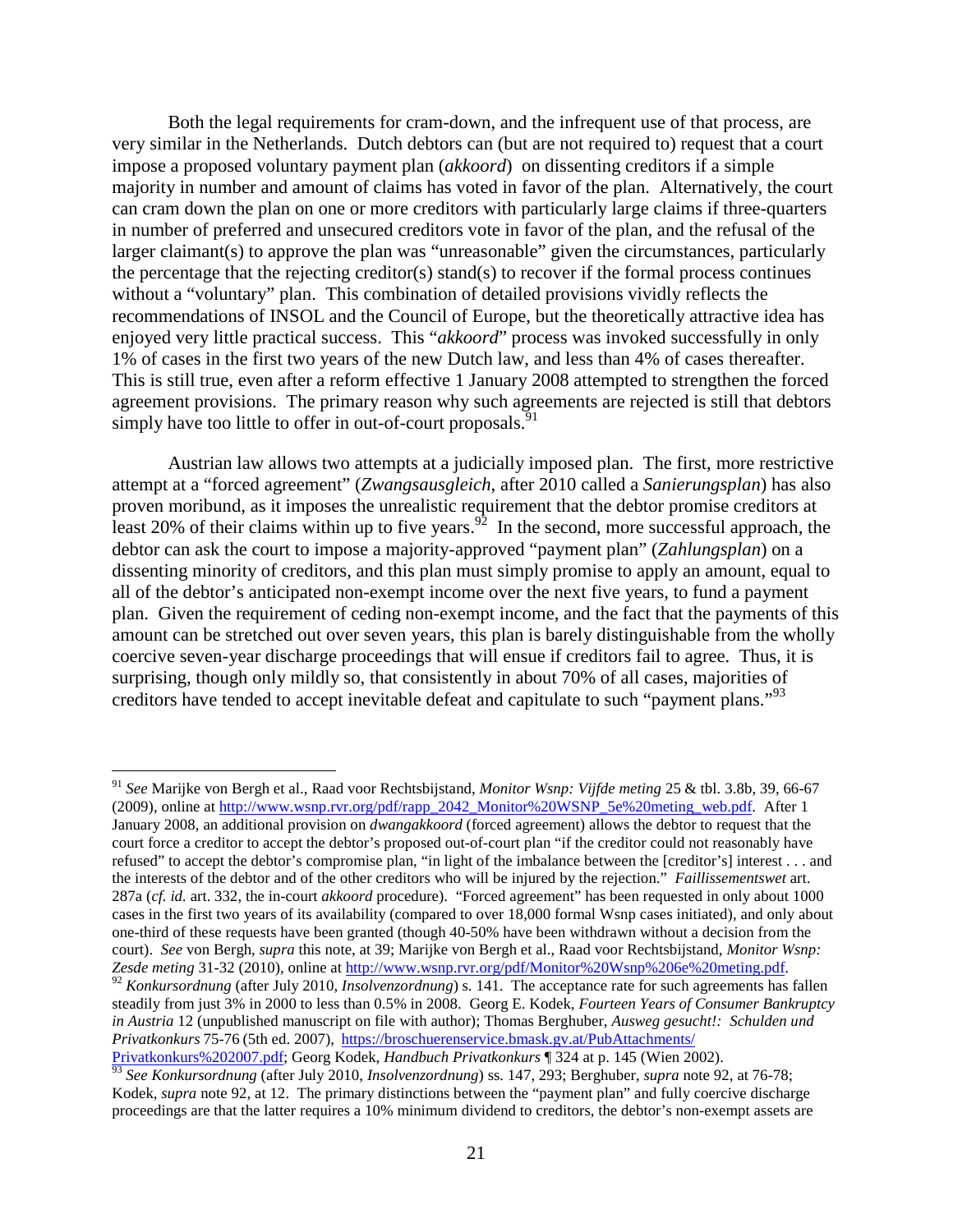Both the legal requirements for cram-down, and the infrequent use of that process, are very similar in the Netherlands. Dutch debtors can (but are not required to) request that a court impose a proposed voluntary payment plan (*akkoord*) on dissenting creditors if a simple majority in number and amount of claims has voted in favor of the plan. Alternatively, the court can cram down the plan on one or more creditors with particularly large claims if three-quarters in number of preferred and unsecured creditors vote in favor of the plan, and the refusal of the larger claimant(s) to approve the plan was "unreasonable" given the circumstances, particularly the percentage that the rejecting creditor(s) stand(s) to recover if the formal process continues without a "voluntary" plan. This combination of detailed provisions vividly reflects the recommendations of INSOL and the Council of Europe, but the theoretically attractive idea has enjoyed very little practical success. This "*akkoord*" process was invoked successfully in only 1% of cases in the first two years of the new Dutch law, and less than 4% of cases thereafter. This is still true, even after a reform effective 1 January 2008 attempted to strengthen the forced agreement provisions. The primary reason why such agreements are rejected is still that debtors simply have too little to offer in out-of-court proposals.[91]

Austrian law allows two attempts at a judicially imposed plan. The first, more restrictive attempt at a "forced agreement" (*Zwangsausgleich*, after 2010 called a *Sanierungsplan*) has also proven moribund, as it imposes the unrealistic requirement that the debtor promise creditors at least 20% of their claims within up to five years.[92] In the second, more successful approach, the debtor can ask the court to impose a majority-approved "payment plan" (*Zahlungsplan*) on a dissenting minority of creditors, and this plan must simply promise to apply an amount, equal to all of the debtor's anticipated non-exempt income over the next five years, to fund a payment plan. Given the requirement of ceding non-exempt income, and the fact that the payments of this amount can be stretched out over seven years, this plan is barely distinguishable from the wholly coercive seven-year discharge proceedings that will ensue if creditors fail to agree. Thus, it is surprising, though only mildly so, that consistently in about 70% of all cases, majorities of creditors have tended to accept inevitable defeat and capitulate to such "payment plans."[93]

---

[91] *See* Marijke von Bergh et al., Raad voor Rechtsbijstand, *Monitor Wsnp: Vijfde meting* 25 & tbl. 3.8b, 39, 66-67 (2009), online at http://www.wsnp.rvr.org/pdf/rapp_2042_Monitor%20WSNP_5e%20meting_web.pdf. After 1 January 2008, an additional provision on *dwangakkoord* (forced agreement) allows the debtor to request that the court force a creditor to accept the debtor's proposed out-of-court plan "if the creditor could not reasonably have refused" to accept the debtor's compromise plan, "in light of the imbalance between the [creditor's] interest . . . and the interests of the debtor and of the other creditors who will be injured by the rejection." *Faillissementswet* art. 287a (*cf. id.* art. 332, the in-court *akkoord* procedure). "Forced agreement" has been requested in only about 1000 cases in the first two years of its availability (compared to over 18,000 formal Wsnp cases initiated), and only about one-third of these requests have been granted (though 40-50% have been withdrawn without a decision from the court). *See* von Bergh, *supra* this note, at 39; Marijke von Bergh et al., Raad voor Rechtsbijstand, *Monitor Wsnp: Zesde meting* 31-32 (2010), online at http://www.wsnp.rvr.org/pdf/Monitor%20Wsnp%206e%20meting.pdf.

[92] *Konkursordnung* (after July 2010, *Insolvenzordnung*) s. 141. The acceptance rate for such agreements has fallen steadily from just 3% in 2000 to less than 0.5% in 2008. Georg E. Kodek, *Fourteen Years of Consumer Bankruptcy in Austria* 12 (unpublished manuscript on file with author); Thomas Berghuber, *Ausweg gesucht!: Schulden und Privatkonkurs* 75-76 (5th ed. 2007), https://broschuerenservice.bmask.gv.at/PubAttachments/Privatkonkurs%202007.pdf; Georg Kodek, *Handbuch Privatkonkurs* ¶ 324 at p. 145 (Wien 2002).

[93] *See Konkursordnung* (after July 2010, *Insolvenzordnung*) ss. 147, 293; Berghuber, *supra* note 92, at 76-78; Kodek, *supra* note 92, at 12. The primary distinctions between the "payment plan" and fully coercive discharge proceedings are that the latter requires a 10% minimum dividend to creditors, the debtor's non-exempt assets are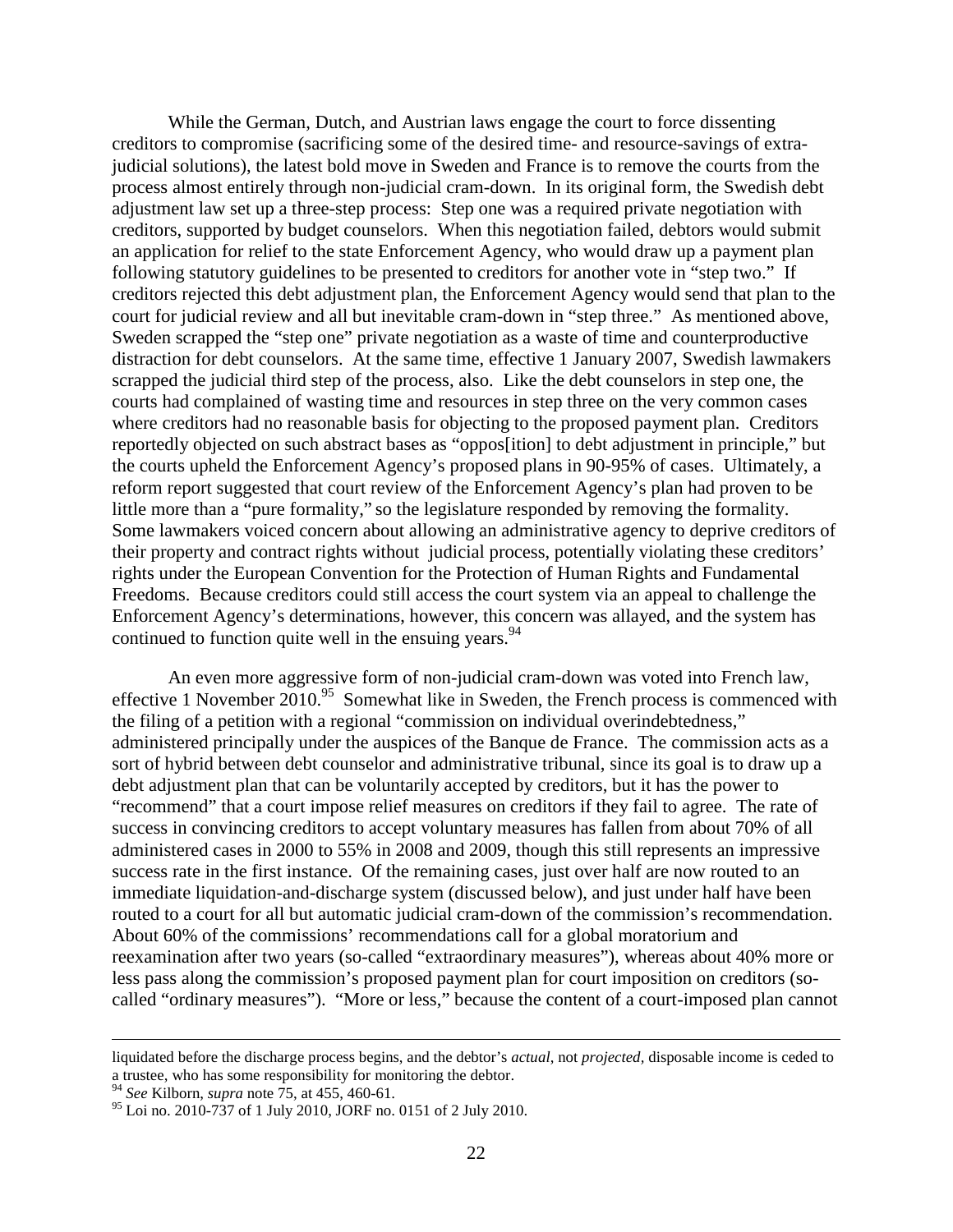While the German, Dutch, and Austrian laws engage the court to force dissenting creditors to compromise (sacrificing some of the desired time- and resource-savings of extra-judicial solutions), the latest bold move in Sweden and France is to remove the courts from the process almost entirely through non-judicial cram-down. In its original form, the Swedish debt adjustment law set up a three-step process: Step one was a required private negotiation with creditors, supported by budget counselors. When this negotiation failed, debtors would submit an application for relief to the state Enforcement Agency, who would draw up a payment plan following statutory guidelines to be presented to creditors for another vote in "step two." If creditors rejected this debt adjustment plan, the Enforcement Agency would send that plan to the court for judicial review and all but inevitable cram-down in "step three." As mentioned above, Sweden scrapped the "step one" private negotiation as a waste of time and counterproductive distraction for debt counselors. At the same time, effective 1 January 2007, Swedish lawmakers scrapped the judicial third step of the process, also. Like the debt counselors in step one, the courts had complained of wasting time and resources in step three on the very common cases where creditors had no reasonable basis for objecting to the proposed payment plan. Creditors reportedly objected on such abstract bases as "oppos[ition] to debt adjustment in principle," but the courts upheld the Enforcement Agency's proposed plans in 90-95% of cases. Ultimately, a reform report suggested that court review of the Enforcement Agency's plan had proven to be little more than a "pure formality," so the legislature responded by removing the formality. Some lawmakers voiced concern about allowing an administrative agency to deprive creditors of their property and contract rights without judicial process, potentially violating these creditors' rights under the European Convention for the Protection of Human Rights and Fundamental Freedoms. Because creditors could still access the court system via an appeal to challenge the Enforcement Agency's determinations, however, this concern was allayed, and the system has continued to function quite well in the ensuing years.[94]

An even more aggressive form of non-judicial cram-down was voted into French law, effective 1 November 2010.[95] Somewhat like in Sweden, the French process is commenced with the filing of a petition with a regional "commission on individual overindebtedness," administered principally under the auspices of the Banque de France. The commission acts as a sort of hybrid between debt counselor and administrative tribunal, since its goal is to draw up a debt adjustment plan that can be voluntarily accepted by creditors, but it has the power to "recommend" that a court impose relief measures on creditors if they fail to agree. The rate of success in convincing creditors to accept voluntary measures has fallen from about 70% of all administered cases in 2000 to 55% in 2008 and 2009, though this still represents an impressive success rate in the first instance. Of the remaining cases, just over half are now routed to an immediate liquidation-and-discharge system (discussed below), and just under half have been routed to a court for all but automatic judicial cram-down of the commission's recommendation. About 60% of the commissions' recommendations call for a global moratorium and reexamination after two years (so-called "extraordinary measures"), whereas about 40% more or less pass along the commission's proposed payment plan for court imposition on creditors (so-called "ordinary measures"). "More or less," because the content of a court-imposed plan cannot

---

liquidated before the discharge process begins, and the debtor's *actual*, not *projected*, disposable income is ceded to a trustee, who has some responsibility for monitoring the debtor.

[94] *See* Kilborn, *supra* note 75, at 455, 460-61.

[95] Loi no. 2010-737 of 1 July 2010, JORF no. 0151 of 2 July 2010.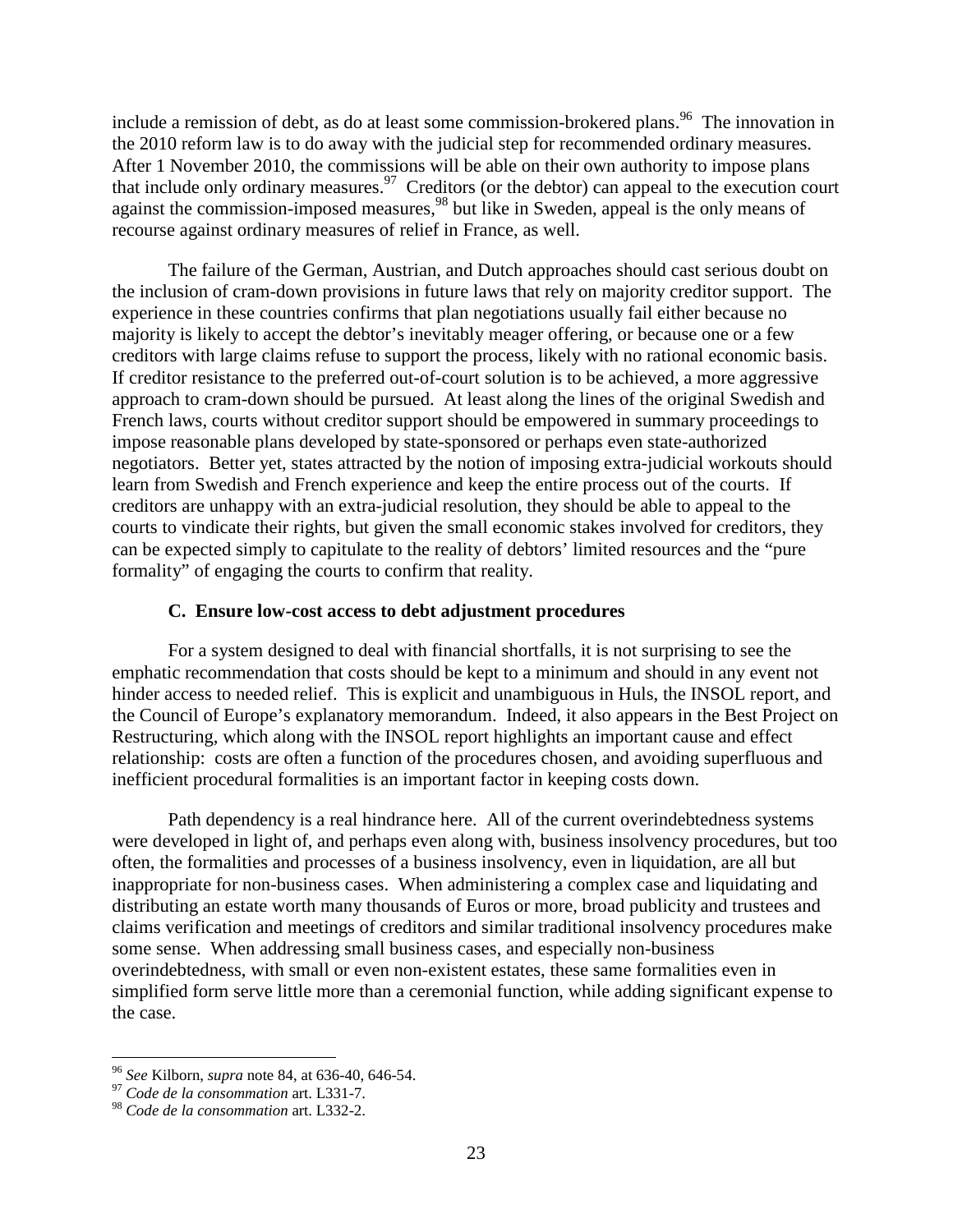include a remission of debt, as do at least some commission-brokered plans.[96] The innovation in the 2010 reform law is to do away with the judicial step for recommended ordinary measures. After 1 November 2010, the commissions will be able on their own authority to impose plans that include only ordinary measures.[97] Creditors (or the debtor) can appeal to the execution court against the commission-imposed measures,[98] but like in Sweden, appeal is the only means of recourse against ordinary measures of relief in France, as well.

The failure of the German, Austrian, and Dutch approaches should cast serious doubt on the inclusion of cram-down provisions in future laws that rely on majority creditor support. The experience in these countries confirms that plan negotiations usually fail either because no majority is likely to accept the debtor's inevitably meager offering, or because one or a few creditors with large claims refuse to support the process, likely with no rational economic basis. If creditor resistance to the preferred out-of-court solution is to be achieved, a more aggressive approach to cram-down should be pursued. At least along the lines of the original Swedish and French laws, courts without creditor support should be empowered in summary proceedings to impose reasonable plans developed by state-sponsored or perhaps even state-authorized negotiators. Better yet, states attracted by the notion of imposing extra-judicial workouts should learn from Swedish and French experience and keep the entire process out of the courts. If creditors are unhappy with an extra-judicial resolution, they should be able to appeal to the courts to vindicate their rights, but given the small economic stakes involved for creditors, they can be expected simply to capitulate to the reality of debtors' limited resources and the "pure formality" of engaging the courts to confirm that reality.

### C. Ensure low-cost access to debt adjustment procedures

For a system designed to deal with financial shortfalls, it is not surprising to see the emphatic recommendation that costs should be kept to a minimum and should in any event not hinder access to needed relief. This is explicit and unambiguous in Huls, the INSOL report, and the Council of Europe's explanatory memorandum. Indeed, it also appears in the Best Project on Restructuring, which along with the INSOL report highlights an important cause and effect relationship: costs are often a function of the procedures chosen, and avoiding superfluous and inefficient procedural formalities is an important factor in keeping costs down.

Path dependency is a real hindrance here. All of the current overindebtedness systems were developed in light of, and perhaps even along with, business insolvency procedures, but too often, the formalities and processes of a business insolvency, even in liquidation, are all but inappropriate for non-business cases. When administering a complex case and liquidating and distributing an estate worth many thousands of Euros or more, broad publicity and trustees and claims verification and meetings of creditors and similar traditional insolvency procedures make some sense. When addressing small business cases, and especially non-business overindebtedness, with small or even non-existent estates, these same formalities even in simplified form serve little more than a ceremonial function, while adding significant expense to the case.

---

[96] *See* Kilborn, *supra* note 84, at 636-40, 646-54.

[97] *Code de la consommation* art. L331-7.

[98] *Code de la consommation* art. L332-2.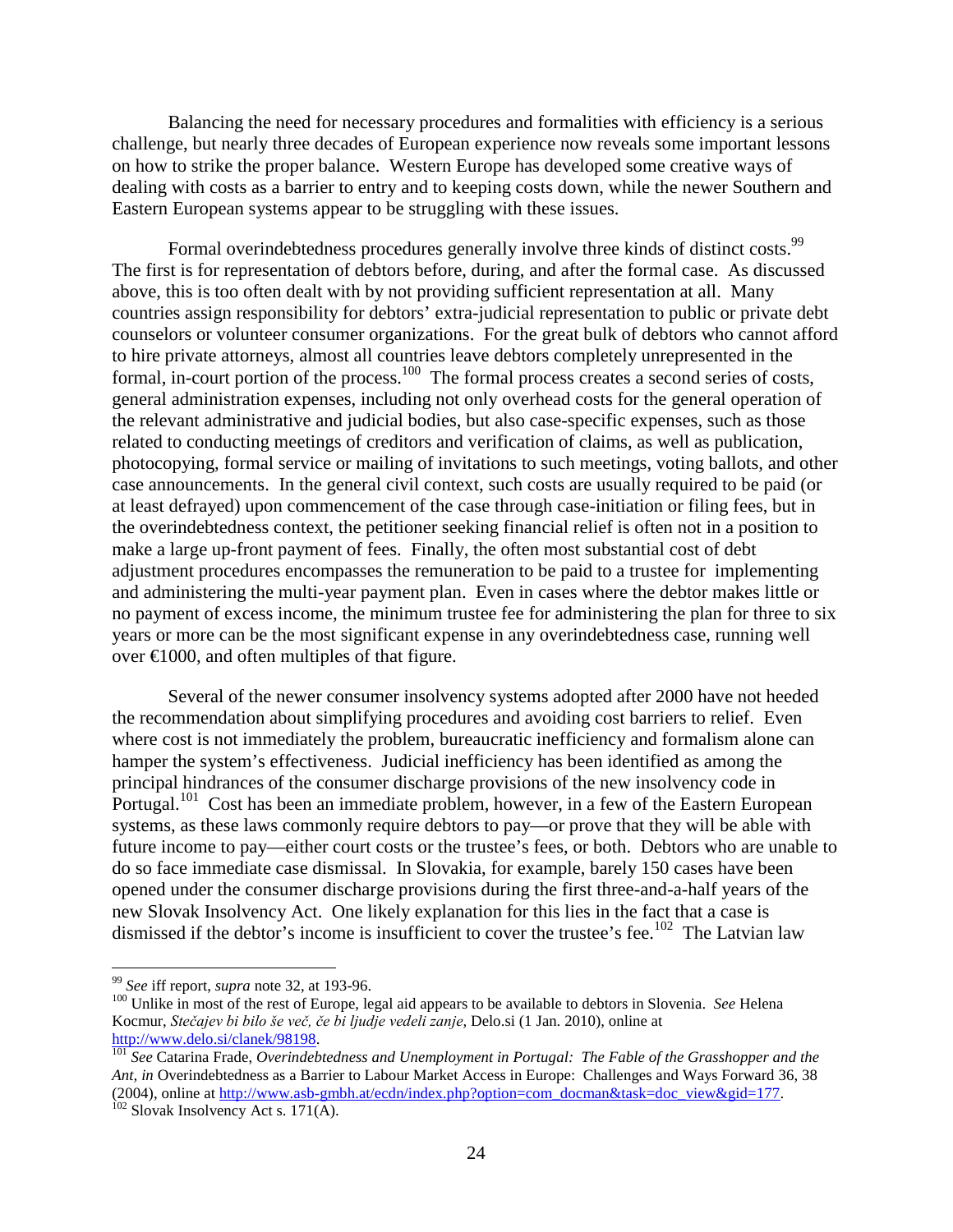Balancing the need for necessary procedures and formalities with efficiency is a serious challenge, but nearly three decades of European experience now reveals some important lessons on how to strike the proper balance. Western Europe has developed some creative ways of dealing with costs as a barrier to entry and to keeping costs down, while the newer Southern and Eastern European systems appear to be struggling with these issues.

Formal overindebtedness procedures generally involve three kinds of distinct costs.[99] The first is for representation of debtors before, during, and after the formal case. As discussed above, this is too often dealt with by not providing sufficient representation at all. Many countries assign responsibility for debtors' extra-judicial representation to public or private debt counselors or volunteer consumer organizations. For the great bulk of debtors who cannot afford to hire private attorneys, almost all countries leave debtors completely unrepresented in the formal, in-court portion of the process.[100] The formal process creates a second series of costs, general administration expenses, including not only overhead costs for the general operation of the relevant administrative and judicial bodies, but also case-specific expenses, such as those related to conducting meetings of creditors and verification of claims, as well as publication, photocopying, formal service or mailing of invitations to such meetings, voting ballots, and other case announcements. In the general civil context, such costs are usually required to be paid (or at least defrayed) upon commencement of the case through case-initiation or filing fees, but in the overindebtedness context, the petitioner seeking financial relief is often not in a position to make a large up-front payment of fees. Finally, the often most substantial cost of debt adjustment procedures encompasses the remuneration to be paid to a trustee for implementing and administering the multi-year payment plan. Even in cases where the debtor makes little or no payment of excess income, the minimum trustee fee for administering the plan for three to six years or more can be the most significant expense in any overindebtedness case, running well over €1000, and often multiples of that figure.

Several of the newer consumer insolvency systems adopted after 2000 have not heeded the recommendation about simplifying procedures and avoiding cost barriers to relief. Even where cost is not immediately the problem, bureaucratic inefficiency and formalism alone can hamper the system's effectiveness. Judicial inefficiency has been identified as among the principal hindrances of the consumer discharge provisions of the new insolvency code in Portugal.[101] Cost has been an immediate problem, however, in a few of the Eastern European systems, as these laws commonly require debtors to pay—or prove that they will be able with future income to pay—either court costs or the trustee's fees, or both. Debtors who are unable to do so face immediate case dismissal. In Slovakia, for example, barely 150 cases have been opened under the consumer discharge provisions during the first three-and-a-half years of the new Slovak Insolvency Act. One likely explanation for this lies in the fact that a case is dismissed if the debtor's income is insufficient to cover the trustee's fee.[102] The Latvian law

---

[99] *See* iff report, *supra* note 32, at 193-96.

[100] Unlike in most of the rest of Europe, legal aid appears to be available to debtors in Slovenia. *See* Helena Kocmur, *Stečajev bi bilo še več, če bi ljudje vedeli zanje*, Delo.si (1 Jan. 2010), online at http://www.delo.si/clanek/98198.

[101] *See* Catarina Frade, *Overindebtedness and Unemployment in Portugal: The Fable of the Grasshopper and the Ant*, *in* Overindebtedness as a Barrier to Labour Market Access in Europe: Challenges and Ways Forward 36, 38 (2004), online at http://www.asb-gmbh.at/ecdn/index.php?option=com_docman&task=doc_view&gid=177.

[102] Slovak Insolvency Act s. 171(A).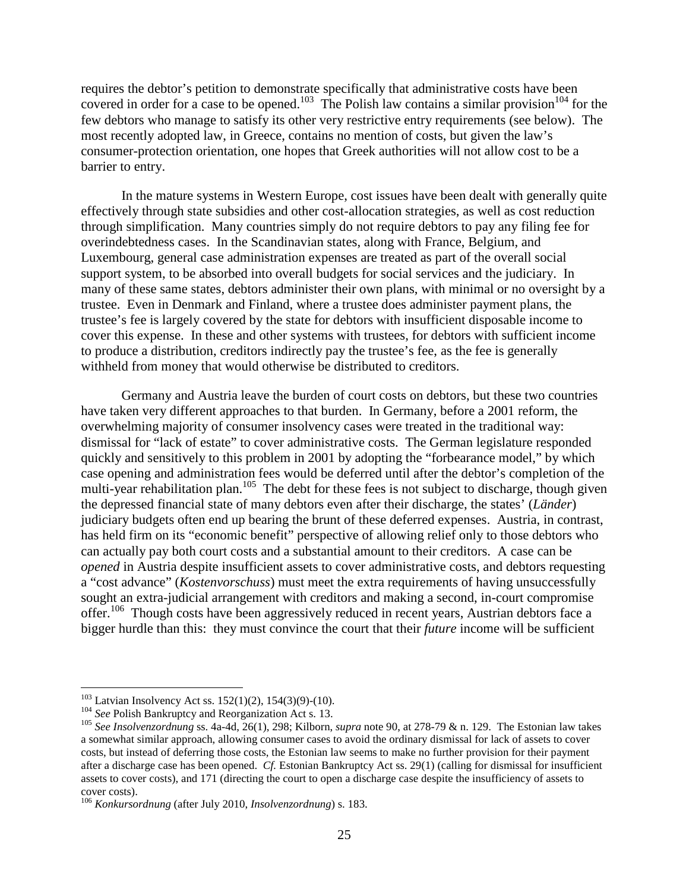requires the debtor's petition to demonstrate specifically that administrative costs have been covered in order for a case to be opened.[103] The Polish law contains a similar provision[104] for the few debtors who manage to satisfy its other very restrictive entry requirements (see below). The most recently adopted law, in Greece, contains no mention of costs, but given the law's consumer-protection orientation, one hopes that Greek authorities will not allow cost to be a barrier to entry.

In the mature systems in Western Europe, cost issues have been dealt with generally quite effectively through state subsidies and other cost-allocation strategies, as well as cost reduction through simplification. Many countries simply do not require debtors to pay any filing fee for overindebtedness cases. In the Scandinavian states, along with France, Belgium, and Luxembourg, general case administration expenses are treated as part of the overall social support system, to be absorbed into overall budgets for social services and the judiciary. In many of these same states, debtors administer their own plans, with minimal or no oversight by a trustee. Even in Denmark and Finland, where a trustee does administer payment plans, the trustee's fee is largely covered by the state for debtors with insufficient disposable income to cover this expense. In these and other systems with trustees, for debtors with sufficient income to produce a distribution, creditors indirectly pay the trustee's fee, as the fee is generally withheld from money that would otherwise be distributed to creditors.

Germany and Austria leave the burden of court costs on debtors, but these two countries have taken very different approaches to that burden. In Germany, before a 2001 reform, the overwhelming majority of consumer insolvency cases were treated in the traditional way: dismissal for "lack of estate" to cover administrative costs. The German legislature responded quickly and sensitively to this problem in 2001 by adopting the "forbearance model," by which case opening and administration fees would be deferred until after the debtor's completion of the multi-year rehabilitation plan.[105] The debt for these fees is not subject to discharge, though given the depressed financial state of many debtors even after their discharge, the states' (*Länder*) judiciary budgets often end up bearing the brunt of these deferred expenses. Austria, in contrast, has held firm on its "economic benefit" perspective of allowing relief only to those debtors who can actually pay both court costs and a substantial amount to their creditors. A case can be *opened* in Austria despite insufficient assets to cover administrative costs, and debtors requesting a "cost advance" (*Kostenvorschuss*) must meet the extra requirements of having unsuccessfully sought an extra-judicial arrangement with creditors and making a second, in-court compromise offer.[106] Though costs have been aggressively reduced in recent years, Austrian debtors face a bigger hurdle than this: they must convince the court that their *future* income will be sufficient

---

[103] Latvian Insolvency Act ss. 152(1)(2), 154(3)(9)-(10).

[104] *See* Polish Bankruptcy and Reorganization Act s. 13.

[105] *See Insolvenzordnung* ss. 4a-4d, 26(1), 298; Kilborn, *supra* note 90, at 278-79 & n. 129. The Estonian law takes a somewhat similar approach, allowing consumer cases to avoid the ordinary dismissal for lack of assets to cover costs, but instead of deferring those costs, the Estonian law seems to make no further provision for their payment after a discharge case has been opened. *Cf.* Estonian Bankruptcy Act ss. 29(1) (calling for dismissal for insufficient assets to cover costs), and 171 (directing the court to open a discharge case despite the insufficiency of assets to cover costs).

[106] *Konkursordnung* (after July 2010, *Insolvenzordnung*) s. 183.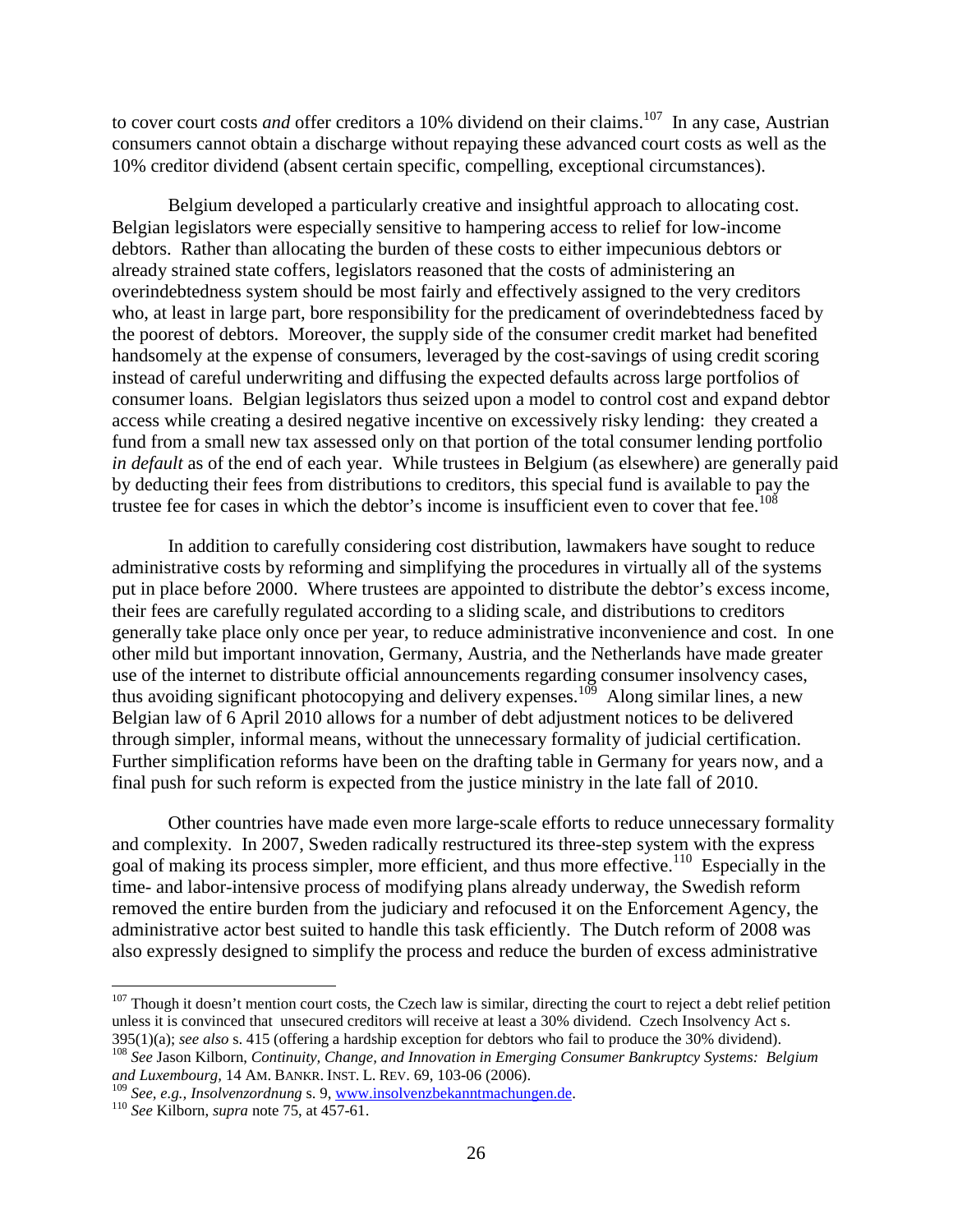to cover court costs *and* offer creditors a 10% dividend on their claims.[107] In any case, Austrian consumers cannot obtain a discharge without repaying these advanced court costs as well as the 10% creditor dividend (absent certain specific, compelling, exceptional circumstances).

Belgium developed a particularly creative and insightful approach to allocating cost. Belgian legislators were especially sensitive to hampering access to relief for low-income debtors. Rather than allocating the burden of these costs to either impecunious debtors or already strained state coffers, legislators reasoned that the costs of administering an overindebtedness system should be most fairly and effectively assigned to the very creditors who, at least in large part, bore responsibility for the predicament of overindebtedness faced by the poorest of debtors. Moreover, the supply side of the consumer credit market had benefited handsomely at the expense of consumers, leveraged by the cost-savings of using credit scoring instead of careful underwriting and diffusing the expected defaults across large portfolios of consumer loans. Belgian legislators thus seized upon a model to control cost and expand debtor access while creating a desired negative incentive on excessively risky lending: they created a fund from a small new tax assessed only on that portion of the total consumer lending portfolio *in default* as of the end of each year. While trustees in Belgium (as elsewhere) are generally paid by deducting their fees from distributions to creditors, this special fund is available to pay the trustee fee for cases in which the debtor's income is insufficient even to cover that fee.[108]

In addition to carefully considering cost distribution, lawmakers have sought to reduce administrative costs by reforming and simplifying the procedures in virtually all of the systems put in place before 2000. Where trustees are appointed to distribute the debtor's excess income, their fees are carefully regulated according to a sliding scale, and distributions to creditors generally take place only once per year, to reduce administrative inconvenience and cost. In one other mild but important innovation, Germany, Austria, and the Netherlands have made greater use of the internet to distribute official announcements regarding consumer insolvency cases, thus avoiding significant photocopying and delivery expenses.[109] Along similar lines, a new Belgian law of 6 April 2010 allows for a number of debt adjustment notices to be delivered through simpler, informal means, without the unnecessary formality of judicial certification. Further simplification reforms have been on the drafting table in Germany for years now, and a final push for such reform is expected from the justice ministry in the late fall of 2010.

Other countries have made even more large-scale efforts to reduce unnecessary formality and complexity. In 2007, Sweden radically restructured its three-step system with the express goal of making its process simpler, more efficient, and thus more effective.[110] Especially in the time- and labor-intensive process of modifying plans already underway, the Swedish reform removed the entire burden from the judiciary and refocused it on the Enforcement Agency, the administrative actor best suited to handle this task efficiently. The Dutch reform of 2008 was also expressly designed to simplify the process and reduce the burden of excess administrative

---

[107] Though it doesn't mention court costs, the Czech law is similar, directing the court to reject a debt relief petition unless it is convinced that unsecured creditors will receive at least a 30% dividend. Czech Insolvency Act s. 395(1)(a); *see also* s. 415 (offering a hardship exception for debtors who fail to produce the 30% dividend).

[108] *See* Jason Kilborn, *Continuity, Change, and Innovation in Emerging Consumer Bankruptcy Systems: Belgium and Luxembourg*, 14 AM. BANKR. INST. L. REV. 69, 103-06 (2006).

[109] *See, e.g., Insolvenzordnung* s. 9, www.insolvenzbekanntmachungen.de.

[110] *See* Kilborn, *supra* note 75, at 457-61.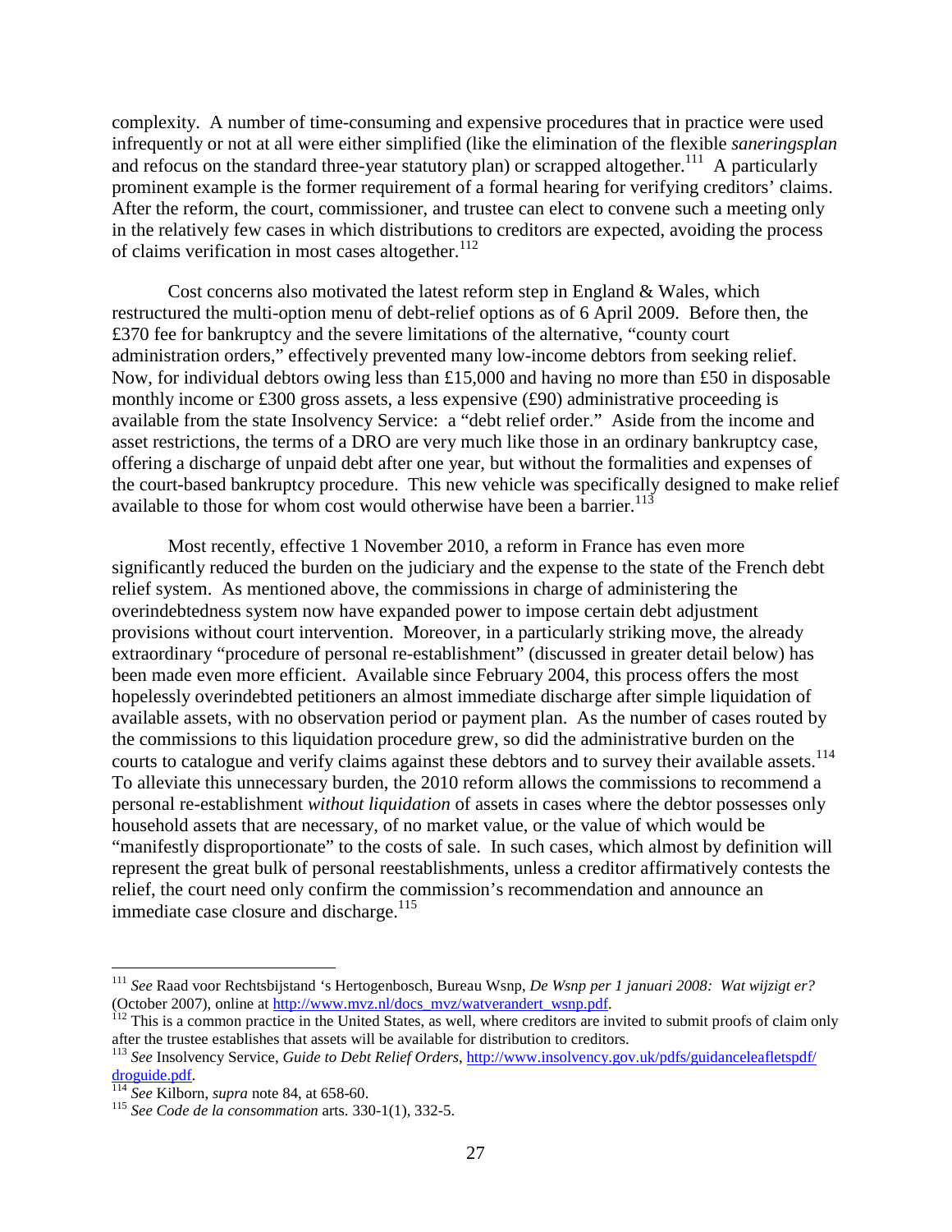complexity. A number of time-consuming and expensive procedures that in practice were used infrequently or not at all were either simplified (like the elimination of the flexible *saneringsplan* and refocus on the standard three-year statutory plan) or scrapped altogether.[111] A particularly prominent example is the former requirement of a formal hearing for verifying creditors' claims. After the reform, the court, commissioner, and trustee can elect to convene such a meeting only in the relatively few cases in which distributions to creditors are expected, avoiding the process of claims verification in most cases altogether.[112]

Cost concerns also motivated the latest reform step in England & Wales, which restructured the multi-option menu of debt-relief options as of 6 April 2009. Before then, the £370 fee for bankruptcy and the severe limitations of the alternative, "county court administration orders," effectively prevented many low-income debtors from seeking relief. Now, for individual debtors owing less than £15,000 and having no more than £50 in disposable monthly income or £300 gross assets, a less expensive (£90) administrative proceeding is available from the state Insolvency Service: a "debt relief order." Aside from the income and asset restrictions, the terms of a DRO are very much like those in an ordinary bankruptcy case, offering a discharge of unpaid debt after one year, but without the formalities and expenses of the court-based bankruptcy procedure. This new vehicle was specifically designed to make relief available to those for whom cost would otherwise have been a barrier.[113]

Most recently, effective 1 November 2010, a reform in France has even more significantly reduced the burden on the judiciary and the expense to the state of the French debt relief system. As mentioned above, the commissions in charge of administering the overindebtedness system now have expanded power to impose certain debt adjustment provisions without court intervention. Moreover, in a particularly striking move, the already extraordinary "procedure of personal re-establishment" (discussed in greater detail below) has been made even more efficient. Available since February 2004, this process offers the most hopelessly overindebted petitioners an almost immediate discharge after simple liquidation of available assets, with no observation period or payment plan. As the number of cases routed by the commissions to this liquidation procedure grew, so did the administrative burden on the courts to catalogue and verify claims against these debtors and to survey their available assets.[114] To alleviate this unnecessary burden, the 2010 reform allows the commissions to recommend a personal re-establishment *without liquidation* of assets in cases where the debtor possesses only household assets that are necessary, of no market value, or the value of which would be "manifestly disproportionate" to the costs of sale. In such cases, which almost by definition will represent the great bulk of personal reestablishments, unless a creditor affirmatively contests the relief, the court need only confirm the commission's recommendation and announce an immediate case closure and discharge.[115]

---

[111] *See* Raad voor Rechtsbijstand 's Hertogenbosch, Bureau Wsnp, *De Wsnp per 1 januari 2008: Wat wijzigt er?* (October 2007), online at http://www.mvz.nl/docs_mvz/watverandert_wsnp.pdf.

[112] This is a common practice in the United States, as well, where creditors are invited to submit proofs of claim only after the trustee establishes that assets will be available for distribution to creditors.

[113] *See* Insolvency Service, *Guide to Debt Relief Orders*, http://www.insolvency.gov.uk/pdfs/guidanceleafletspdf/droguide.pdf.

[114] *See* Kilborn, *supra* note 84, at 658-60.

[115] *See Code de la consommation* arts. 330-1(1), 332-5.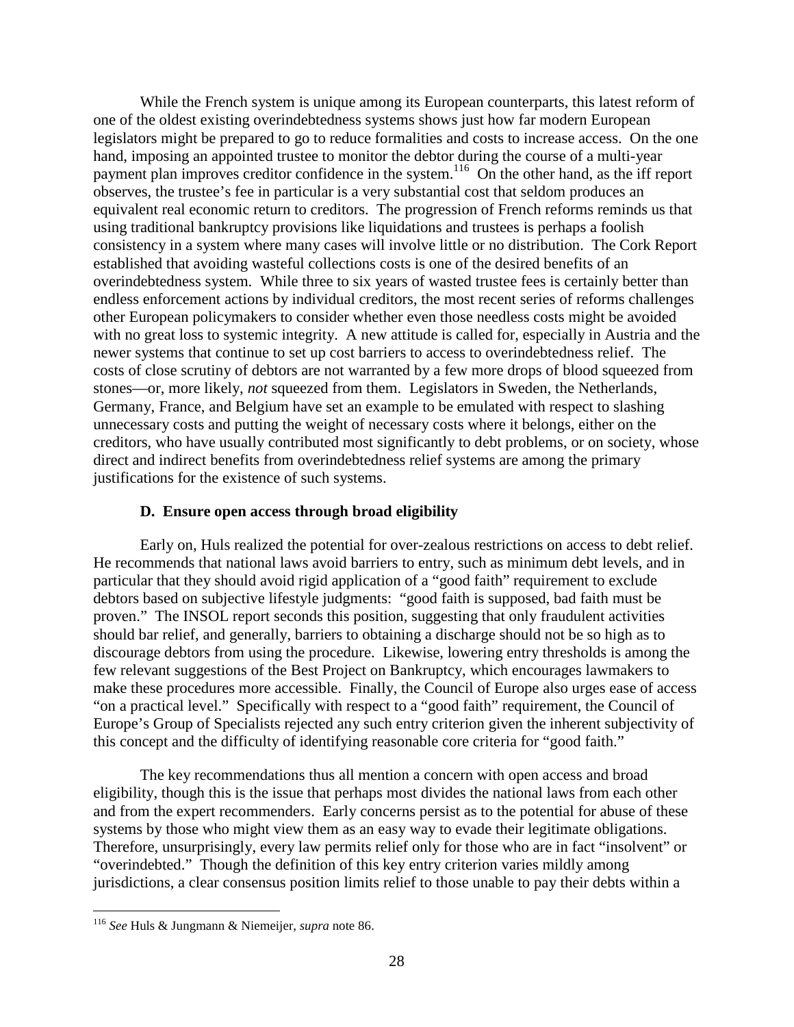While the French system is unique among its European counterparts, this latest reform of one of the oldest existing overindebtedness systems shows just how far modern European legislators might be prepared to go to reduce formalities and costs to increase access. On the one hand, imposing an appointed trustee to monitor the debtor during the course of a multi-year payment plan improves creditor confidence in the system.[116] On the other hand, as the iff report observes, the trustee's fee in particular is a very substantial cost that seldom produces an equivalent real economic return to creditors. The progression of French reforms reminds us that using traditional bankruptcy provisions like liquidations and trustees is perhaps a foolish consistency in a system where many cases will involve little or no distribution. The Cork Report established that avoiding wasteful collections costs is one of the desired benefits of an overindebtedness system. While three to six years of wasted trustee fees is certainly better than endless enforcement actions by individual creditors, the most recent series of reforms challenges other European policymakers to consider whether even those needless costs might be avoided with no great loss to systemic integrity. A new attitude is called for, especially in Austria and the newer systems that continue to set up cost barriers to access to overindebtedness relief. The costs of close scrutiny of debtors are not warranted by a few more drops of blood squeezed from stones—or, more likely, *not* squeezed from them. Legislators in Sweden, the Netherlands, Germany, France, and Belgium have set an example to be emulated with respect to slashing unnecessary costs and putting the weight of necessary costs where it belongs, either on the creditors, who have usually contributed most significantly to debt problems, or on society, whose direct and indirect benefits from overindebtedness relief systems are among the primary justifications for the existence of such systems.

### D. Ensure open access through broad eligibility

Early on, Huls realized the potential for over-zealous restrictions on access to debt relief. He recommends that national laws avoid barriers to entry, such as minimum debt levels, and in particular that they should avoid rigid application of a "good faith" requirement to exclude debtors based on subjective lifestyle judgments: "good faith is supposed, bad faith must be proven." The INSOL report seconds this position, suggesting that only fraudulent activities should bar relief, and generally, barriers to obtaining a discharge should not be so high as to discourage debtors from using the procedure. Likewise, lowering entry thresholds is among the few relevant suggestions of the Best Project on Bankruptcy, which encourages lawmakers to make these procedures more accessible. Finally, the Council of Europe also urges ease of access "on a practical level." Specifically with respect to a "good faith" requirement, the Council of Europe's Group of Specialists rejected any such entry criterion given the inherent subjectivity of this concept and the difficulty of identifying reasonable core criteria for "good faith."

The key recommendations thus all mention a concern with open access and broad eligibility, though this is the issue that perhaps most divides the national laws from each other and from the expert recommenders. Early concerns persist as to the potential for abuse of these systems by those who might view them as an easy way to evade their legitimate obligations. Therefore, unsurprisingly, every law permits relief only for those who are in fact "insolvent" or "overindebted." Though the definition of this key entry criterion varies mildly among jurisdictions, a clear consensus position limits relief to those unable to pay their debts within a

---

[116] *See* Huls & Jungmann & Niemeijer, *supra* note 86.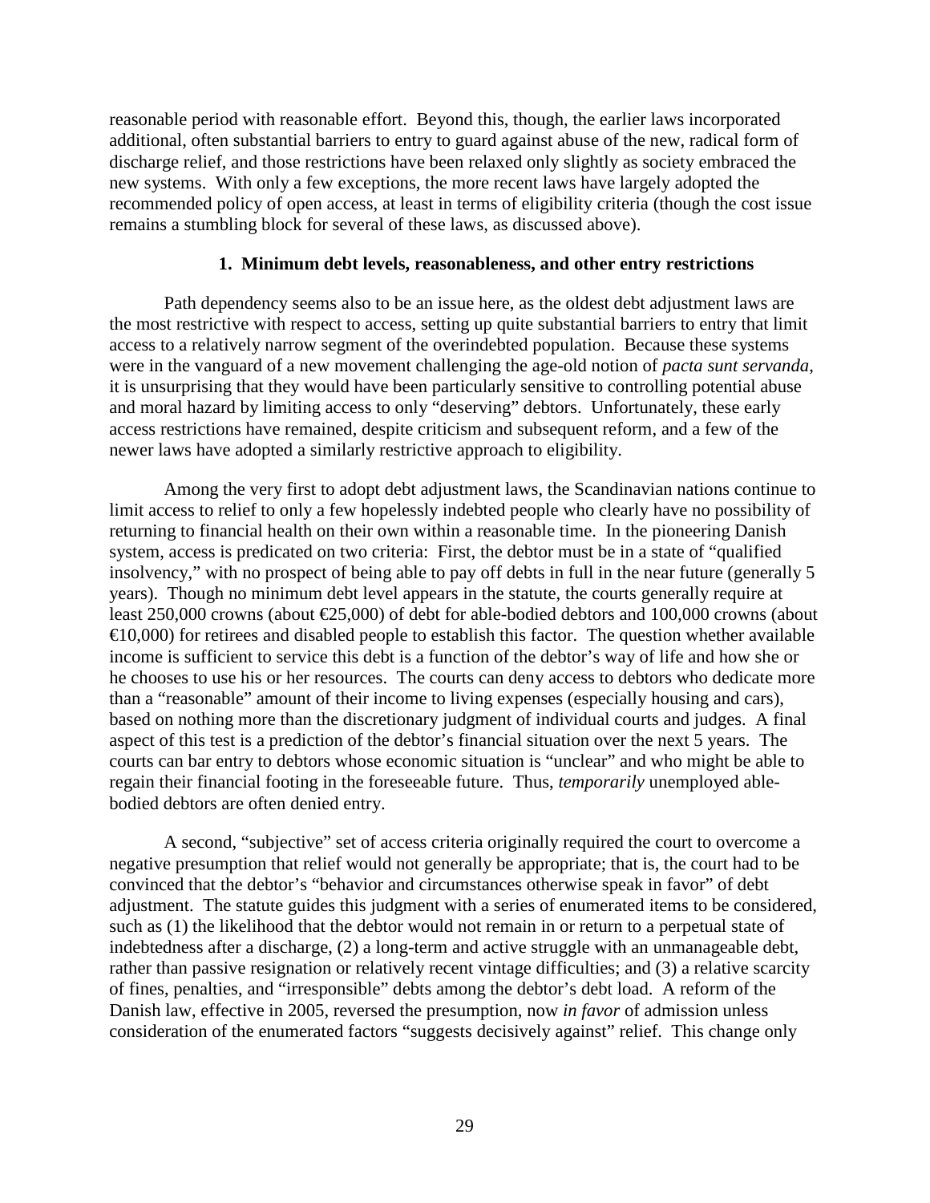reasonable period with reasonable effort. Beyond this, though, the earlier laws incorporated additional, often substantial barriers to entry to guard against abuse of the new, radical form of discharge relief, and those restrictions have been relaxed only slightly as society embraced the new systems. With only a few exceptions, the more recent laws have largely adopted the recommended policy of open access, at least in terms of eligibility criteria (though the cost issue remains a stumbling block for several of these laws, as discussed above).

### 1. Minimum debt levels, reasonableness, and other entry restrictions

Path dependency seems also to be an issue here, as the oldest debt adjustment laws are the most restrictive with respect to access, setting up quite substantial barriers to entry that limit access to a relatively narrow segment of the overindebted population. Because these systems were in the vanguard of a new movement challenging the age-old notion of *pacta sunt servanda*, it is unsurprising that they would have been particularly sensitive to controlling potential abuse and moral hazard by limiting access to only "deserving" debtors. Unfortunately, these early access restrictions have remained, despite criticism and subsequent reform, and a few of the newer laws have adopted a similarly restrictive approach to eligibility.

Among the very first to adopt debt adjustment laws, the Scandinavian nations continue to limit access to relief to only a few hopelessly indebted people who clearly have no possibility of returning to financial health on their own within a reasonable time. In the pioneering Danish system, access is predicated on two criteria: First, the debtor must be in a state of "qualified insolvency," with no prospect of being able to pay off debts in full in the near future (generally 5 years). Though no minimum debt level appears in the statute, the courts generally require at least 250,000 crowns (about €25,000) of debt for able-bodied debtors and 100,000 crowns (about €10,000) for retirees and disabled people to establish this factor. The question whether available income is sufficient to service this debt is a function of the debtor's way of life and how she or he chooses to use his or her resources. The courts can deny access to debtors who dedicate more than a "reasonable" amount of their income to living expenses (especially housing and cars), based on nothing more than the discretionary judgment of individual courts and judges. A final aspect of this test is a prediction of the debtor's financial situation over the next 5 years. The courts can bar entry to debtors whose economic situation is "unclear" and who might be able to regain their financial footing in the foreseeable future. Thus, *temporarily* unemployed able-bodied debtors are often denied entry.

A second, "subjective" set of access criteria originally required the court to overcome a negative presumption that relief would not generally be appropriate; that is, the court had to be convinced that the debtor's "behavior and circumstances otherwise speak in favor" of debt adjustment. The statute guides this judgment with a series of enumerated items to be considered, such as (1) the likelihood that the debtor would not remain in or return to a perpetual state of indebtedness after a discharge, (2) a long-term and active struggle with an unmanageable debt, rather than passive resignation or relatively recent vintage difficulties; and (3) a relative scarcity of fines, penalties, and "irresponsible" debts among the debtor's debt load. A reform of the Danish law, effective in 2005, reversed the presumption, now *in favor* of admission unless consideration of the enumerated factors "suggests decisively against" relief. This change only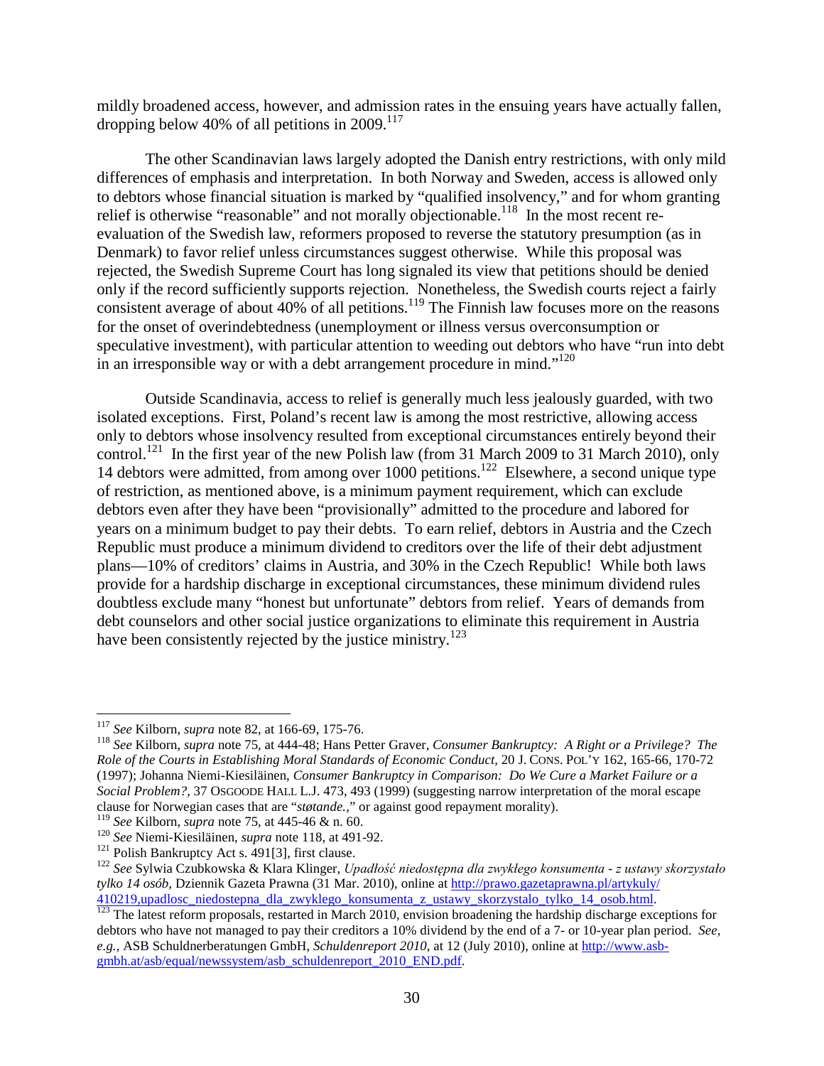mildly broadened access, however, and admission rates in the ensuing years have actually fallen, dropping below 40% of all petitions in 2009.[117]

The other Scandinavian laws largely adopted the Danish entry restrictions, with only mild differences of emphasis and interpretation. In both Norway and Sweden, access is allowed only to debtors whose financial situation is marked by "qualified insolvency," and for whom granting relief is otherwise "reasonable" and not morally objectionable.[118] In the most recent re-evaluation of the Swedish law, reformers proposed to reverse the statutory presumption (as in Denmark) to favor relief unless circumstances suggest otherwise. While this proposal was rejected, the Swedish Supreme Court has long signaled its view that petitions should be denied only if the record sufficiently supports rejection. Nonetheless, the Swedish courts reject a fairly consistent average of about 40% of all petitions.[119] The Finnish law focuses more on the reasons for the onset of overindebtedness (unemployment or illness versus overconsumption or speculative investment), with particular attention to weeding out debtors who have "run into debt in an irresponsible way or with a debt arrangement procedure in mind."[120]

Outside Scandinavia, access to relief is generally much less jealously guarded, with two isolated exceptions. First, Poland's recent law is among the most restrictive, allowing access only to debtors whose insolvency resulted from exceptional circumstances entirely beyond their control.[121] In the first year of the new Polish law (from 31 March 2009 to 31 March 2010), only 14 debtors were admitted, from among over 1000 petitions.[122] Elsewhere, a second unique type of restriction, as mentioned above, is a minimum payment requirement, which can exclude debtors even after they have been "provisionally" admitted to the procedure and labored for years on a minimum budget to pay their debts. To earn relief, debtors in Austria and the Czech Republic must produce a minimum dividend to creditors over the life of their debt adjustment plans—10% of creditors' claims in Austria, and 30% in the Czech Republic! While both laws provide for a hardship discharge in exceptional circumstances, these minimum dividend rules doubtless exclude many "honest but unfortunate" debtors from relief. Years of demands from debt counselors and other social justice organizations to eliminate this requirement in Austria have been consistently rejected by the justice ministry.[123]

---

[117] *See* Kilborn, *supra* note 82, at 166-69, 175-76.

[118] *See* Kilborn, *supra* note 75, at 444-48; Hans Petter Graver, *Consumer Bankruptcy: A Right or a Privilege? The Role of the Courts in Establishing Moral Standards of Economic Conduct*, 20 J. CONS. POL'Y 162, 165-66, 170-72 (1997); Johanna Niemi-Kiesiläinen, *Consumer Bankruptcy in Comparison: Do We Cure a Market Failure or a Social Problem?*, 37 OSGOODE HALL L.J. 473, 493 (1999) (suggesting narrow interpretation of the moral escape clause for Norwegian cases that are "*støtande.*," or against good repayment morality).

[119] *See* Kilborn, *supra* note 75, at 445-46 & n. 60.

[120] *See* Niemi-Kiesiläinen, *supra* note 118, at 491-92.

[121] Polish Bankruptcy Act s. 491[3], first clause.

[122] *See* Sylwia Czubkowska & Klara Klinger, *Upadłość niedostępna dla zwykłego konsumenta - z ustawy skorzystało tylko 14 osób*, Dziennik Gazeta Prawna (31 Mar. 2010), online at http://prawo.gazetaprawna.pl/artykuly/410219,upadlosc_niedostepna_dla_zwyklego_konsumenta_z_ustawy_skorzystalo_tylko_14_osob.html.

[123] The latest reform proposals, restarted in March 2010, envision broadening the hardship discharge exceptions for debtors who have not managed to pay their creditors a 10% dividend by the end of a 7- or 10-year plan period. *See, e.g.*, ASB Schuldnerberatungen GmbH, *Schuldenreport 2010*, at 12 (July 2010), online at http://www.asb-gmbh.at/asb/equal/newssystem/asb_schuldenreport_2010_END.pdf.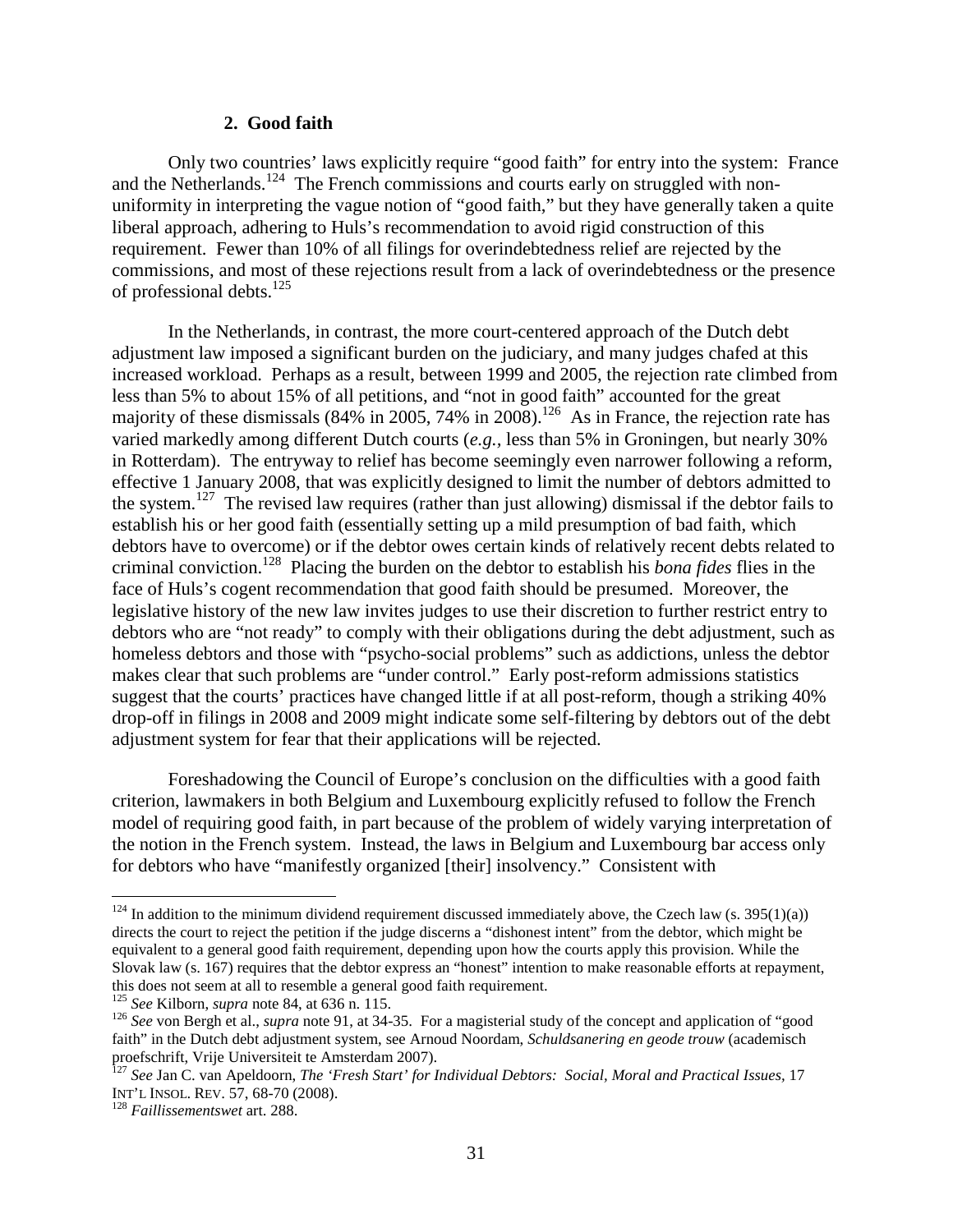### 2. Good faith

Only two countries' laws explicitly require "good faith" for entry into the system: France and the Netherlands.[124] The French commissions and courts early on struggled with non-uniformity in interpreting the vague notion of "good faith," but they have generally taken a quite liberal approach, adhering to Huls's recommendation to avoid rigid construction of this requirement. Fewer than 10% of all filings for overindebtedness relief are rejected by the commissions, and most of these rejections result from a lack of overindebtedness or the presence of professional debts.[125]

In the Netherlands, in contrast, the more court-centered approach of the Dutch debt adjustment law imposed a significant burden on the judiciary, and many judges chafed at this increased workload. Perhaps as a result, between 1999 and 2005, the rejection rate climbed from less than 5% to about 15% of all petitions, and "not in good faith" accounted for the great majority of these dismissals (84% in 2005, 74% in 2008).[126] As in France, the rejection rate has varied markedly among different Dutch courts (*e.g.*, less than 5% in Groningen, but nearly 30% in Rotterdam). The entryway to relief has become seemingly even narrower following a reform, effective 1 January 2008, that was explicitly designed to limit the number of debtors admitted to the system.[127] The revised law requires (rather than just allowing) dismissal if the debtor fails to establish his or her good faith (essentially setting up a mild presumption of bad faith, which debtors have to overcome) or if the debtor owes certain kinds of relatively recent debts related to criminal conviction.[128] Placing the burden on the debtor to establish his *bona fides* flies in the face of Huls's cogent recommendation that good faith should be presumed. Moreover, the legislative history of the new law invites judges to use their discretion to further restrict entry to debtors who are "not ready" to comply with their obligations during the debt adjustment, such as homeless debtors and those with "psycho-social problems" such as addictions, unless the debtor makes clear that such problems are "under control." Early post-reform admissions statistics suggest that the courts' practices have changed little if at all post-reform, though a striking 40% drop-off in filings in 2008 and 2009 might indicate some self-filtering by debtors out of the debt adjustment system for fear that their applications will be rejected.

Foreshadowing the Council of Europe's conclusion on the difficulties with a good faith criterion, lawmakers in both Belgium and Luxembourg explicitly refused to follow the French model of requiring good faith, in part because of the problem of widely varying interpretation of the notion in the French system. Instead, the laws in Belgium and Luxembourg bar access only for debtors who have "manifestly organized [their] insolvency." Consistent with

---

[124] In addition to the minimum dividend requirement discussed immediately above, the Czech law (s. 395(1)(a)) directs the court to reject the petition if the judge discerns a "dishonest intent" from the debtor, which might be equivalent to a general good faith requirement, depending upon how the courts apply this provision. While the Slovak law (s. 167) requires that the debtor express an "honest" intention to make reasonable efforts at repayment, this does not seem at all to resemble a general good faith requirement.

[125] *See* Kilborn, *supra* note 84, at 636 n. 115.

[126] *See* von Bergh et al., *supra* note 91, at 34-35. For a magisterial study of the concept and application of "good faith" in the Dutch debt adjustment system, see Arnoud Noordam, *Schuldsanering en geode trouw* (academisch proefschrift, Vrije Universiteit te Amsterdam 2007).

[127] *See* Jan C. van Apeldoorn, *The 'Fresh Start' for Individual Debtors: Social, Moral and Practical Issues*, 17 INT'L INSOL. REV. 57, 68-70 (2008).

[128] *Faillissementswet* art. 288.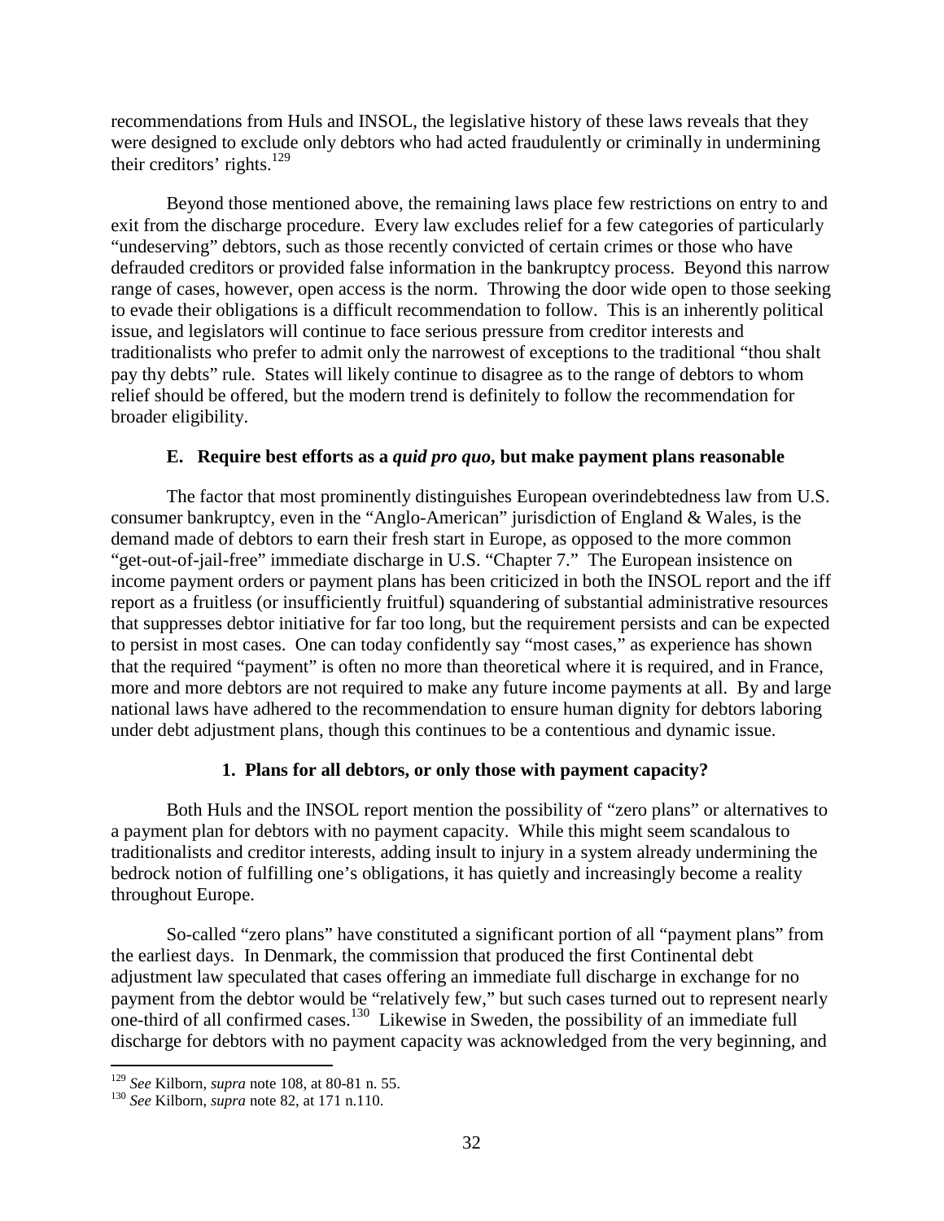recommendations from Huls and INSOL, the legislative history of these laws reveals that they were designed to exclude only debtors who had acted fraudulently or criminally in undermining their creditors' rights.[129]

Beyond those mentioned above, the remaining laws place few restrictions on entry to and exit from the discharge procedure. Every law excludes relief for a few categories of particularly "undeserving" debtors, such as those recently convicted of certain crimes or those who have defrauded creditors or provided false information in the bankruptcy process. Beyond this narrow range of cases, however, open access is the norm. Throwing the door wide open to those seeking to evade their obligations is a difficult recommendation to follow. This is an inherently political issue, and legislators will continue to face serious pressure from creditor interests and traditionalists who prefer to admit only the narrowest of exceptions to the traditional "thou shalt pay thy debts" rule. States will likely continue to disagree as to the range of debtors to whom relief should be offered, but the modern trend is definitely to follow the recommendation for broader eligibility.

### E. Require best efforts as a *quid pro quo*, but make payment plans reasonable

The factor that most prominently distinguishes European overindebtedness law from U.S. consumer bankruptcy, even in the "Anglo-American" jurisdiction of England & Wales, is the demand made of debtors to earn their fresh start in Europe, as opposed to the more common "get-out-of-jail-free" immediate discharge in U.S. "Chapter 7." The European insistence on income payment orders or payment plans has been criticized in both the INSOL report and the iff report as a fruitless (or insufficiently fruitful) squandering of substantial administrative resources that suppresses debtor initiative for far too long, but the requirement persists and can be expected to persist in most cases. One can today confidently say "most cases," as experience has shown that the required "payment" is often no more than theoretical where it is required, and in France, more and more debtors are not required to make any future income payments at all. By and large national laws have adhered to the recommendation to ensure human dignity for debtors laboring under debt adjustment plans, though this continues to be a contentious and dynamic issue.

#### 1. Plans for all debtors, or only those with payment capacity?

Both Huls and the INSOL report mention the possibility of "zero plans" or alternatives to a payment plan for debtors with no payment capacity. While this might seem scandalous to traditionalists and creditor interests, adding insult to injury in a system already undermining the bedrock notion of fulfilling one's obligations, it has quietly and increasingly become a reality throughout Europe.

So-called "zero plans" have constituted a significant portion of all "payment plans" from the earliest days. In Denmark, the commission that produced the first Continental debt adjustment law speculated that cases offering an immediate full discharge in exchange for no payment from the debtor would be "relatively few," but such cases turned out to represent nearly one-third of all confirmed cases.[130] Likewise in Sweden, the possibility of an immediate full discharge for debtors with no payment capacity was acknowledged from the very beginning, and

[129] *See* Kilborn, *supra* note 108, at 80-81 n. 55.

[130] *See* Kilborn, *supra* note 82, at 171 n.110.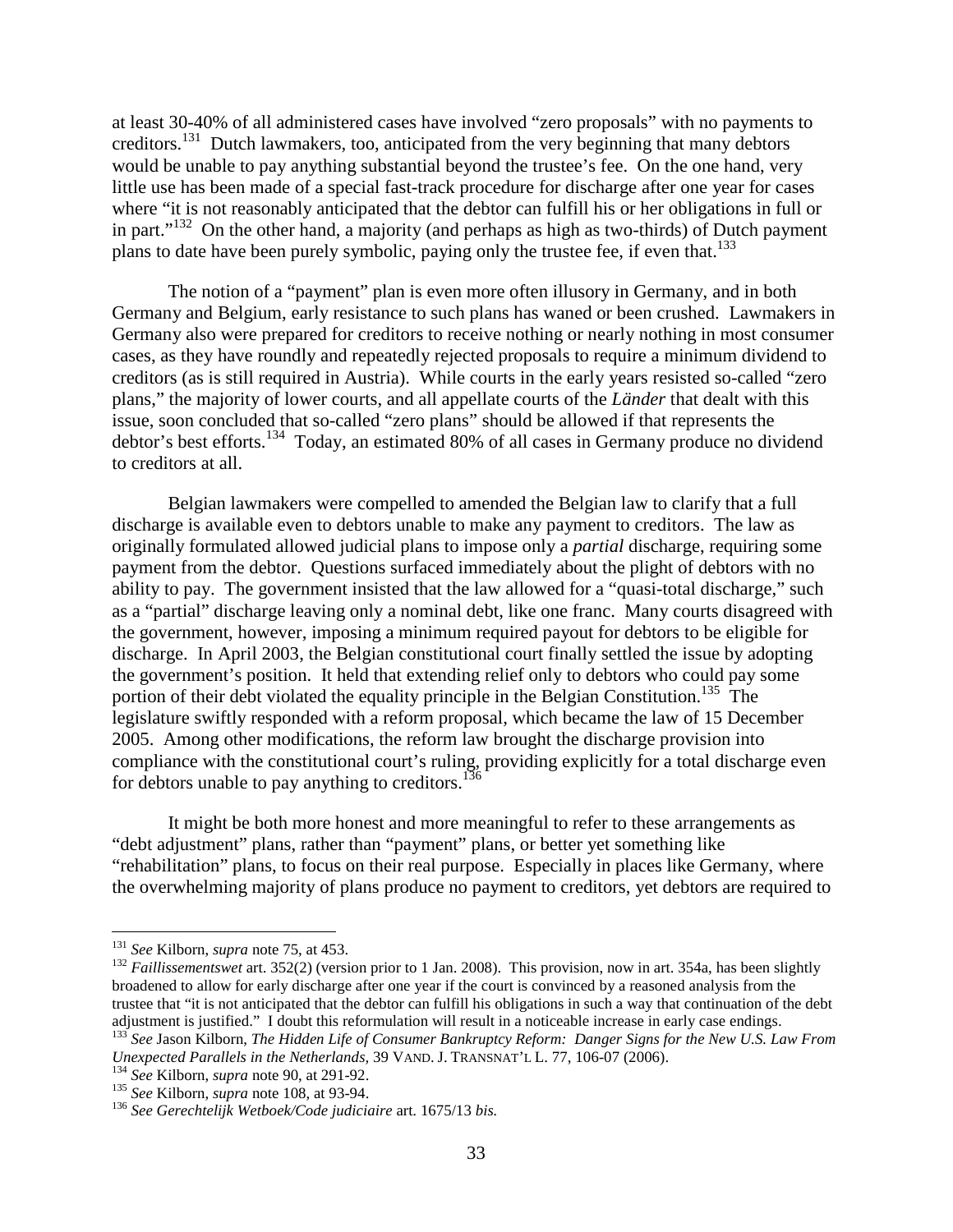at least 30-40% of all administered cases have involved "zero proposals" with no payments to creditors.[131] Dutch lawmakers, too, anticipated from the very beginning that many debtors would be unable to pay anything substantial beyond the trustee's fee. On the one hand, very little use has been made of a special fast-track procedure for discharge after one year for cases where "it is not reasonably anticipated that the debtor can fulfill his or her obligations in full or in part."[132] On the other hand, a majority (and perhaps as high as two-thirds) of Dutch payment plans to date have been purely symbolic, paying only the trustee fee, if even that.[133]

The notion of a "payment" plan is even more often illusory in Germany, and in both Germany and Belgium, early resistance to such plans has waned or been crushed. Lawmakers in Germany also were prepared for creditors to receive nothing or nearly nothing in most consumer cases, as they have roundly and repeatedly rejected proposals to require a minimum dividend to creditors (as is still required in Austria). While courts in the early years resisted so-called "zero plans," the majority of lower courts, and all appellate courts of the *Länder* that dealt with this issue, soon concluded that so-called "zero plans" should be allowed if that represents the debtor's best efforts.[134] Today, an estimated 80% of all cases in Germany produce no dividend to creditors at all.

Belgian lawmakers were compelled to amended the Belgian law to clarify that a full discharge is available even to debtors unable to make any payment to creditors. The law as originally formulated allowed judicial plans to impose only a *partial* discharge, requiring some payment from the debtor. Questions surfaced immediately about the plight of debtors with no ability to pay. The government insisted that the law allowed for a "quasi-total discharge," such as a "partial" discharge leaving only a nominal debt, like one franc. Many courts disagreed with the government, however, imposing a minimum required payout for debtors to be eligible for discharge. In April 2003, the Belgian constitutional court finally settled the issue by adopting the government's position. It held that extending relief only to debtors who could pay some portion of their debt violated the equality principle in the Belgian Constitution.[135] The legislature swiftly responded with a reform proposal, which became the law of 15 December 2005. Among other modifications, the reform law brought the discharge provision into compliance with the constitutional court's ruling, providing explicitly for a total discharge even for debtors unable to pay anything to creditors.[136]

It might be both more honest and more meaningful to refer to these arrangements as "debt adjustment" plans, rather than "payment" plans, or better yet something like "rehabilitation" plans, to focus on their real purpose. Especially in places like Germany, where the overwhelming majority of plans produce no payment to creditors, yet debtors are required to

---

[131] *See* Kilborn, *supra* note 75, at 453.

[132] *Faillissementswet* art. 352(2) (version prior to 1 Jan. 2008). This provision, now in art. 354a, has been slightly broadened to allow for early discharge after one year if the court is convinced by a reasoned analysis from the trustee that "it is not anticipated that the debtor can fulfill his obligations in such a way that continuation of the debt adjustment is justified." I doubt this reformulation will result in a noticeable increase in early case endings.

[133] *See* Jason Kilborn, *The Hidden Life of Consumer Bankruptcy Reform: Danger Signs for the New U.S. Law From Unexpected Parallels in the Netherlands,* 39 VAND. J. TRANSNAT'L L. 77, 106-07 (2006).

[134] *See* Kilborn, *supra* note 90, at 291-92.

[135] *See* Kilborn, *supra* note 108, at 93-94.

[136] *See Gerechtelijk Wetboek/Code judiciaire* art. 1675/13 *bis.*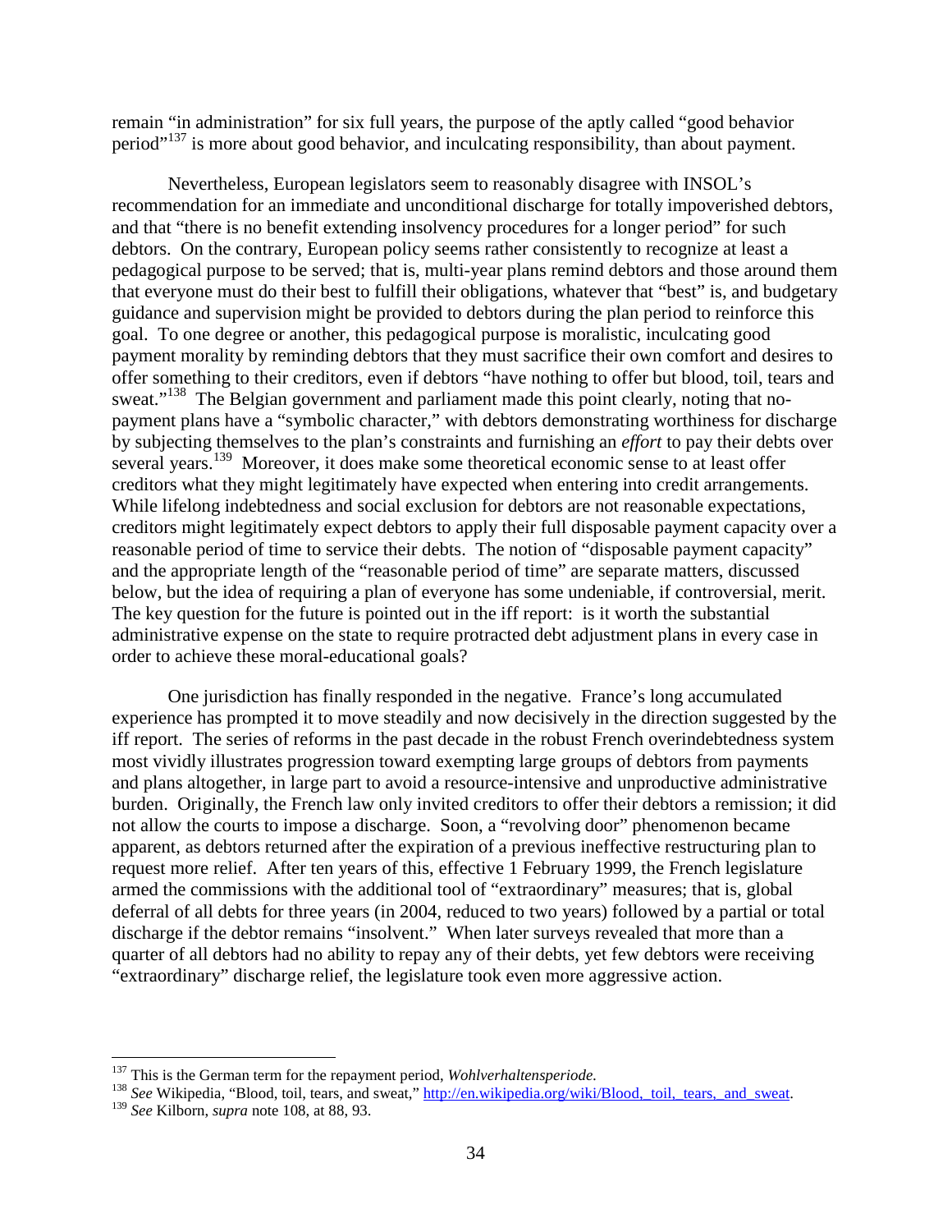remain "in administration" for six full years, the purpose of the aptly called "good behavior period"[137] is more about good behavior, and inculcating responsibility, than about payment.

Nevertheless, European legislators seem to reasonably disagree with INSOL's recommendation for an immediate and unconditional discharge for totally impoverished debtors, and that "there is no benefit extending insolvency procedures for a longer period" for such debtors. On the contrary, European policy seems rather consistently to recognize at least a pedagogical purpose to be served; that is, multi-year plans remind debtors and those around them that everyone must do their best to fulfill their obligations, whatever that "best" is, and budgetary guidance and supervision might be provided to debtors during the plan period to reinforce this goal. To one degree or another, this pedagogical purpose is moralistic, inculcating good payment morality by reminding debtors that they must sacrifice their own comfort and desires to offer something to their creditors, even if debtors "have nothing to offer but blood, toil, tears and sweat."[138] The Belgian government and parliament made this point clearly, noting that no-payment plans have a "symbolic character," with debtors demonstrating worthiness for discharge by subjecting themselves to the plan's constraints and furnishing an *effort* to pay their debts over several years.[139] Moreover, it does make some theoretical economic sense to at least offer creditors what they might legitimately have expected when entering into credit arrangements. While lifelong indebtedness and social exclusion for debtors are not reasonable expectations, creditors might legitimately expect debtors to apply their full disposable payment capacity over a reasonable period of time to service their debts. The notion of "disposable payment capacity" and the appropriate length of the "reasonable period of time" are separate matters, discussed below, but the idea of requiring a plan of everyone has some undeniable, if controversial, merit. The key question for the future is pointed out in the iff report: is it worth the substantial administrative expense on the state to require protracted debt adjustment plans in every case in order to achieve these moral-educational goals?

One jurisdiction has finally responded in the negative. France's long accumulated experience has prompted it to move steadily and now decisively in the direction suggested by the iff report. The series of reforms in the past decade in the robust French overindebtedness system most vividly illustrates progression toward exempting large groups of debtors from payments and plans altogether, in large part to avoid a resource-intensive and unproductive administrative burden. Originally, the French law only invited creditors to offer their debtors a remission; it did not allow the courts to impose a discharge. Soon, a "revolving door" phenomenon became apparent, as debtors returned after the expiration of a previous ineffective restructuring plan to request more relief. After ten years of this, effective 1 February 1999, the French legislature armed the commissions with the additional tool of "extraordinary" measures; that is, global deferral of all debts for three years (in 2004, reduced to two years) followed by a partial or total discharge if the debtor remains "insolvent." When later surveys revealed that more than a quarter of all debtors had no ability to repay any of their debts, yet few debtors were receiving "extraordinary" discharge relief, the legislature took even more aggressive action.

---

[137] This is the German term for the repayment period, *Wohlverhaltensperiode*.

[138] *See* Wikipedia, "Blood, toil, tears, and sweat," http://en.wikipedia.org/wiki/Blood,_toil,_tears,_and_sweat.

[139] *See* Kilborn, *supra* note 108, at 88, 93.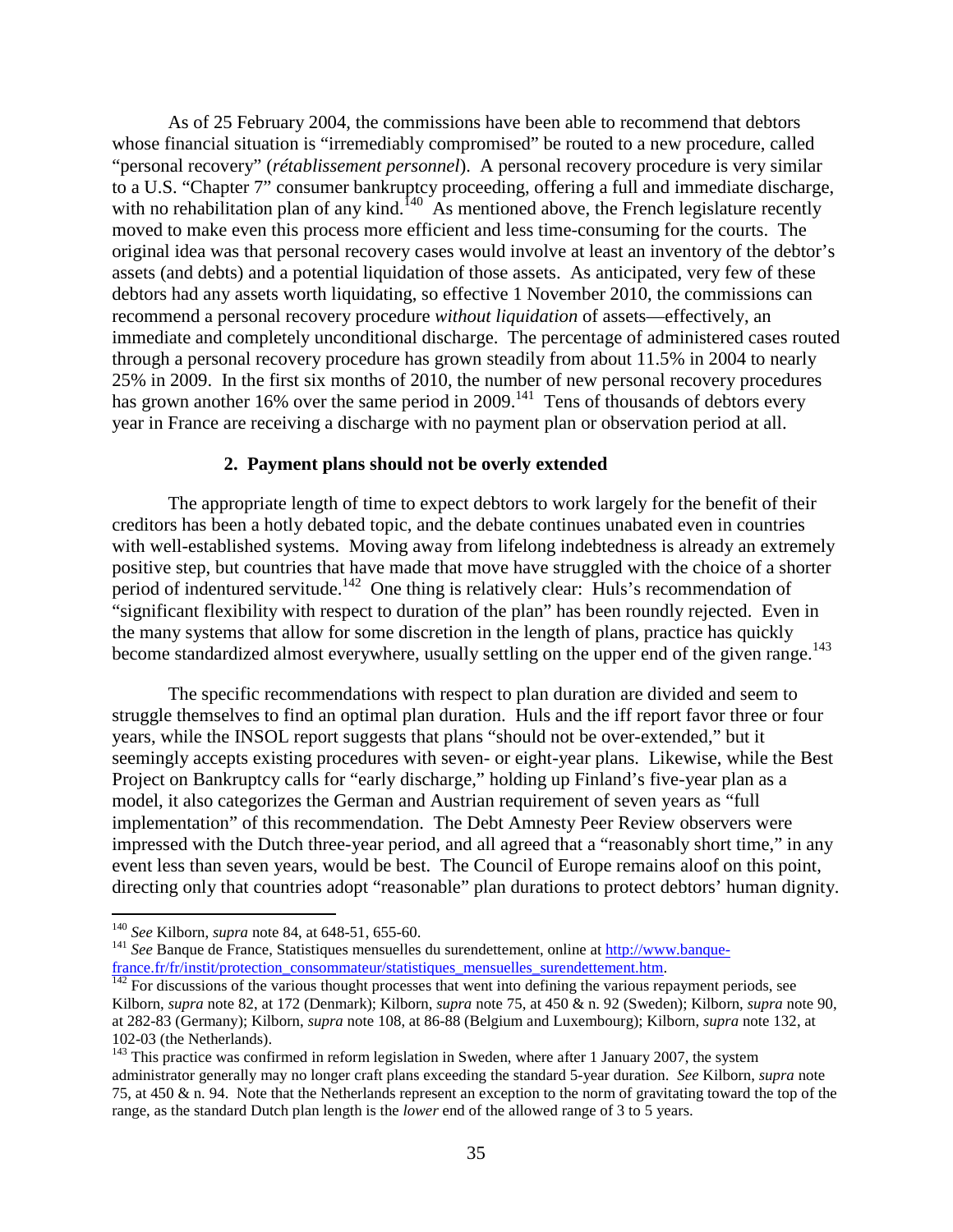As of 25 February 2004, the commissions have been able to recommend that debtors whose financial situation is "irremediably compromised" be routed to a new procedure, called "personal recovery" (*rétablissement personnel*). A personal recovery procedure is very similar to a U.S. "Chapter 7" consumer bankruptcy proceeding, offering a full and immediate discharge, with no rehabilitation plan of any kind.[140] As mentioned above, the French legislature recently moved to make even this process more efficient and less time-consuming for the courts. The original idea was that personal recovery cases would involve at least an inventory of the debtor's assets (and debts) and a potential liquidation of those assets. As anticipated, very few of these debtors had any assets worth liquidating, so effective 1 November 2010, the commissions can recommend a personal recovery procedure *without liquidation* of assets—effectively, an immediate and completely unconditional discharge. The percentage of administered cases routed through a personal recovery procedure has grown steadily from about 11.5% in 2004 to nearly 25% in 2009. In the first six months of 2010, the number of new personal recovery procedures has grown another 16% over the same period in 2009.[141] Tens of thousands of debtors every year in France are receiving a discharge with no payment plan or observation period at all.

### 2. Payment plans should not be overly extended

The appropriate length of time to expect debtors to work largely for the benefit of their creditors has been a hotly debated topic, and the debate continues unabated even in countries with well-established systems. Moving away from lifelong indebtedness is already an extremely positive step, but countries that have made that move have struggled with the choice of a shorter period of indentured servitude.[142] One thing is relatively clear: Huls's recommendation of "significant flexibility with respect to duration of the plan" has been roundly rejected. Even in the many systems that allow for some discretion in the length of plans, practice has quickly become standardized almost everywhere, usually settling on the upper end of the given range.[143]

The specific recommendations with respect to plan duration are divided and seem to struggle themselves to find an optimal plan duration. Huls and the iff report favor three or four years, while the INSOL report suggests that plans "should not be over-extended," but it seemingly accepts existing procedures with seven- or eight-year plans. Likewise, while the Best Project on Bankruptcy calls for "early discharge," holding up Finland's five-year plan as a model, it also categorizes the German and Austrian requirement of seven years as "full implementation" of this recommendation. The Debt Amnesty Peer Review observers were impressed with the Dutch three-year period, and all agreed that a "reasonably short time," in any event less than seven years, would be best. The Council of Europe remains aloof on this point, directing only that countries adopt "reasonable" plan durations to protect debtors' human dignity.

---

[140] *See* Kilborn, *supra* note 84, at 648-51, 655-60.

[141] *See* Banque de France, Statistiques mensuelles du surendettement, online at http://www.banque-france.fr/fr/instit/protection_consommateur/statistiques_mensuelles_surendettement.htm.

[142] For discussions of the various thought processes that went into defining the various repayment periods, see Kilborn, *supra* note 82, at 172 (Denmark); Kilborn, *supra* note 75, at 450 & n. 92 (Sweden); Kilborn, *supra* note 90, at 282-83 (Germany); Kilborn, *supra* note 108, at 86-88 (Belgium and Luxembourg); Kilborn, *supra* note 132, at 102-03 (the Netherlands).

[143] This practice was confirmed in reform legislation in Sweden, where after 1 January 2007, the system administrator generally may no longer craft plans exceeding the standard 5-year duration. *See* Kilborn, *supra* note 75, at 450 & n. 94. Note that the Netherlands represent an exception to the norm of gravitating toward the top of the range, as the standard Dutch plan length is the *lower* end of the allowed range of 3 to 5 years.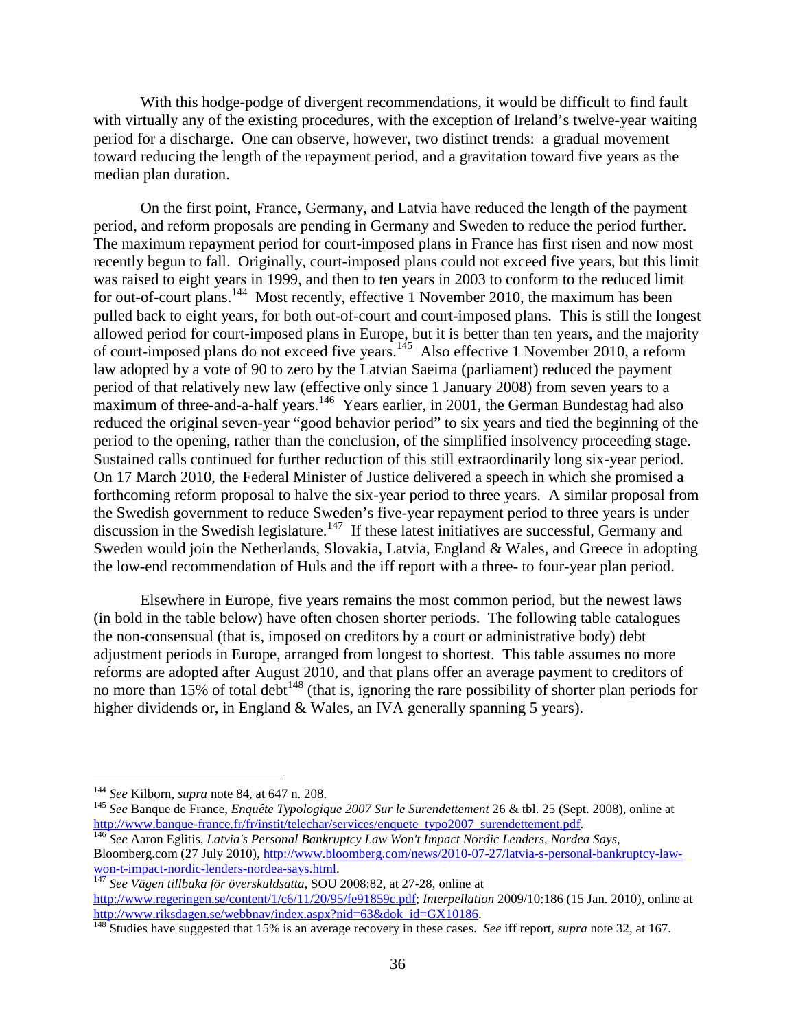With this hodge-podge of divergent recommendations, it would be difficult to find fault with virtually any of the existing procedures, with the exception of Ireland's twelve-year waiting period for a discharge. One can observe, however, two distinct trends: a gradual movement toward reducing the length of the repayment period, and a gravitation toward five years as the median plan duration.

On the first point, France, Germany, and Latvia have reduced the length of the payment period, and reform proposals are pending in Germany and Sweden to reduce the period further. The maximum repayment period for court-imposed plans in France has first risen and now most recently begun to fall. Originally, court-imposed plans could not exceed five years, but this limit was raised to eight years in 1999, and then to ten years in 2003 to conform to the reduced limit for out-of-court plans.[144] Most recently, effective 1 November 2010, the maximum has been pulled back to eight years, for both out-of-court and court-imposed plans. This is still the longest allowed period for court-imposed plans in Europe, but it is better than ten years, and the majority of court-imposed plans do not exceed five years.[145] Also effective 1 November 2010, a reform law adopted by a vote of 90 to zero by the Latvian Saeima (parliament) reduced the payment period of that relatively new law (effective only since 1 January 2008) from seven years to a maximum of three-and-a-half years.[146] Years earlier, in 2001, the German Bundestag had also reduced the original seven-year "good behavior period" to six years and tied the beginning of the period to the opening, rather than the conclusion, of the simplified insolvency proceeding stage. Sustained calls continued for further reduction of this still extraordinarily long six-year period. On 17 March 2010, the Federal Minister of Justice delivered a speech in which she promised a forthcoming reform proposal to halve the six-year period to three years. A similar proposal from the Swedish government to reduce Sweden's five-year repayment period to three years is under discussion in the Swedish legislature.[147] If these latest initiatives are successful, Germany and Sweden would join the Netherlands, Slovakia, Latvia, England & Wales, and Greece in adopting the low-end recommendation of Huls and the iff report with a three- to four-year plan period.

Elsewhere in Europe, five years remains the most common period, but the newest laws (in bold in the table below) have often chosen shorter periods. The following table catalogues the non-consensual (that is, imposed on creditors by a court or administrative body) debt adjustment periods in Europe, arranged from longest to shortest. This table assumes no more reforms are adopted after August 2010, and that plans offer an average payment to creditors of no more than 15% of total debt[148] (that is, ignoring the rare possibility of shorter plan periods for higher dividends or, in England & Wales, an IVA generally spanning 5 years).

---

[144] *See* Kilborn, *supra* note 84, at 647 n. 208.

[145] *See* Banque de France, *Enquête Typologique 2007 Sur le Surendettement* 26 & tbl. 25 (Sept. 2008), online at http://www.banque-france.fr/fr/instit/telechar/services/enquete_typo2007_surendettement.pdf.

[146] *See* Aaron Eglitis, *Latvia's Personal Bankruptcy Law Won't Impact Nordic Lenders, Nordea Says*, Bloomberg.com (27 July 2010), http://www.bloomberg.com/news/2010-07-27/latvia-s-personal-bankruptcy-law-won-t-impact-nordic-lenders-nordea-says.html.

[147] *See Vägen tillbaka för överskuldsatta*, SOU 2008:82, at 27-28, online at http://www.regeringen.se/content/1/c6/11/20/95/fe91859c.pdf; *Interpellation* 2009/10:186 (15 Jan. 2010), online at http://www.riksdagen.se/webbnav/index.aspx?nid=63&dok_id=GX10186.

[148] Studies have suggested that 15% is an average recovery in these cases. *See* iff report, *supra* note 32, at 167.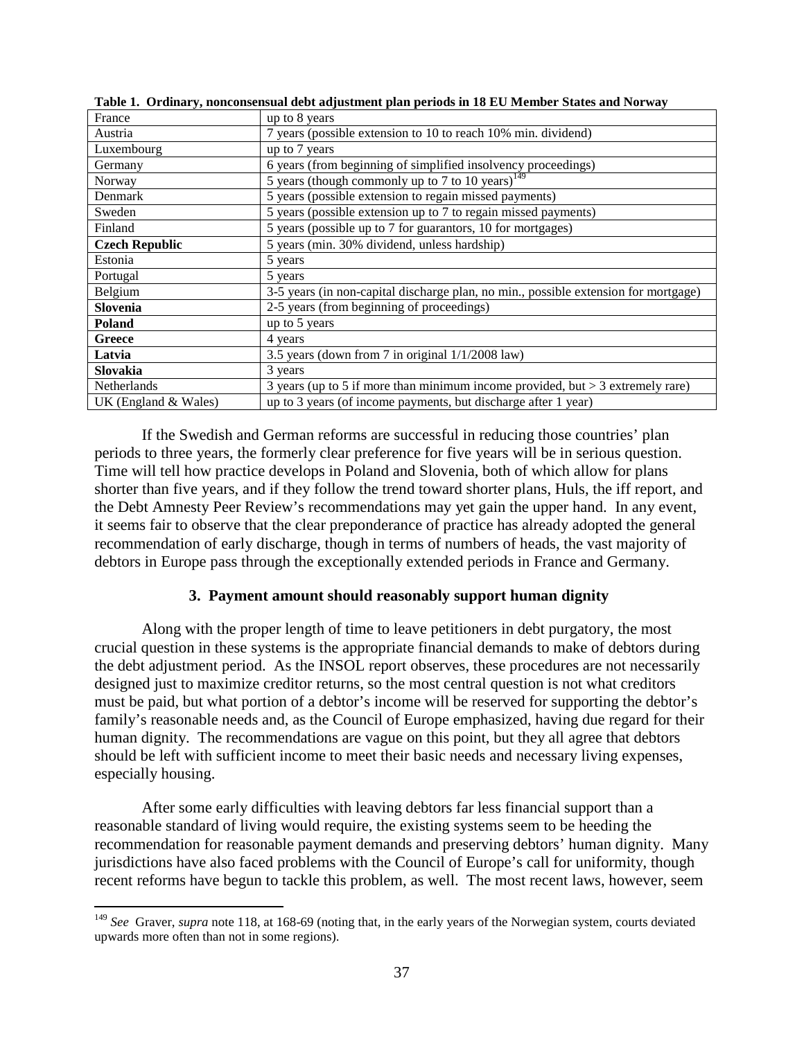**Table 1. Ordinary, nonconsensual debt adjustment plan periods in 18 EU Member States and Norway**

| | |
|---|---|
| France | up to 8 years |
| Austria | 7 years (possible extension to 10 to reach 10% min. dividend) |
| Luxembourg | up to 7 years |
| Germany | 6 years (from beginning of simplified insolvency proceedings) |
| Norway | 5 years (though commonly up to 7 to 10 years)[149] |
| Denmark | 5 years (possible extension to regain missed payments) |
| Sweden | 5 years (possible extension up to 7 to regain missed payments) |
| Finland | 5 years (possible up to 7 for guarantors, 10 for mortgages) |
| **Czech Republic** | 5 years (min. 30% dividend, unless hardship) |
| Estonia | 5 years |
| Portugal | 5 years |
| Belgium | 3-5 years (in non-capital discharge plan, no min., possible extension for mortgage) |
| **Slovenia** | 2-5 years (from beginning of proceedings) |
| **Poland** | up to 5 years |
| **Greece** | 4 years |
| **Latvia** | 3.5 years (down from 7 in original 1/1/2008 law) |
| **Slovakia** | 3 years |
| Netherlands | 3 years (up to 5 if more than minimum income provided, but > 3 extremely rare) |
| UK (England & Wales) | up to 3 years (of income payments, but discharge after 1 year) |

If the Swedish and German reforms are successful in reducing those countries' plan periods to three years, the formerly clear preference for five years will be in serious question. Time will tell how practice develops in Poland and Slovenia, both of which allow for plans shorter than five years, and if they follow the trend toward shorter plans, Huls, the iff report, and the Debt Amnesty Peer Review's recommendations may yet gain the upper hand. In any event, it seems fair to observe that the clear preponderance of practice has already adopted the general recommendation of early discharge, though in terms of numbers of heads, the vast majority of debtors in Europe pass through the exceptionally extended periods in France and Germany.

### 3. Payment amount should reasonably support human dignity

Along with the proper length of time to leave petitioners in debt purgatory, the most crucial question in these systems is the appropriate financial demands to make of debtors during the debt adjustment period. As the INSOL report observes, these procedures are not necessarily designed just to maximize creditor returns, so the most central question is not what creditors must be paid, but what portion of a debtor's income will be reserved for supporting the debtor's family's reasonable needs and, as the Council of Europe emphasized, having due regard for their human dignity. The recommendations are vague on this point, but they all agree that debtors should be left with sufficient income to meet their basic needs and necessary living expenses, especially housing.

After some early difficulties with leaving debtors far less financial support than a reasonable standard of living would require, the existing systems seem to be heeding the recommendation for reasonable payment demands and preserving debtors' human dignity. Many jurisdictions have also faced problems with the Council of Europe's call for uniformity, though recent reforms have begun to tackle this problem, as well. The most recent laws, however, seem

[149] *See* Graver, *supra* note 118, at 168-69 (noting that, in the early years of the Norwegian system, courts deviated upwards more often than not in some regions).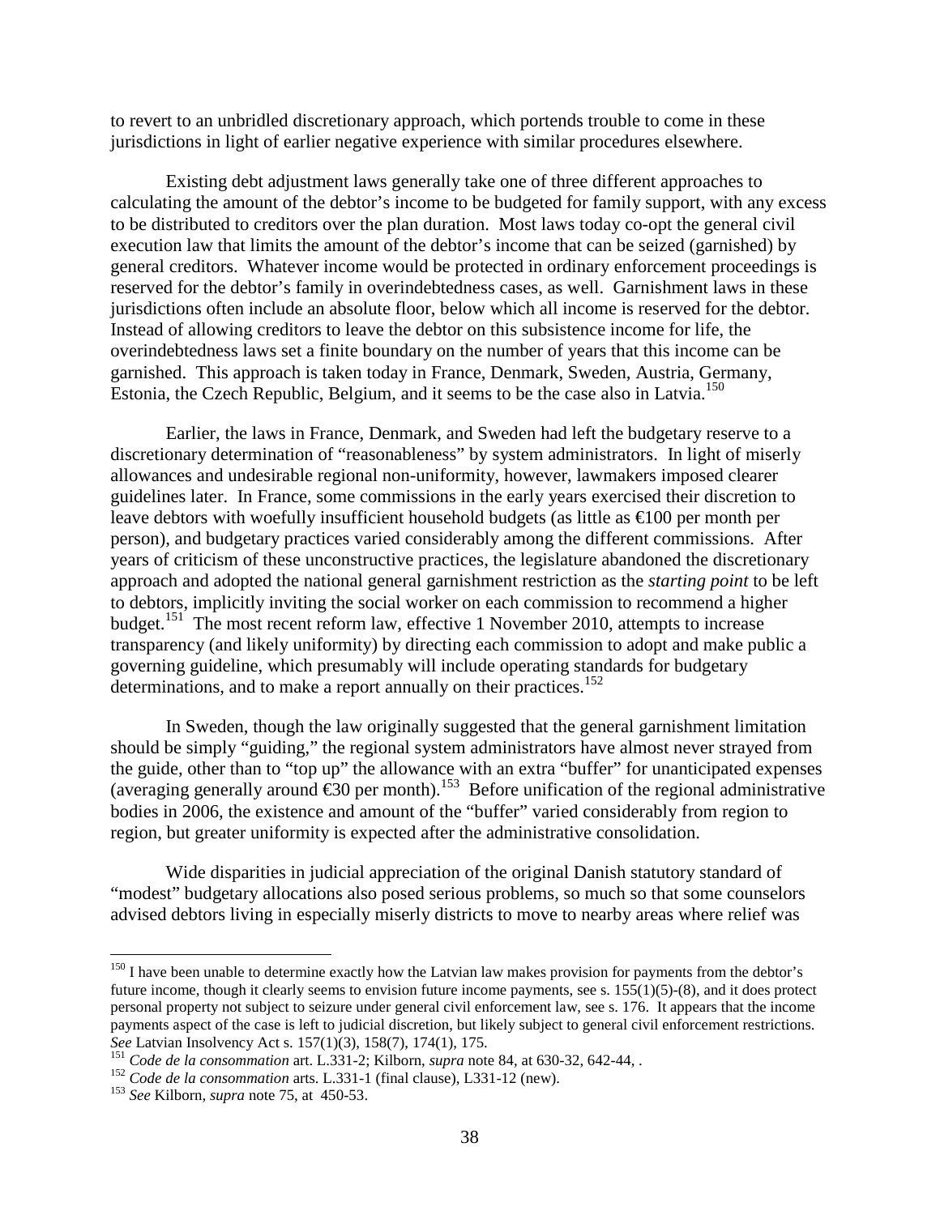to revert to an unbridled discretionary approach, which portends trouble to come in these jurisdictions in light of earlier negative experience with similar procedures elsewhere.

Existing debt adjustment laws generally take one of three different approaches to calculating the amount of the debtor's income to be budgeted for family support, with any excess to be distributed to creditors over the plan duration. Most laws today co-opt the general civil execution law that limits the amount of the debtor's income that can be seized (garnished) by general creditors. Whatever income would be protected in ordinary enforcement proceedings is reserved for the debtor's family in overindebtedness cases, as well. Garnishment laws in these jurisdictions often include an absolute floor, below which all income is reserved for the debtor. Instead of allowing creditors to leave the debtor on this subsistence income for life, the overindebtedness laws set a finite boundary on the number of years that this income can be garnished. This approach is taken today in France, Denmark, Sweden, Austria, Germany, Estonia, the Czech Republic, Belgium, and it seems to be the case also in Latvia.[150]

Earlier, the laws in France, Denmark, and Sweden had left the budgetary reserve to a discretionary determination of "reasonableness" by system administrators. In light of miserly allowances and undesirable regional non-uniformity, however, lawmakers imposed clearer guidelines later. In France, some commissions in the early years exercised their discretion to leave debtors with woefully insufficient household budgets (as little as €100 per month per person), and budgetary practices varied considerably among the different commissions. After years of criticism of these unconstructive practices, the legislature abandoned the discretionary approach and adopted the national general garnishment restriction as the *starting point* to be left to debtors, implicitly inviting the social worker on each commission to recommend a higher budget.[151] The most recent reform law, effective 1 November 2010, attempts to increase transparency (and likely uniformity) by directing each commission to adopt and make public a governing guideline, which presumably will include operating standards for budgetary determinations, and to make a report annually on their practices.[152]

In Sweden, though the law originally suggested that the general garnishment limitation should be simply "guiding," the regional system administrators have almost never strayed from the guide, other than to "top up" the allowance with an extra "buffer" for unanticipated expenses (averaging generally around €30 per month).[153] Before unification of the regional administrative bodies in 2006, the existence and amount of the "buffer" varied considerably from region to region, but greater uniformity is expected after the administrative consolidation.

Wide disparities in judicial appreciation of the original Danish statutory standard of "modest" budgetary allocations also posed serious problems, so much so that some counselors advised debtors living in especially miserly districts to move to nearby areas where relief was

---

[150] I have been unable to determine exactly how the Latvian law makes provision for payments from the debtor's future income, though it clearly seems to envision future income payments, see s. 155(1)(5)-(8), and it does protect personal property not subject to seizure under general civil enforcement law, see s. 176. It appears that the income payments aspect of the case is left to judicial discretion, but likely subject to general civil enforcement restrictions. *See* Latvian Insolvency Act s. 157(1)(3), 158(7), 174(1), 175.

[151] *Code de la consommation* art. L.331-2; Kilborn, *supra* note 84, at 630-32, 642-44, .

[152] *Code de la consommation* arts. L.331-1 (final clause), L331-12 (new).

[153] *See* Kilborn, *supra* note 75, at 450-53.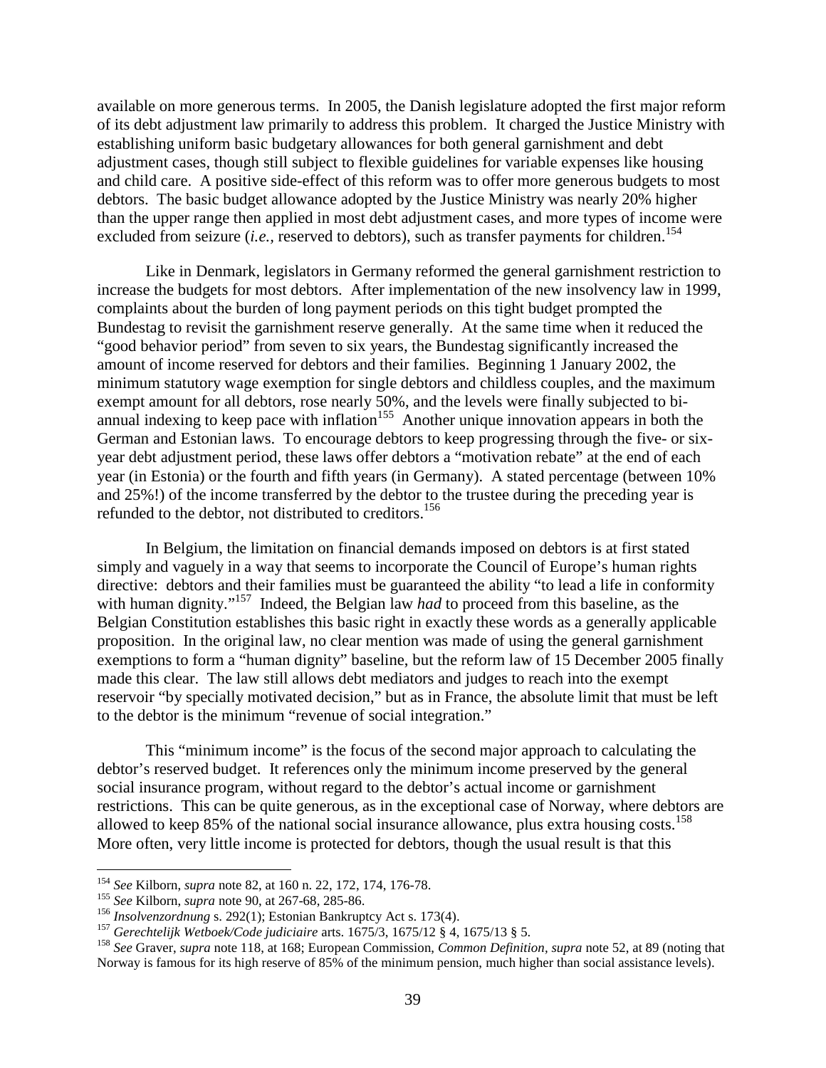available on more generous terms. In 2005, the Danish legislature adopted the first major reform of its debt adjustment law primarily to address this problem. It charged the Justice Ministry with establishing uniform basic budgetary allowances for both general garnishment and debt adjustment cases, though still subject to flexible guidelines for variable expenses like housing and child care. A positive side-effect of this reform was to offer more generous budgets to most debtors. The basic budget allowance adopted by the Justice Ministry was nearly 20% higher than the upper range then applied in most debt adjustment cases, and more types of income were excluded from seizure (*i.e.*, reserved to debtors), such as transfer payments for children.[154]

Like in Denmark, legislators in Germany reformed the general garnishment restriction to increase the budgets for most debtors. After implementation of the new insolvency law in 1999, complaints about the burden of long payment periods on this tight budget prompted the Bundestag to revisit the garnishment reserve generally. At the same time when it reduced the "good behavior period" from seven to six years, the Bundestag significantly increased the amount of income reserved for debtors and their families. Beginning 1 January 2002, the minimum statutory wage exemption for single debtors and childless couples, and the maximum exempt amount for all debtors, rose nearly 50%, and the levels were finally subjected to bi-annual indexing to keep pace with inflation[155] Another unique innovation appears in both the German and Estonian laws. To encourage debtors to keep progressing through the five- or six-year debt adjustment period, these laws offer debtors a "motivation rebate" at the end of each year (in Estonia) or the fourth and fifth years (in Germany). A stated percentage (between 10% and 25%!) of the income transferred by the debtor to the trustee during the preceding year is refunded to the debtor, not distributed to creditors.[156]

In Belgium, the limitation on financial demands imposed on debtors is at first stated simply and vaguely in a way that seems to incorporate the Council of Europe's human rights directive: debtors and their families must be guaranteed the ability "to lead a life in conformity with human dignity."[157] Indeed, the Belgian law *had* to proceed from this baseline, as the Belgian Constitution establishes this basic right in exactly these words as a generally applicable proposition. In the original law, no clear mention was made of using the general garnishment exemptions to form a "human dignity" baseline, but the reform law of 15 December 2005 finally made this clear. The law still allows debt mediators and judges to reach into the exempt reservoir "by specially motivated decision," but as in France, the absolute limit that must be left to the debtor is the minimum "revenue of social integration."

This "minimum income" is the focus of the second major approach to calculating the debtor's reserved budget. It references only the minimum income preserved by the general social insurance program, without regard to the debtor's actual income or garnishment restrictions. This can be quite generous, as in the exceptional case of Norway, where debtors are allowed to keep 85% of the national social insurance allowance, plus extra housing costs.[158] More often, very little income is protected for debtors, though the usual result is that this

---

[154] *See* Kilborn, *supra* note 82, at 160 n. 22, 172, 174, 176-78.

[155] *See* Kilborn, *supra* note 90, at 267-68, 285-86.

[156] *Insolvenzordnung* s. 292(1); Estonian Bankruptcy Act s. 173(4).

[157] *Gerechtelijk Wetboek/Code judiciaire* arts. 1675/3, 1675/12 § 4, 1675/13 § 5.

[158] *See* Graver, *supra* note 118, at 168; European Commission, *Common Definition*, *supra* note 52, at 89 (noting that Norway is famous for its high reserve of 85% of the minimum pension, much higher than social assistance levels).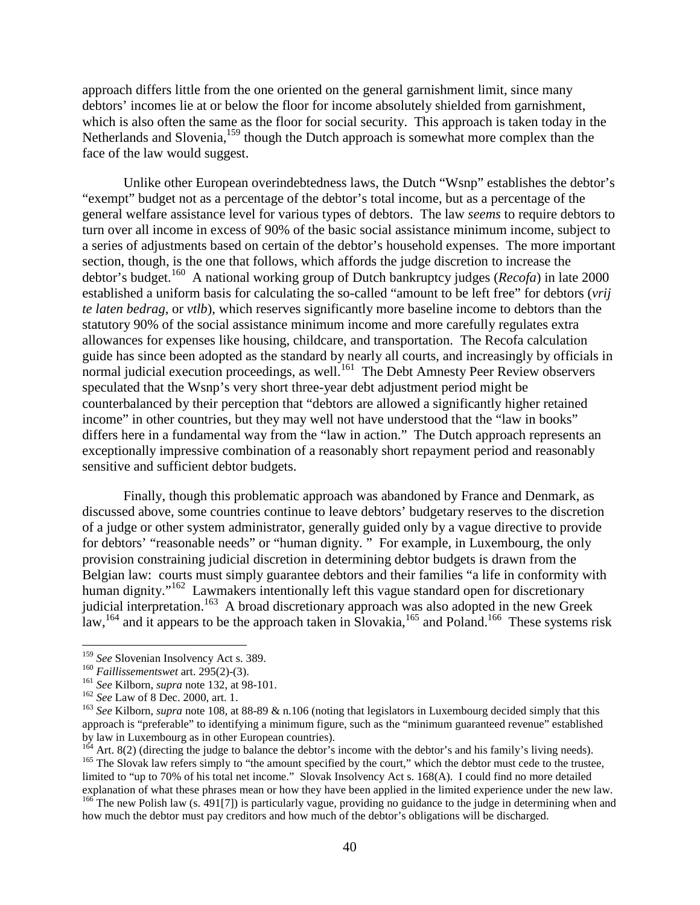approach differs little from the one oriented on the general garnishment limit, since many debtors' incomes lie at or below the floor for income absolutely shielded from garnishment, which is also often the same as the floor for social security. This approach is taken today in the Netherlands and Slovenia,[159] though the Dutch approach is somewhat more complex than the face of the law would suggest.

Unlike other European overindebtedness laws, the Dutch "Wsnp" establishes the debtor's "exempt" budget not as a percentage of the debtor's total income, but as a percentage of the general welfare assistance level for various types of debtors. The law *seems* to require debtors to turn over all income in excess of 90% of the basic social assistance minimum income, subject to a series of adjustments based on certain of the debtor's household expenses. The more important section, though, is the one that follows, which affords the judge discretion to increase the debtor's budget.[160] A national working group of Dutch bankruptcy judges (*Recofa*) in late 2000 established a uniform basis for calculating the so-called "amount to be left free" for debtors (*vrij te laten bedrag*, or *vtlb*), which reserves significantly more baseline income to debtors than the statutory 90% of the social assistance minimum income and more carefully regulates extra allowances for expenses like housing, childcare, and transportation. The Recofa calculation guide has since been adopted as the standard by nearly all courts, and increasingly by officials in normal judicial execution proceedings, as well.[161] The Debt Amnesty Peer Review observers speculated that the Wsnp's very short three-year debt adjustment period might be counterbalanced by their perception that "debtors are allowed a significantly higher retained income" in other countries, but they may well not have understood that the "law in books" differs here in a fundamental way from the "law in action." The Dutch approach represents an exceptionally impressive combination of a reasonably short repayment period and reasonably sensitive and sufficient debtor budgets.

Finally, though this problematic approach was abandoned by France and Denmark, as discussed above, some countries continue to leave debtors' budgetary reserves to the discretion of a judge or other system administrator, generally guided only by a vague directive to provide for debtors' "reasonable needs" or "human dignity. " For example, in Luxembourg, the only provision constraining judicial discretion in determining debtor budgets is drawn from the Belgian law: courts must simply guarantee debtors and their families "a life in conformity with human dignity."[162] Lawmakers intentionally left this vague standard open for discretionary judicial interpretation.[163] A broad discretionary approach was also adopted in the new Greek law,[164] and it appears to be the approach taken in Slovakia,[165] and Poland.[166] These systems risk

---

[159] *See* Slovenian Insolvency Act s. 389.

[160] *Faillissementswet* art. 295(2)-(3).

[161] *See* Kilborn, *supra* note 132, at 98-101.

[162] *See* Law of 8 Dec. 2000, art. 1.

[163] *See* Kilborn, *supra* note 108, at 88-89 & n.106 (noting that legislators in Luxembourg decided simply that this approach is "preferable" to identifying a minimum figure, such as the "minimum guaranteed revenue" established by law in Luxembourg as in other European countries).

[164] Art. 8(2) (directing the judge to balance the debtor's income with the debtor's and his family's living needs).

[165] The Slovak law refers simply to "the amount specified by the court," which the debtor must cede to the trustee, limited to "up to 70% of his total net income." Slovak Insolvency Act s. 168(A). I could find no more detailed explanation of what these phrases mean or how they have been applied in the limited experience under the new law.

[166] The new Polish law (s. 491[7]) is particularly vague, providing no guidance to the judge in determining when and how much the debtor must pay creditors and how much of the debtor's obligations will be discharged.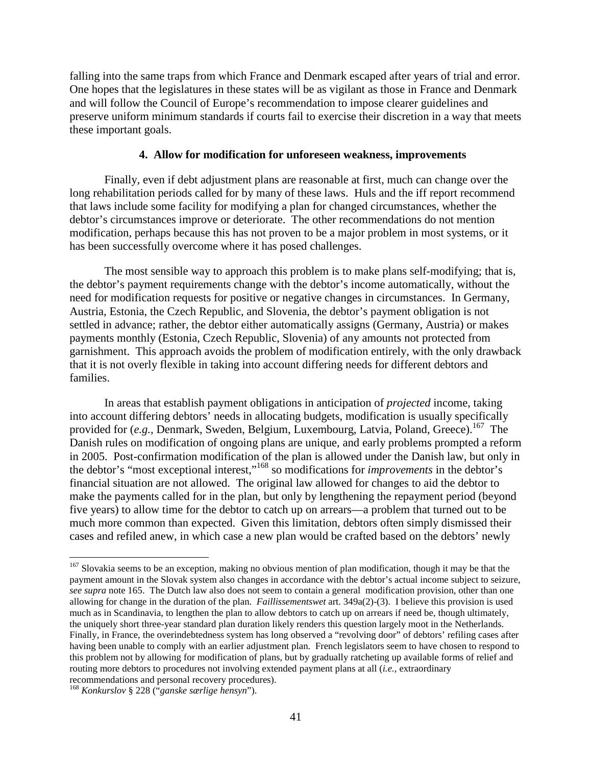falling into the same traps from which France and Denmark escaped after years of trial and error. One hopes that the legislatures in these states will be as vigilant as those in France and Denmark and will follow the Council of Europe's recommendation to impose clearer guidelines and preserve uniform minimum standards if courts fail to exercise their discretion in a way that meets these important goals.

#### 4. Allow for modification for unforeseen weakness, improvements

Finally, even if debt adjustment plans are reasonable at first, much can change over the long rehabilitation periods called for by many of these laws. Huls and the iff report recommend that laws include some facility for modifying a plan for changed circumstances, whether the debtor's circumstances improve or deteriorate. The other recommendations do not mention modification, perhaps because this has not proven to be a major problem in most systems, or it has been successfully overcome where it has posed challenges.

The most sensible way to approach this problem is to make plans self-modifying; that is, the debtor's payment requirements change with the debtor's income automatically, without the need for modification requests for positive or negative changes in circumstances. In Germany, Austria, Estonia, the Czech Republic, and Slovenia, the debtor's payment obligation is not settled in advance; rather, the debtor either automatically assigns (Germany, Austria) or makes payments monthly (Estonia, Czech Republic, Slovenia) of any amounts not protected from garnishment. This approach avoids the problem of modification entirely, with the only drawback that it is not overly flexible in taking into account differing needs for different debtors and families.

In areas that establish payment obligations in anticipation of *projected* income, taking into account differing debtors' needs in allocating budgets, modification is usually specifically provided for (*e.g.*, Denmark, Sweden, Belgium, Luxembourg, Latvia, Poland, Greece).[167] The Danish rules on modification of ongoing plans are unique, and early problems prompted a reform in 2005. Post-confirmation modification of the plan is allowed under the Danish law, but only in the debtor's "most exceptional interest,"[168] so modifications for *improvements* in the debtor's financial situation are not allowed. The original law allowed for changes to aid the debtor to make the payments called for in the plan, but only by lengthening the repayment period (beyond five years) to allow time for the debtor to catch up on arrears—a problem that turned out to be much more common than expected. Given this limitation, debtors often simply dismissed their cases and refiled anew, in which case a new plan would be crafted based on the debtors' newly

---

[167] Slovakia seems to be an exception, making no obvious mention of plan modification, though it may be that the payment amount in the Slovak system also changes in accordance with the debtor's actual income subject to seizure, *see supra* note 165. The Dutch law also does not seem to contain a general modification provision, other than one allowing for change in the duration of the plan. *Faillissementswet* art. 349a(2)-(3). I believe this provision is used much as in Scandinavia, to lengthen the plan to allow debtors to catch up on arrears if need be, though ultimately, the uniquely short three-year standard plan duration likely renders this question largely moot in the Netherlands. Finally, in France, the overindebtedness system has long observed a "revolving door" of debtors' refiling cases after having been unable to comply with an earlier adjustment plan. French legislators seem to have chosen to respond to this problem not by allowing for modification of plans, but by gradually ratcheting up available forms of relief and routing more debtors to procedures not involving extended payment plans at all (*i.e.*, extraordinary recommendations and personal recovery procedures).

[168] *Konkurslov* § 228 ("*ganske særlige hensyn*").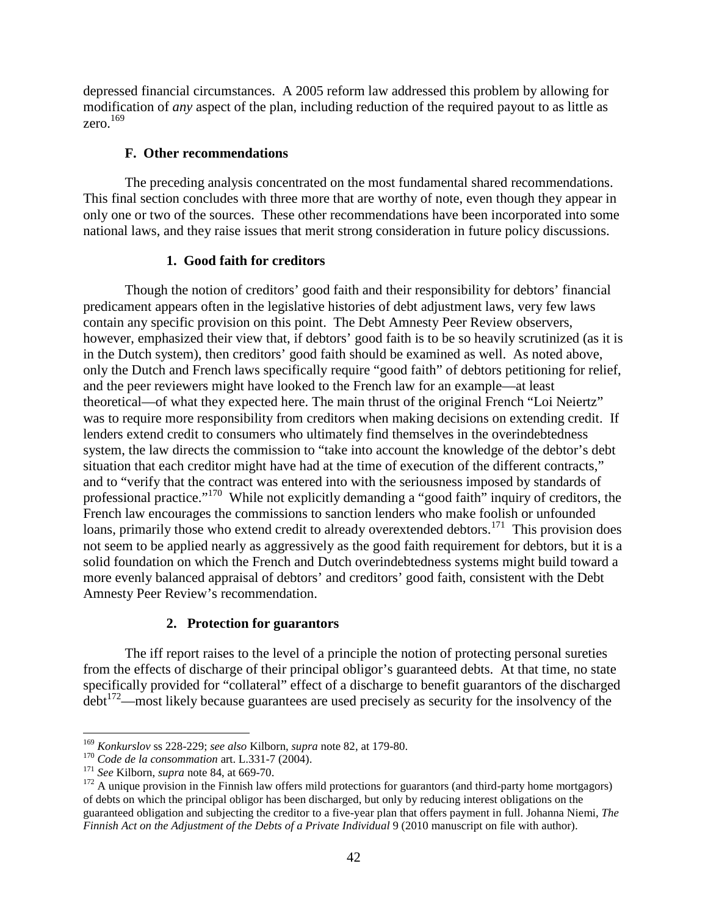depressed financial circumstances. A 2005 reform law addressed this problem by allowing for modification of *any* aspect of the plan, including reduction of the required payout to as little as zero.[169]

### F. Other recommendations

The preceding analysis concentrated on the most fundamental shared recommendations. This final section concludes with three more that are worthy of note, even though they appear in only one or two of the sources. These other recommendations have been incorporated into some national laws, and they raise issues that merit strong consideration in future policy discussions.

#### 1. Good faith for creditors

Though the notion of creditors' good faith and their responsibility for debtors' financial predicament appears often in the legislative histories of debt adjustment laws, very few laws contain any specific provision on this point. The Debt Amnesty Peer Review observers, however, emphasized their view that, if debtors' good faith is to be so heavily scrutinized (as it is in the Dutch system), then creditors' good faith should be examined as well. As noted above, only the Dutch and French laws specifically require "good faith" of debtors petitioning for relief, and the peer reviewers might have looked to the French law for an example—at least theoretical—of what they expected here. The main thrust of the original French "Loi Neiertz" was to require more responsibility from creditors when making decisions on extending credit. If lenders extend credit to consumers who ultimately find themselves in the overindebtedness system, the law directs the commission to "take into account the knowledge of the debtor's debt situation that each creditor might have had at the time of execution of the different contracts," and to "verify that the contract was entered into with the seriousness imposed by standards of professional practice."[170] While not explicitly demanding a "good faith" inquiry of creditors, the French law encourages the commissions to sanction lenders who make foolish or unfounded loans, primarily those who extend credit to already overextended debtors.[171] This provision does not seem to be applied nearly as aggressively as the good faith requirement for debtors, but it is a solid foundation on which the French and Dutch overindebtedness systems might build toward a more evenly balanced appraisal of debtors' and creditors' good faith, consistent with the Debt Amnesty Peer Review's recommendation.

#### 2. Protection for guarantors

The iff report raises to the level of a principle the notion of protecting personal sureties from the effects of discharge of their principal obligor's guaranteed debts. At that time, no state specifically provided for "collateral" effect of a discharge to benefit guarantors of the discharged debt[172]—most likely because guarantees are used precisely as security for the insolvency of the

---

[169] *Konkurslov* ss 228-229; *see also* Kilborn, *supra* note 82, at 179-80.

[170] *Code de la consommation* art. L.331-7 (2004).

[171] *See* Kilborn, *supra* note 84, at 669-70.

[172] A unique provision in the Finnish law offers mild protections for guarantors (and third-party home mortgagors) of debts on which the principal obligor has been discharged, but only by reducing interest obligations on the guaranteed obligation and subjecting the creditor to a five-year plan that offers payment in full. Johanna Niemi, *The Finnish Act on the Adjustment of the Debts of a Private Individual* 9 (2010 manuscript on file with author).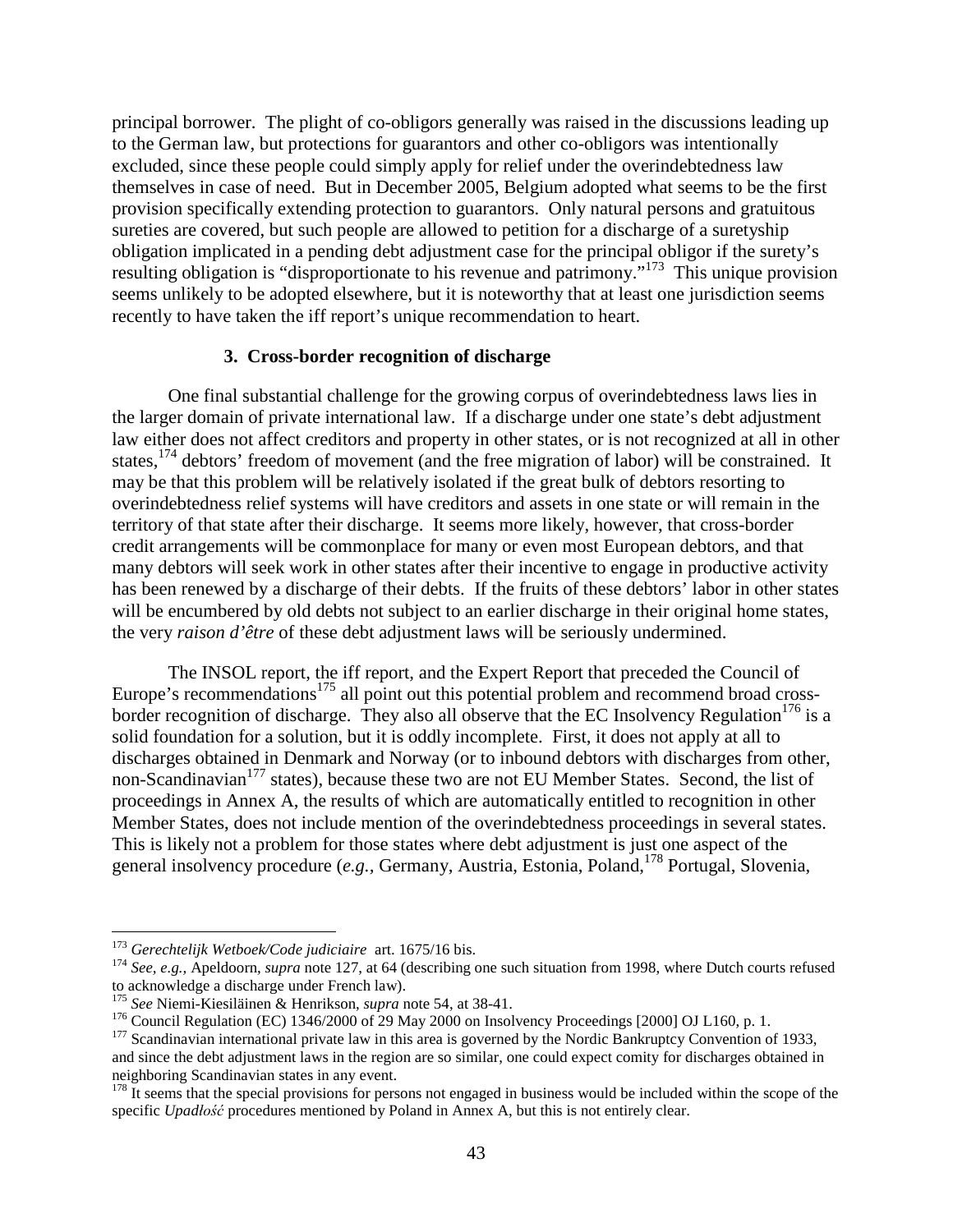principal borrower. The plight of co-obligors generally was raised in the discussions leading up to the German law, but protections for guarantors and other co-obligors was intentionally excluded, since these people could simply apply for relief under the overindebtedness law themselves in case of need. But in December 2005, Belgium adopted what seems to be the first provision specifically extending protection to guarantors. Only natural persons and gratuitous sureties are covered, but such people are allowed to petition for a discharge of a suretyship obligation implicated in a pending debt adjustment case for the principal obligor if the surety's resulting obligation is "disproportionate to his revenue and patrimony."[173] This unique provision seems unlikely to be adopted elsewhere, but it is noteworthy that at least one jurisdiction seems recently to have taken the iff report's unique recommendation to heart.

### 3. Cross-border recognition of discharge

One final substantial challenge for the growing corpus of overindebtedness laws lies in the larger domain of private international law. If a discharge under one state's debt adjustment law either does not affect creditors and property in other states, or is not recognized at all in other states,[174] debtors' freedom of movement (and the free migration of labor) will be constrained. It may be that this problem will be relatively isolated if the great bulk of debtors resorting to overindebtedness relief systems will have creditors and assets in one state or will remain in the territory of that state after their discharge. It seems more likely, however, that cross-border credit arrangements will be commonplace for many or even most European debtors, and that many debtors will seek work in other states after their incentive to engage in productive activity has been renewed by a discharge of their debts. If the fruits of these debtors' labor in other states will be encumbered by old debts not subject to an earlier discharge in their original home states, the very *raison d'être* of these debt adjustment laws will be seriously undermined.

The INSOL report, the iff report, and the Expert Report that preceded the Council of Europe's recommendations[175] all point out this potential problem and recommend broad cross-border recognition of discharge. They also all observe that the EC Insolvency Regulation[176] is a solid foundation for a solution, but it is oddly incomplete. First, it does not apply at all to discharges obtained in Denmark and Norway (or to inbound debtors with discharges from other, non-Scandinavian[177] states), because these two are not EU Member States. Second, the list of proceedings in Annex A, the results of which are automatically entitled to recognition in other Member States, does not include mention of the overindebtedness proceedings in several states. This is likely not a problem for those states where debt adjustment is just one aspect of the general insolvency procedure (*e.g.*, Germany, Austria, Estonia, Poland,[178] Portugal, Slovenia,

---

[173] *Gerechtelijk Wetboek/Code judiciaire* art. 1675/16 bis.

[174] *See, e.g.,* Apeldoorn, *supra* note 127, at 64 (describing one such situation from 1998, where Dutch courts refused to acknowledge a discharge under French law).

[175] *See* Niemi-Kiesiläinen & Henrikson, *supra* note 54, at 38-41.

[176] Council Regulation (EC) 1346/2000 of 29 May 2000 on Insolvency Proceedings [2000] OJ L160, p. 1.

[177] Scandinavian international private law in this area is governed by the Nordic Bankruptcy Convention of 1933, and since the debt adjustment laws in the region are so similar, one could expect comity for discharges obtained in neighboring Scandinavian states in any event.

[178] It seems that the special provisions for persons not engaged in business would be included within the scope of the specific *Upadłość* procedures mentioned by Poland in Annex A, but this is not entirely clear.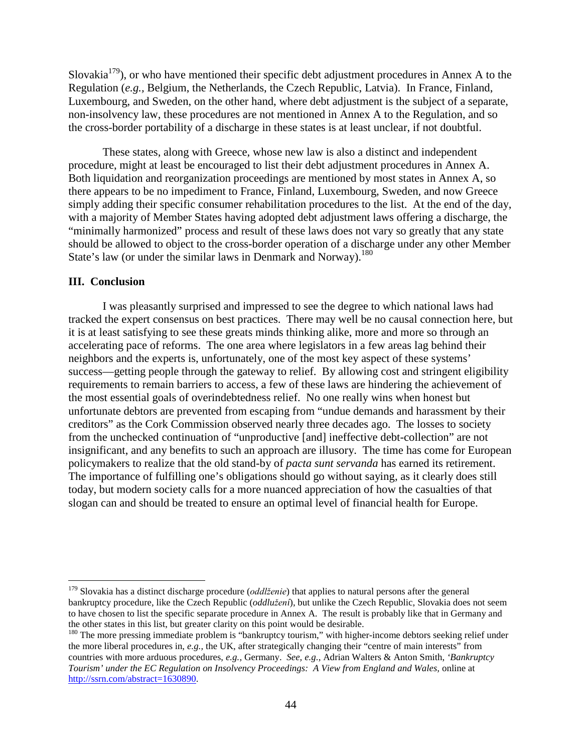Slovakia[179]), or who have mentioned their specific debt adjustment procedures in Annex A to the Regulation (*e.g.*, Belgium, the Netherlands, the Czech Republic, Latvia). In France, Finland, Luxembourg, and Sweden, on the other hand, where debt adjustment is the subject of a separate, non-insolvency law, these procedures are not mentioned in Annex A to the Regulation, and so the cross-border portability of a discharge in these states is at least unclear, if not doubtful.

These states, along with Greece, whose new law is also a distinct and independent procedure, might at least be encouraged to list their debt adjustment procedures in Annex A. Both liquidation and reorganization proceedings are mentioned by most states in Annex A, so there appears to be no impediment to France, Finland, Luxembourg, Sweden, and now Greece simply adding their specific consumer rehabilitation procedures to the list. At the end of the day, with a majority of Member States having adopted debt adjustment laws offering a discharge, the "minimally harmonized" process and result of these laws does not vary so greatly that any state should be allowed to object to the cross-border operation of a discharge under any other Member State's law (or under the similar laws in Denmark and Norway).[180]

## III. Conclusion

I was pleasantly surprised and impressed to see the degree to which national laws had tracked the expert consensus on best practices. There may well be no causal connection here, but it is at least satisfying to see these greats minds thinking alike, more and more so through an accelerating pace of reforms. The one area where legislators in a few areas lag behind their neighbors and the experts is, unfortunately, one of the most key aspect of these systems' success—getting people through the gateway to relief. By allowing cost and stringent eligibility requirements to remain barriers to access, a few of these laws are hindering the achievement of the most essential goals of overindebtedness relief. No one really wins when honest but unfortunate debtors are prevented from escaping from "undue demands and harassment by their creditors" as the Cork Commission observed nearly three decades ago. The losses to society from the unchecked continuation of "unproductive [and] ineffective debt-collection" are not insignificant, and any benefits to such an approach are illusory. The time has come for European policymakers to realize that the old stand-by of *pacta sunt servanda* has earned its retirement. The importance of fulfilling one's obligations should go without saying, as it clearly does still today, but modern society calls for a more nuanced appreciation of how the casualties of that slogan can and should be treated to ensure an optimal level of financial health for Europe.

---

[179] Slovakia has a distinct discharge procedure (*oddlženie*) that applies to natural persons after the general bankruptcy procedure, like the Czech Republic (*oddlužení*), but unlike the Czech Republic, Slovakia does not seem to have chosen to list the specific separate procedure in Annex A. The result is probably like that in Germany and the other states in this list, but greater clarity on this point would be desirable.

[180] The more pressing immediate problem is "bankruptcy tourism," with higher-income debtors seeking relief under the more liberal procedures in, *e.g.*, the UK, after strategically changing their "centre of main interests" from countries with more arduous procedures, *e.g.*, Germany. *See, e.g.*, Adrian Walters & Anton Smith, *'Bankruptcy Tourism' under the EC Regulation on Insolvency Proceedings: A View from England and Wales*, online at http://ssrn.com/abstract=1630890.